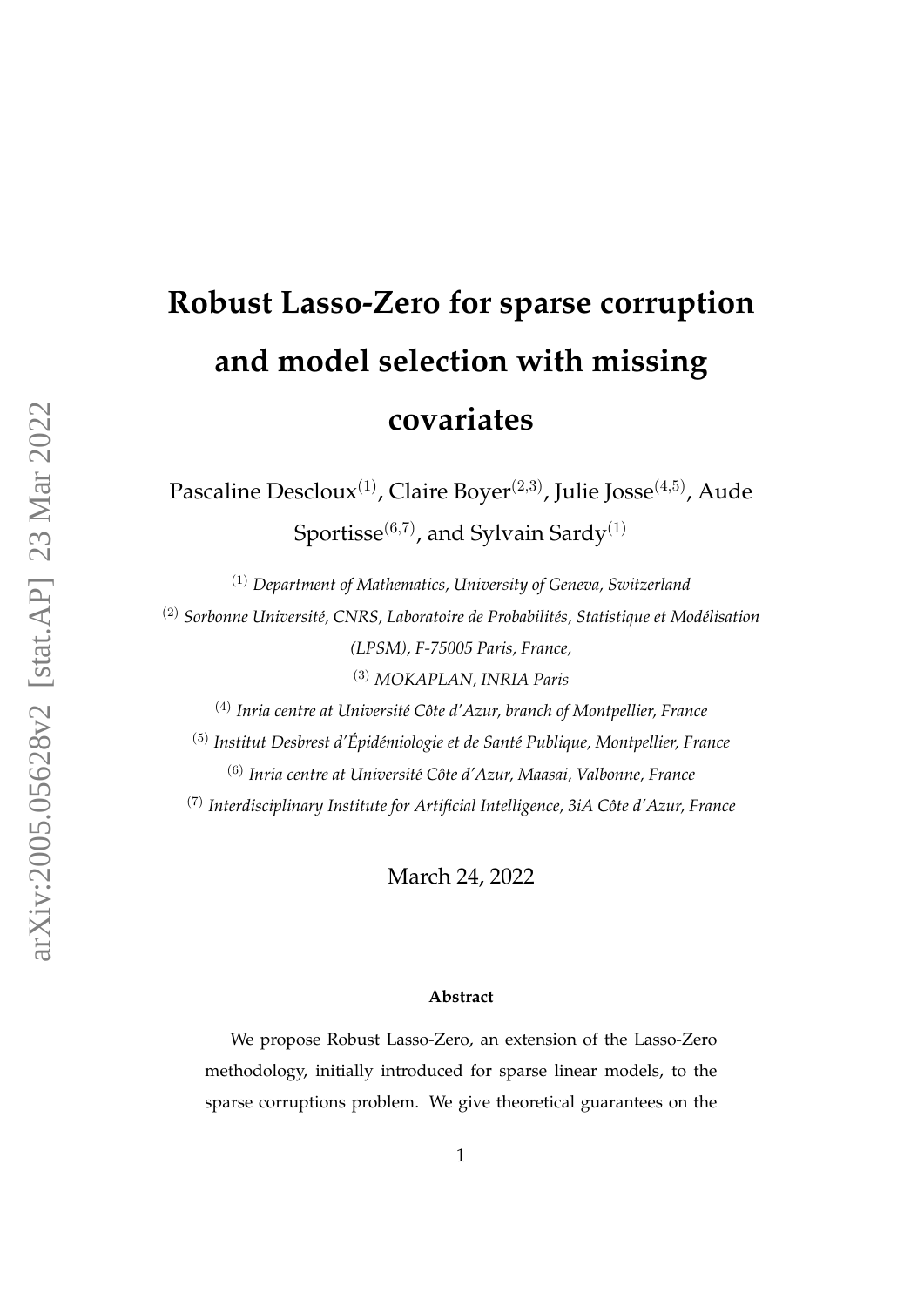# Robust Lasso-Zero for sparse corruption and model selection with missing covariates

Pascaline Descloux[(1)], Claire Boyer[(2,3)], Julie Josse[(4,5)], Aude Sportisse[(6,7)], and Sylvain Sardy[(1)]

[(1)] *Department of Mathematics, University of Geneva, Switzerland*

[(2)] *Sorbonne Université, CNRS, Laboratoire de Probabilités, Statistique et Modélisation (LPSM), F-75005 Paris, France,*

[(3)] *MOKAPLAN, INRIA Paris*

[(4)] *Inria centre at Université Côte d'Azur, branch of Montpellier, France*

[(5)] *Institut Desbrest d'Épidémiologie et de Santé Publique, Montpellier, France*

[(6)] *Inria centre at Université Côte d'Azur, Maasai, Valbonne, France*

[(7)] *Interdisciplinary Institute for Artificial Intelligence, 3iA Côte d'Azur, France*

March 24, 2022

**Abstract**

We propose Robust Lasso-Zero, an extension of the Lasso-Zero methodology, initially introduced for sparse linear models, to the sparse corruptions problem. We give theoretical guarantees on the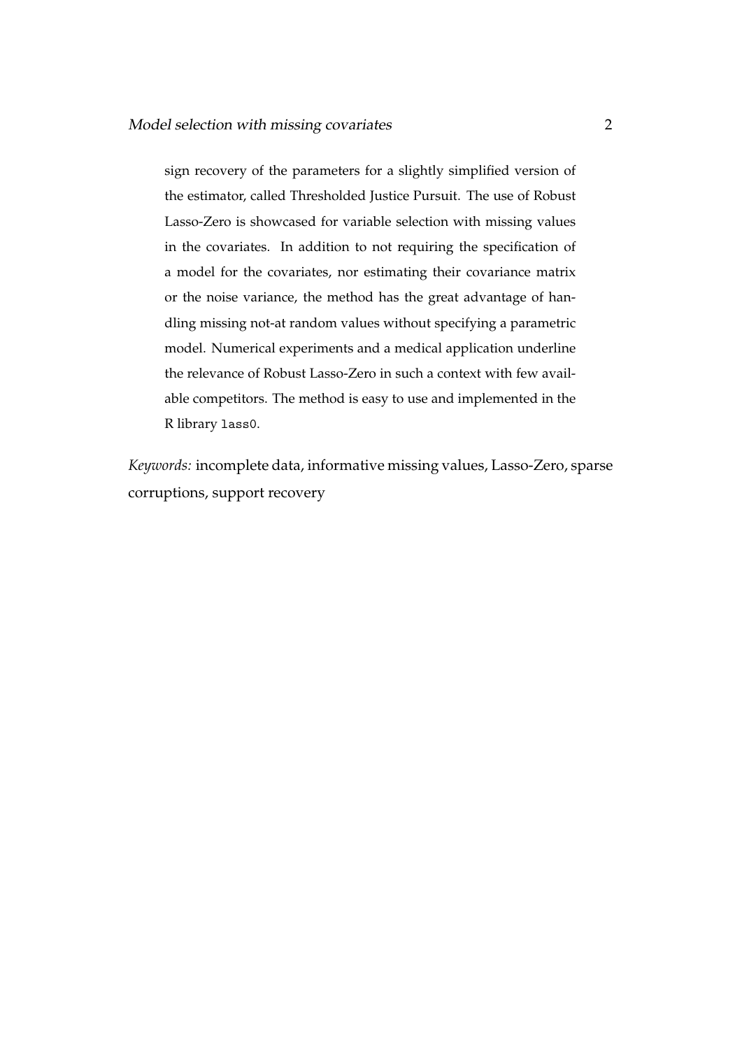sign recovery of the parameters for a slightly simplified version of the estimator, called Thresholded Justice Pursuit. The use of Robust Lasso-Zero is showcased for variable selection with missing values in the covariates. In addition to not requiring the specification of a model for the covariates, nor estimating their covariance matrix or the noise variance, the method has the great advantage of handling missing not-at random values without specifying a parametric model. Numerical experiments and a medical application underline the relevance of Robust Lasso-Zero in such a context with few available competitors. The method is easy to use and implemented in the R library `lass0`.

*Keywords:* incomplete data, informative missing values, Lasso-Zero, sparse corruptions, support recovery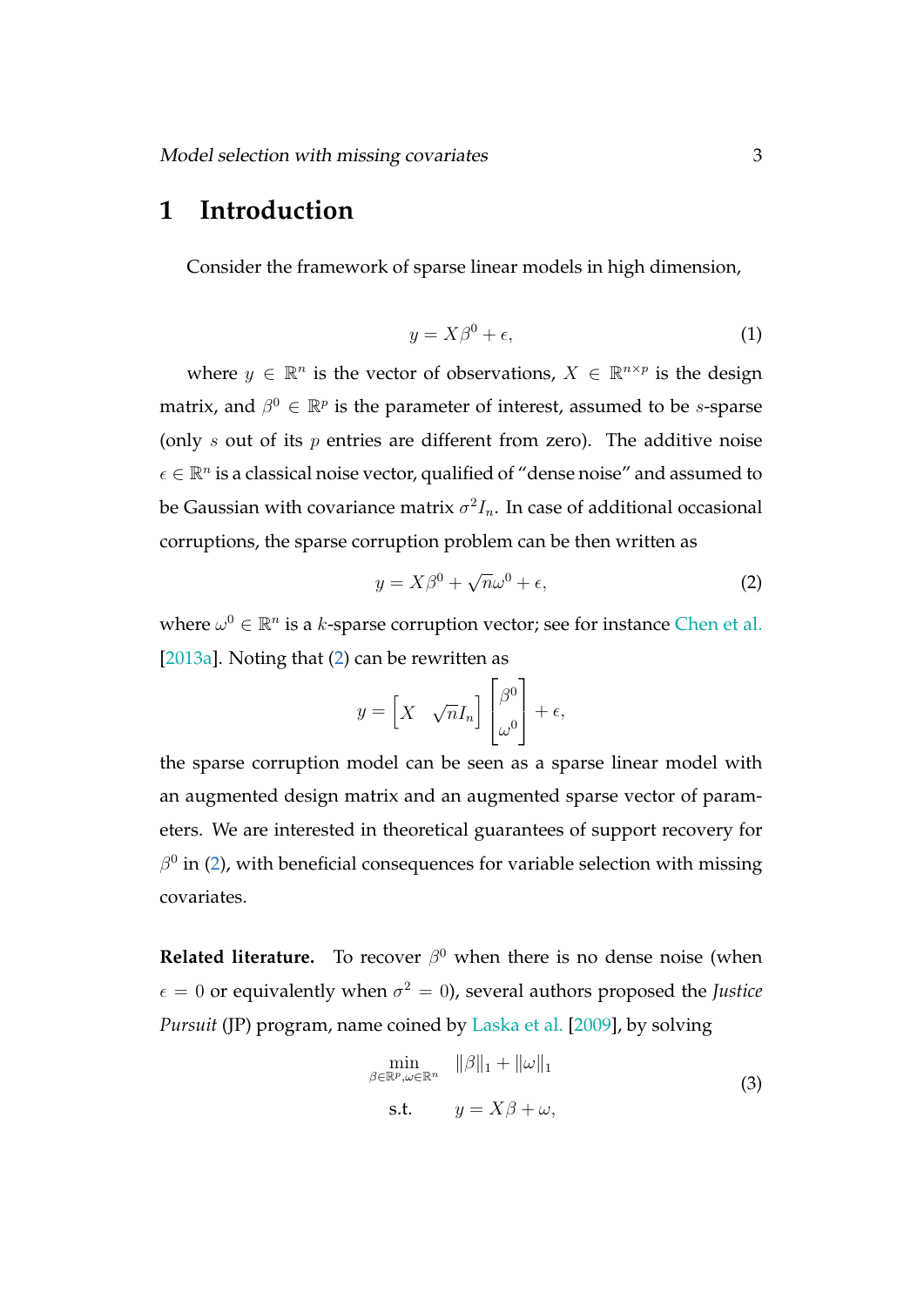# 1 Introduction

Consider the framework of sparse linear models in high dimension,

$$y = X\beta^0 + \epsilon, \tag{1}$$

where $y \in \mathbb{R}^n$ is the vector of observations, $X \in \mathbb{R}^{n\times p}$ is the design matrix, and $\beta^0 \in \mathbb{R}^p$ is the parameter of interest, assumed to be $s$-sparse (only $s$ out of its $p$ entries are different from zero). The additive noise $\epsilon \in \mathbb{R}^n$ is a classical noise vector, qualified of "dense noise" and assumed to be Gaussian with covariance matrix $\sigma^2 I_n$. In case of additional occasional corruptions, the sparse corruption problem can be then written as

$$y = X\beta^0 + \sqrt{n}\omega^0 + \epsilon, \tag{2}$$

where $\omega^0 \in \mathbb{R}^n$ is a $k$-sparse corruption vector; see for instance Chen et al. [2013a]. Noting that (2) can be rewritten as

$$y = \begin{bmatrix} X & \sqrt{n}I_n \end{bmatrix} \begin{bmatrix} \beta^0 \\ \omega^0 \end{bmatrix} + \epsilon,$$

the sparse corruption model can be seen as a sparse linear model with an augmented design matrix and an augmented sparse vector of parameters. We are interested in theoretical guarantees of support recovery for $\beta^0$ in (2), with beneficial consequences for variable selection with missing covariates.

**Related literature.** To recover $\beta^0$ when there is no dense noise (when $\epsilon = 0$ or equivalently when $\sigma^2 = 0$), several authors proposed the *Justice Pursuit* (JP) program, name coined by Laska et al. [2009], by solving

$$\begin{aligned} \min_{\beta\in\mathbb{R}^p,\omega\in\mathbb{R}^n} \quad & \|\beta\|_1 + \|\omega\|_1 \\ \text{s.t.} \quad & y = X\beta + \omega, \end{aligned} \tag{3}$$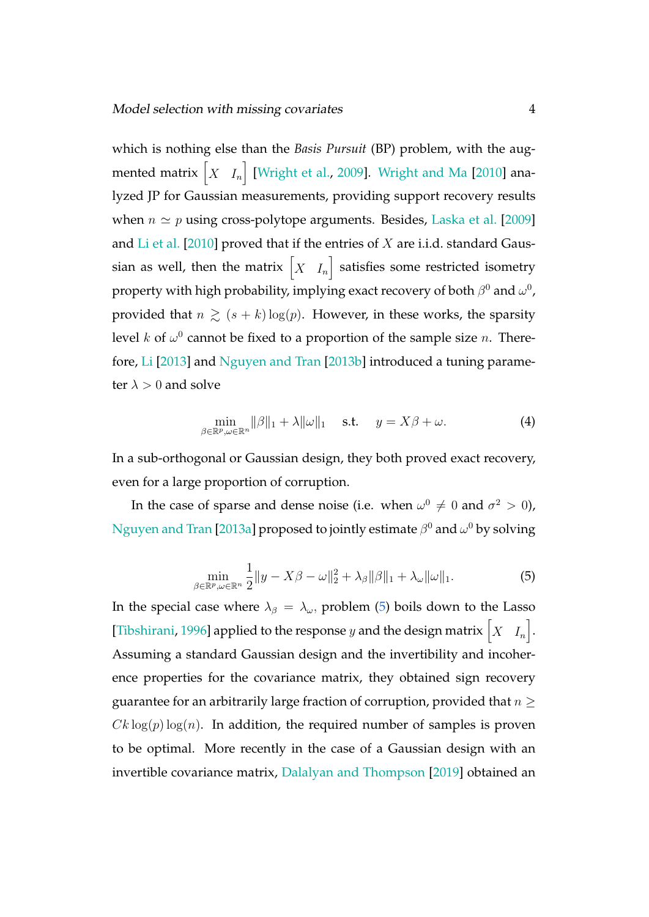which is nothing else than the *Basis Pursuit* (BP) problem, with the augmented matrix $\begin{bmatrix} X & I_n \end{bmatrix}$ [Wright et al., 2009]. Wright and Ma [2010] analyzed JP for Gaussian measurements, providing support recovery results when $n \simeq p$ using cross-polytope arguments. Besides, Laska et al. [2009] and Li et al. [2010] proved that if the entries of $X$ are i.i.d. standard Gaussian as well, then the matrix $\begin{bmatrix} X & I_n \end{bmatrix}$ satisfies some restricted isometry property with high probability, implying exact recovery of both $\beta^0$ and $\omega^0$, provided that $n \gtrsim (s+k)\log(p)$. However, in these works, the sparsity level $k$ of $\omega^0$ cannot be fixed to a proportion of the sample size $n$. Therefore, Li [2013] and Nguyen and Tran [2013b] introduced a tuning parameter $\lambda > 0$ and solve

$$\min_{\beta \in \mathbb{R}^p, \omega \in \mathbb{R}^n} \|\beta\|_1 + \lambda \|\omega\|_1 \quad \text{s.t.} \quad y = X\beta + \omega. \tag{4}$$

In a sub-orthogonal or Gaussian design, they both proved exact recovery, even for a large proportion of corruption.

In the case of sparse and dense noise (i.e. when $\omega^0 \neq 0$ and $\sigma^2 > 0$), Nguyen and Tran [2013a] proposed to jointly estimate $\beta^0$ and $\omega^0$ by solving

$$\min_{\beta \in \mathbb{R}^p, \omega \in \mathbb{R}^n} \frac{1}{2}\|y - X\beta - \omega\|_2^2 + \lambda_\beta \|\beta\|_1 + \lambda_\omega \|\omega\|_1. \tag{5}$$

In the special case where $\lambda_\beta = \lambda_\omega$, problem (5) boils down to the Lasso [Tibshirani, 1996] applied to the response $y$ and the design matrix $\begin{bmatrix} X & I_n \end{bmatrix}$. Assuming a standard Gaussian design and the invertibility and incoherence properties for the covariance matrix, they obtained sign recovery guarantee for an arbitrarily large fraction of corruption, provided that $n \geq Ck\log(p)\log(n)$. In addition, the required number of samples is proven to be optimal. More recently in the case of a Gaussian design with an invertible covariance matrix, Dalalyan and Thompson [2019] obtained an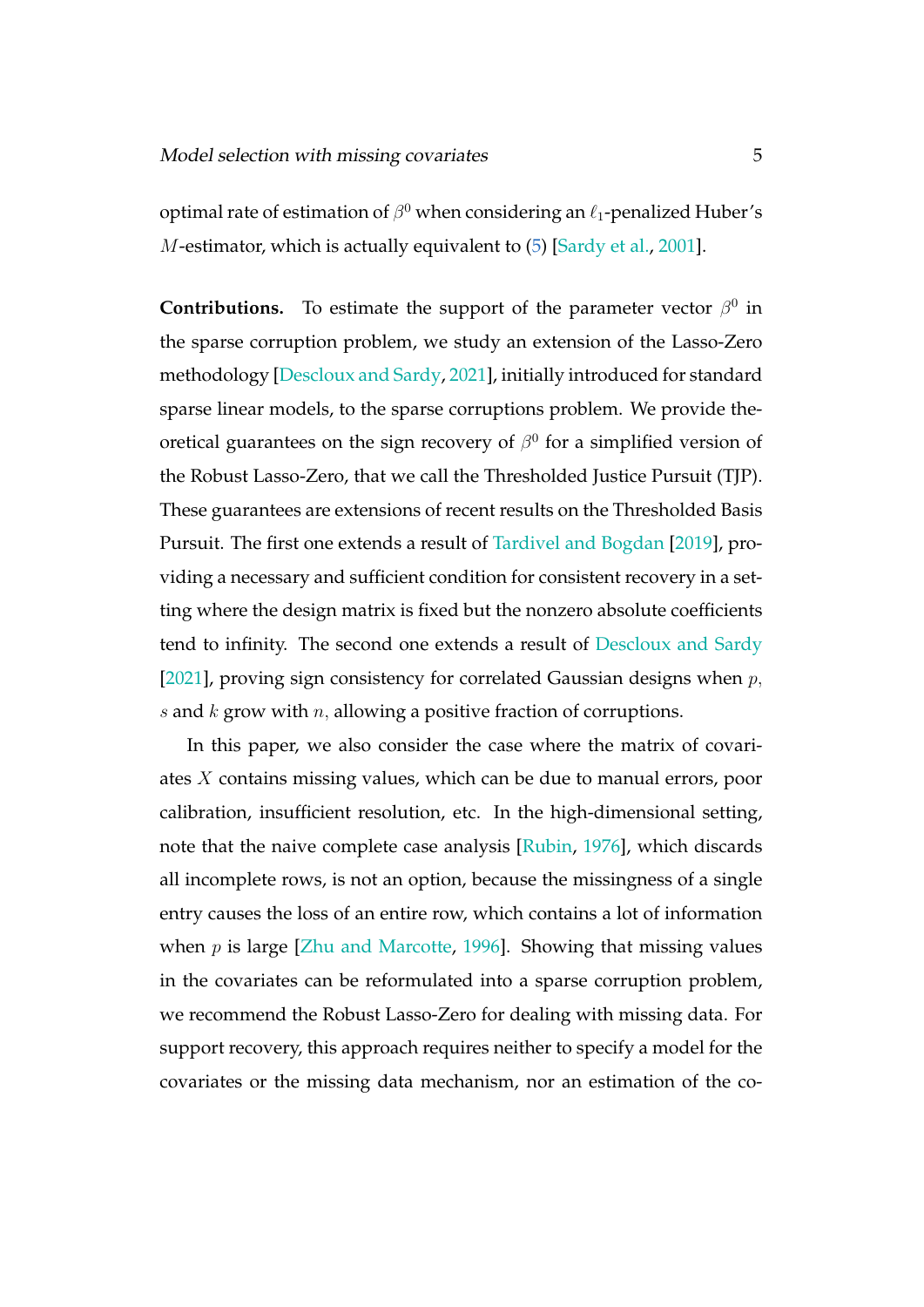optimal rate of estimation of $\beta^0$ when considering an $\ell_1$-penalized Huber's $M$-estimator, which is actually equivalent to (5) [Sardy et al., 2001].

**Contributions.** To estimate the support of the parameter vector $\beta^0$ in the sparse corruption problem, we study an extension of the Lasso-Zero methodology [Descloux and Sardy, 2021], initially introduced for standard sparse linear models, to the sparse corruptions problem. We provide theoretical guarantees on the sign recovery of $\beta^0$ for a simplified version of the Robust Lasso-Zero, that we call the Thresholded Justice Pursuit (TJP). These guarantees are extensions of recent results on the Thresholded Basis Pursuit. The first one extends a result of Tardivel and Bogdan [2019], providing a necessary and sufficient condition for consistent recovery in a setting where the design matrix is fixed but the nonzero absolute coefficients tend to infinity. The second one extends a result of Descloux and Sardy [2021], proving sign consistency for correlated Gaussian designs when $p$, $s$ and $k$ grow with $n$, allowing a positive fraction of corruptions.

In this paper, we also consider the case where the matrix of covariates $X$ contains missing values, which can be due to manual errors, poor calibration, insufficient resolution, etc. In the high-dimensional setting, note that the naive complete case analysis [Rubin, 1976], which discards all incomplete rows, is not an option, because the missingness of a single entry causes the loss of an entire row, which contains a lot of information when $p$ is large [Zhu and Marcotte, 1996]. Showing that missing values in the covariates can be reformulated into a sparse corruption problem, we recommend the Robust Lasso-Zero for dealing with missing data. For support recovery, this approach requires neither to specify a model for the covariates or the missing data mechanism, nor an estimation of the co-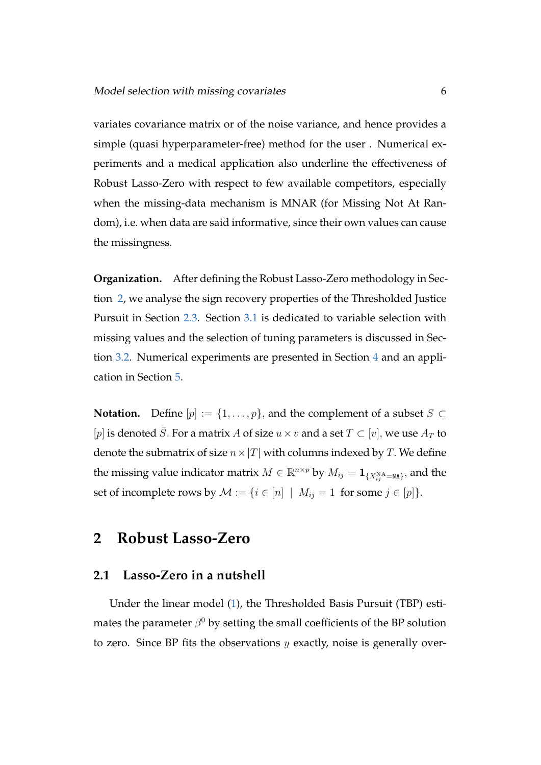variates covariance matrix or of the noise variance, and hence provides a simple (quasi hyperparameter-free) method for the user . Numerical experiments and a medical application also underline the effectiveness of Robust Lasso-Zero with respect to few available competitors, especially when the missing-data mechanism is MNAR (for Missing Not At Random), i.e. when data are said informative, since their own values can cause the missingness.

**Organization.** After defining the Robust Lasso-Zero methodology in Section 2, we analyse the sign recovery properties of the Thresholded Justice Pursuit in Section 2.3. Section 3.1 is dedicated to variable selection with missing values and the selection of tuning parameters is discussed in Section 3.2. Numerical experiments are presented in Section 4 and an application in Section 5.

**Notation.** Define $[p] := \{1, \ldots, p\}$, and the complement of a subset $S \subset [p]$ is denoted $\bar{S}$. For a matrix $A$ of size $u \times v$ and a set $T \subset [v]$, we use $A_T$ to denote the submatrix of size $n \times |T|$ with columns indexed by $T$. We define the missing value indicator matrix $M \in \mathbb{R}^{n \times p}$ by $M_{ij} = \mathbf{1}_{\{X_{ij}^{\mathrm{NA}} = \mathtt{NA}\}}$, and the set of incomplete rows by $\mathcal{M} := \{i \in [n] \mid M_{ij} = 1 \text{ for some } j \in [p]\}$.

## 2 Robust Lasso-Zero

### 2.1 Lasso-Zero in a nutshell

Under the linear model (1), the Thresholded Basis Pursuit (TBP) estimates the parameter $\beta^0$ by setting the small coefficients of the BP solution to zero. Since BP fits the observations $y$ exactly, noise is generally over-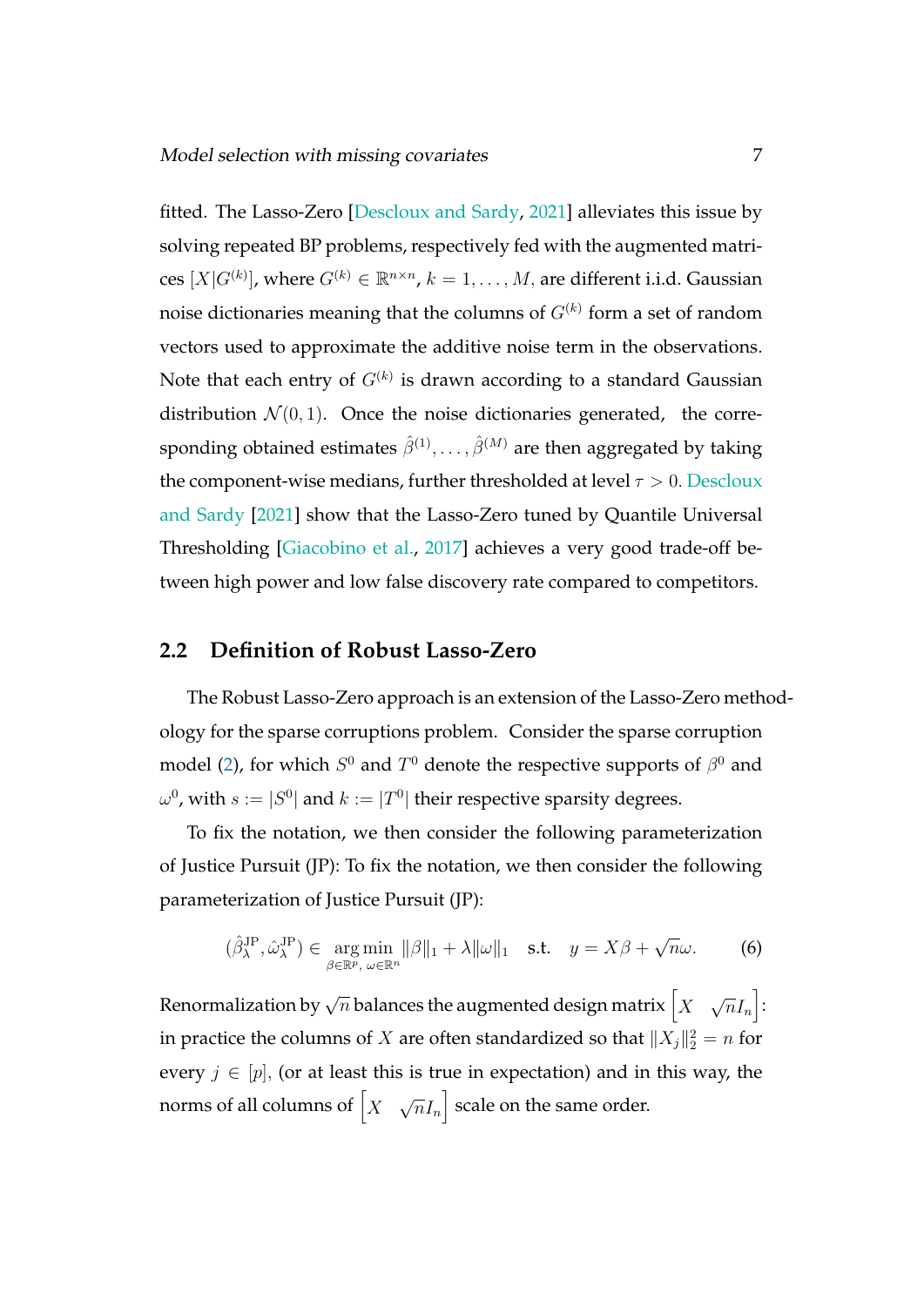fitted. The Lasso-Zero [Descloux and Sardy, 2021] alleviates this issue by solving repeated BP problems, respectively fed with the augmented matrices $[X|G^{(k)}]$, where $G^{(k)} \in \mathbb{R}^{n\times n}$, $k = 1, \ldots, M$, are different i.i.d. Gaussian noise dictionaries meaning that the columns of $G^{(k)}$ form a set of random vectors used to approximate the additive noise term in the observations. Note that each entry of $G^{(k)}$ is drawn according to a standard Gaussian distribution $\mathcal{N}(0, 1)$. Once the noise dictionaries generated, the corresponding obtained estimates $\hat{\beta}^{(1)}, \ldots, \hat{\beta}^{(M)}$ are then aggregated by taking the component-wise medians, further thresholded at level $\tau > 0$. Descloux and Sardy [2021] show that the Lasso-Zero tuned by Quantile Universal Thresholding [Giacobino et al., 2017] achieves a very good trade-off between high power and low false discovery rate compared to competitors.

## 2.2 Definition of Robust Lasso-Zero

The Robust Lasso-Zero approach is an extension of the Lasso-Zero methodology for the sparse corruptions problem. Consider the sparse corruption model (2), for which $S^0$ and $T^0$ denote the respective supports of $\beta^0$ and $\omega^0$, with $s := |S^0|$ and $k := |T^0|$ their respective sparsity degrees.

To fix the notation, we then consider the following parameterization of Justice Pursuit (JP): To fix the notation, we then consider the following parameterization of Justice Pursuit (JP):

$$(\hat{\beta}_\lambda^{\text{JP}}, \hat{\omega}_\lambda^{\text{JP}}) \in \underset{\beta\in\mathbb{R}^p,\ \omega\in\mathbb{R}^n}{\arg\min} \|\beta\|_1 + \lambda\|\omega\|_1 \quad \text{s.t.} \quad y = X\beta + \sqrt{n}\omega. \tag{6}$$

Renormalization by $\sqrt{n}$ balances the augmented design matrix $\begin{bmatrix} X & \sqrt{n}I_n \end{bmatrix}$: in practice the columns of $X$ are often standardized so that $\|X_j\|_2^2 = n$ for every $j \in [p]$, (or at least this is true in expectation) and in this way, the norms of all columns of $\begin{bmatrix} X & \sqrt{n}I_n \end{bmatrix}$ scale on the same order.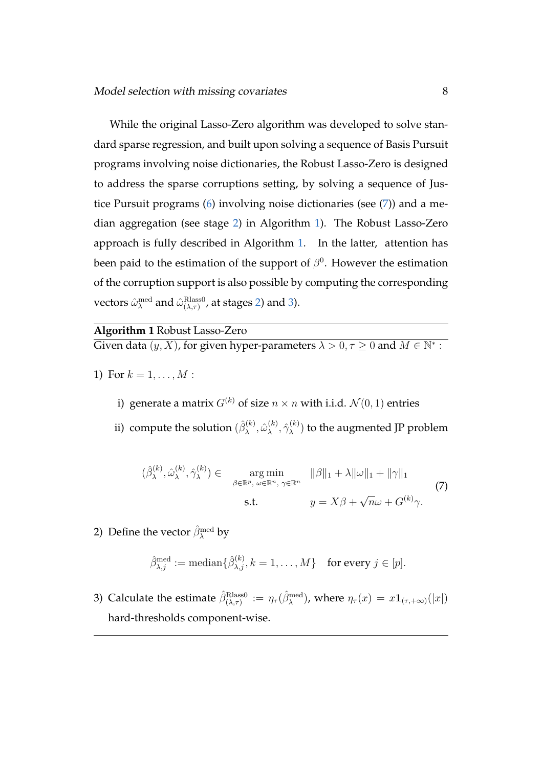While the original Lasso-Zero algorithm was developed to solve standard sparse regression, and built upon solving a sequence of Basis Pursuit programs involving noise dictionaries, the Robust Lasso-Zero is designed to address the sparse corruptions setting, by solving a sequence of Justice Pursuit programs (6) involving noise dictionaries (see (7)) and a median aggregation (see stage 2) in Algorithm 1). The Robust Lasso-Zero approach is fully described in Algorithm 1. In the latter, attention has been paid to the estimation of the support of $\beta^0$. However the estimation of the corruption support is also possible by computing the corresponding vectors $\hat{\omega}_\lambda^{\text{med}}$ and $\hat{\omega}_{(\lambda,\tau)}^{\text{Rlass0}}$, at stages 2) and 3).

**Algorithm 1** Robust Lasso-Zero

Given data $(y, X)$, for given hyper-parameters $\lambda > 0, \tau \geq 0$ and $M \in \mathbb{N}^*$ :

1) For $k = 1, \ldots, M$ :

   i) generate a matrix $G^{(k)}$ of size $n \times n$ with i.i.d. $\mathcal{N}(0, 1)$ entries

   ii) compute the solution $(\hat{\beta}_\lambda^{(k)}, \hat{\omega}_\lambda^{(k)}, \hat{\gamma}_\lambda^{(k)})$ to the augmented JP problem

$$
\begin{aligned}
(\hat{\beta}_\lambda^{(k)}, \hat{\omega}_\lambda^{(k)}, \hat{\gamma}_\lambda^{(k)}) \in \quad & \underset{\beta \in \mathbb{R}^p,\, \omega \in \mathbb{R}^n,\, \gamma \in \mathbb{R}^n}{\arg\min} && \|\beta\|_1 + \lambda \|\omega\|_1 + \|\gamma\|_1 \\
& \text{s.t.} && y = X\beta + \sqrt{n}\omega + G^{(k)}\gamma.
\end{aligned}
\tag{7}
$$

2) Define the vector $\hat{\beta}_\lambda^{\text{med}}$ by

$$
\hat{\beta}_{\lambda,j}^{\text{med}} := \text{median}\{\hat{\beta}_{\lambda,j}^{(k)}, k = 1, \ldots, M\} \quad \text{for every } j \in [p].
$$

3) Calculate the estimate $\hat{\beta}_{(\lambda,\tau)}^{\text{Rlass0}} := \eta_\tau(\hat{\beta}_\lambda^{\text{med}})$, where $\eta_\tau(x) = x\mathbf{1}_{(\tau,+\infty)}(|x|)$ hard-thresholds component-wise.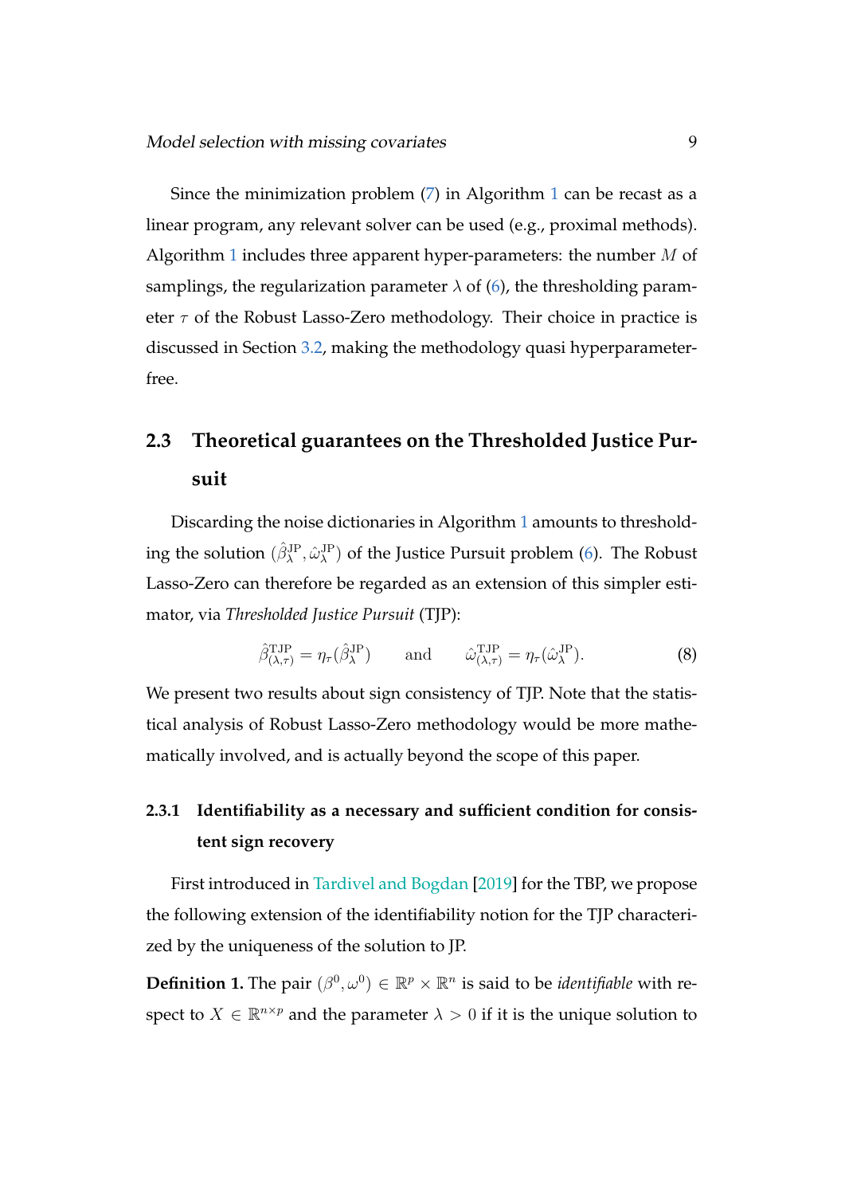Since the minimization problem (7) in Algorithm 1 can be recast as a linear program, any relevant solver can be used (e.g., proximal methods). Algorithm 1 includes three apparent hyper-parameters: the number $M$ of samplings, the regularization parameter $\lambda$ of (6), the thresholding parameter $\tau$ of the Robust Lasso-Zero methodology. Their choice in practice is discussed in Section 3.2, making the methodology quasi hyperparameter-free.

## 2.3 Theoretical guarantees on the Thresholded Justice Pursuit

Discarding the noise dictionaries in Algorithm 1 amounts to thresholding the solution $(\hat{\beta}^{\text{JP}}_{\lambda}, \hat{\omega}^{\text{JP}}_{\lambda})$ of the Justice Pursuit problem (6). The Robust Lasso-Zero can therefore be regarded as an extension of this simpler estimator, via *Thresholded Justice Pursuit* (TJP):

$$\hat{\beta}^{\text{TJP}}_{(\lambda,\tau)} = \eta_{\tau}(\hat{\beta}^{\text{JP}}_{\lambda}) \qquad \text{and} \qquad \hat{\omega}^{\text{TJP}}_{(\lambda,\tau)} = \eta_{\tau}(\hat{\omega}^{\text{JP}}_{\lambda}). \tag{8}$$

We present two results about sign consistency of TJP. Note that the statistical analysis of Robust Lasso-Zero methodology would be more mathematically involved, and is actually beyond the scope of this paper.

### 2.3.1 Identifiability as a necessary and sufficient condition for consistent sign recovery

First introduced in Tardivel and Bogdan [2019] for the TBP, we propose the following extension of the identifiability notion for the TJP characterized by the uniqueness of the solution to JP.

**Definition 1.** The pair $(\beta^0, \omega^0) \in \mathbb{R}^p \times \mathbb{R}^n$ is said to be *identifiable* with respect to $X \in \mathbb{R}^{n \times p}$ and the parameter $\lambda > 0$ if it is the unique solution to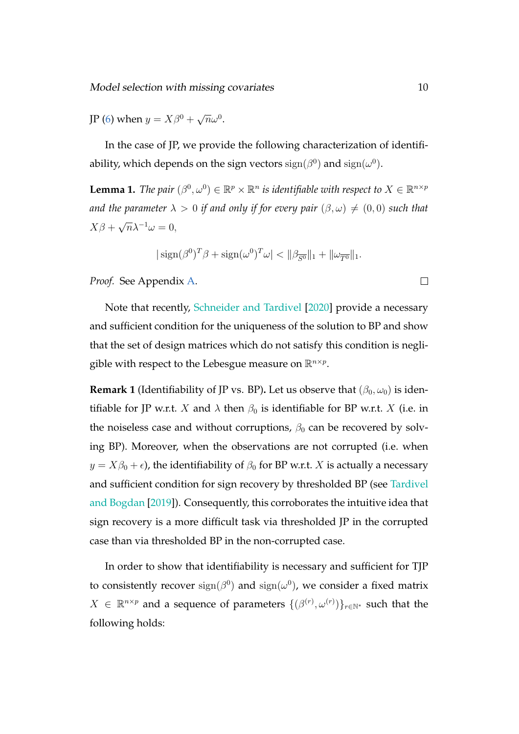JP (6) when $y = X\beta^0 + \sqrt{n}\omega^0$.

In the case of JP, we provide the following characterization of identifiability, which depends on the sign vectors $\mathrm{sign}(\beta^0)$ and $\mathrm{sign}(\omega^0)$.

**Lemma 1.** *The pair $(\beta^0, \omega^0) \in \mathbb{R}^p \times \mathbb{R}^n$ is identifiable with respect to $X \in \mathbb{R}^{n\times p}$ and the parameter $\lambda > 0$ if and only if for every pair $(\beta, \omega) \neq (0, 0)$ such that $X\beta + \sqrt{n}\lambda^{-1}\omega = 0$,*

$$|\,\mathrm{sign}(\beta^0)^T\beta + \mathrm{sign}(\omega^0)^T\omega| < \|\beta_{\overline{S^0}}\|_1 + \|\omega_{\overline{T^0}}\|_1.$$

*Proof.* See Appendix A. □

Note that recently, Schneider and Tardivel [2020] provide a necessary and sufficient condition for the uniqueness of the solution to BP and show that the set of design matrices which do not satisfy this condition is negligible with respect to the Lebesgue measure on $\mathbb{R}^{n\times p}$.

**Remark 1** (Identifiability of JP vs. BP)**.** Let us observe that $(\beta_0, \omega_0)$ is identifiable for JP w.r.t. $X$ and $\lambda$ then $\beta_0$ is identifiable for BP w.r.t. $X$ (i.e. in the noiseless case and without corruptions, $\beta_0$ can be recovered by solving BP). Moreover, when the observations are not corrupted (i.e. when $y = X\beta_0 + \epsilon$), the identifiability of $\beta_0$ for BP w.r.t. $X$ is actually a necessary and sufficient condition for sign recovery by thresholded BP (see Tardivel and Bogdan [2019]). Consequently, this corroborates the intuitive idea that sign recovery is a more difficult task via thresholded JP in the corrupted case than via thresholded BP in the non-corrupted case.

In order to show that identifiability is necessary and sufficient for TJP to consistently recover $\mathrm{sign}(\beta^0)$ and $\mathrm{sign}(\omega^0)$, we consider a fixed matrix $X \in \mathbb{R}^{n\times p}$ and a sequence of parameters $\{(\beta^{(r)}, \omega^{(r)})\}_{r\in\mathbb{N}^*}$ such that the following holds: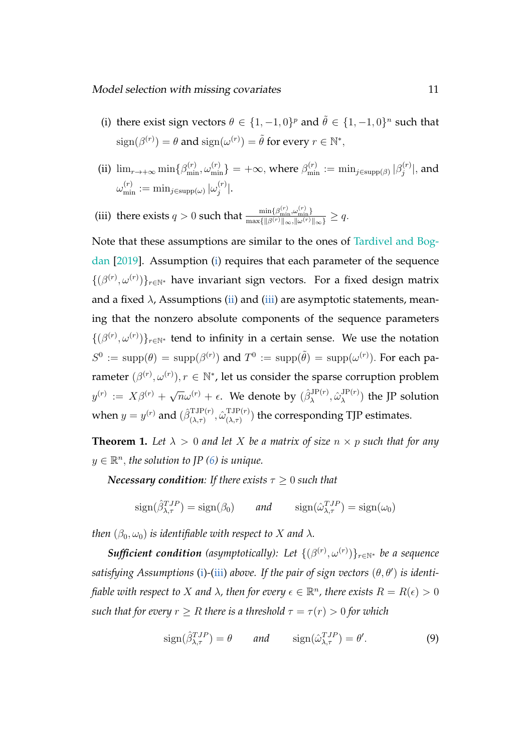(i) there exist sign vectors $\theta \in \{1, -1, 0\}^p$ and $\tilde{\theta} \in \{1, -1, 0\}^n$ such that $\text{sign}(\beta^{(r)}) = \theta$ and $\text{sign}(\omega^{(r)}) = \tilde{\theta}$ for every $r \in \mathbb{N}^*$,

(ii) $\lim_{r \to +\infty} \min\{\beta^{(r)}_{\min}, \omega^{(r)}_{\min}\} = +\infty$, where $\beta^{(r)}_{\min} := \min_{j \in \text{supp}(\beta)} |\beta^{(r)}_j|$, and $\omega^{(r)}_{\min} := \min_{j \in \text{supp}(\omega)} |\omega^{(r)}_j|$.

(iii) there exists $q > 0$ such that $\frac{\min\{\beta^{(r)}_{\min}, \omega^{(r)}_{\min}\}}{\max\{\|\beta^{(r)}\|_\infty, \|\omega^{(r)}\|_\infty\}} \geq q$.

Note that these assumptions are similar to the ones of Tardivel and Bogdan [2019]. Assumption (i) requires that each parameter of the sequence $\{(\beta^{(r)}, \omega^{(r)})\}_{r \in \mathbb{N}^*}$ have invariant sign vectors. For a fixed design matrix and a fixed $\lambda$, Assumptions (ii) and (iii) are asymptotic statements, meaning that the nonzero absolute components of the sequence parameters $\{(\beta^{(r)}, \omega^{(r)})\}_{r \in \mathbb{N}^*}$ tend to infinity in a certain sense. We use the notation $S^0 := \text{supp}(\theta) = \text{supp}(\beta^{(r)})$ and $T^0 := \text{supp}(\tilde{\theta}) = \text{supp}(\omega^{(r)})$. For each parameter $(\beta^{(r)}, \omega^{(r)}), r \in \mathbb{N}^*$, let us consider the sparse corruption problem $y^{(r)} := X\beta^{(r)} + \sqrt{n}\omega^{(r)} + \epsilon$. We denote by $(\hat{\beta}^{\text{JP}(r)}_\lambda, \hat{\omega}^{\text{JP}(r)}_\lambda)$ the JP solution when $y = y^{(r)}$ and $(\hat{\beta}^{\text{TJP}(r)}_{(\lambda,\tau)}, \hat{\omega}^{\text{TJP}(r)}_{(\lambda,\tau)})$ the corresponding TJP estimates.

**Theorem 1.** *Let $\lambda > 0$ and let $X$ be a matrix of size $n \times p$ such that for any $y \in \mathbb{R}^n$, the solution to JP (6) is unique.*

***Necessary condition**: If there exists $\tau \geq 0$ such that*

$$\text{sign}(\hat{\beta}^{TJP}_{\lambda,\tau}) = \text{sign}(\beta_0) \qquad \textit{and} \qquad \text{sign}(\hat{\omega}^{TJP}_{\lambda,\tau}) = \text{sign}(\omega_0)$$

*then $(\beta_0, \omega_0)$ is identifiable with respect to $X$ and $\lambda$.*

***Sufficient condition** (asymptotically): Let $\{(\beta^{(r)}, \omega^{(r)})\}_{r \in \mathbb{N}^*}$ be a sequence satisfying Assumptions (i)-(iii) above. If the pair of sign vectors $(\theta, \theta')$ is identifiable with respect to $X$ and $\lambda$, then for every $\epsilon \in \mathbb{R}^n$, there exists $R = R(\epsilon) > 0$ such that for every $r \geq R$ there is a threshold $\tau = \tau(r) > 0$ for which*

$$\text{sign}(\hat{\beta}^{TJP}_{\lambda,\tau}) = \theta \qquad \textit{and} \qquad \text{sign}(\hat{\omega}^{TJP}_{\lambda,\tau}) = \theta'. \tag{9}$$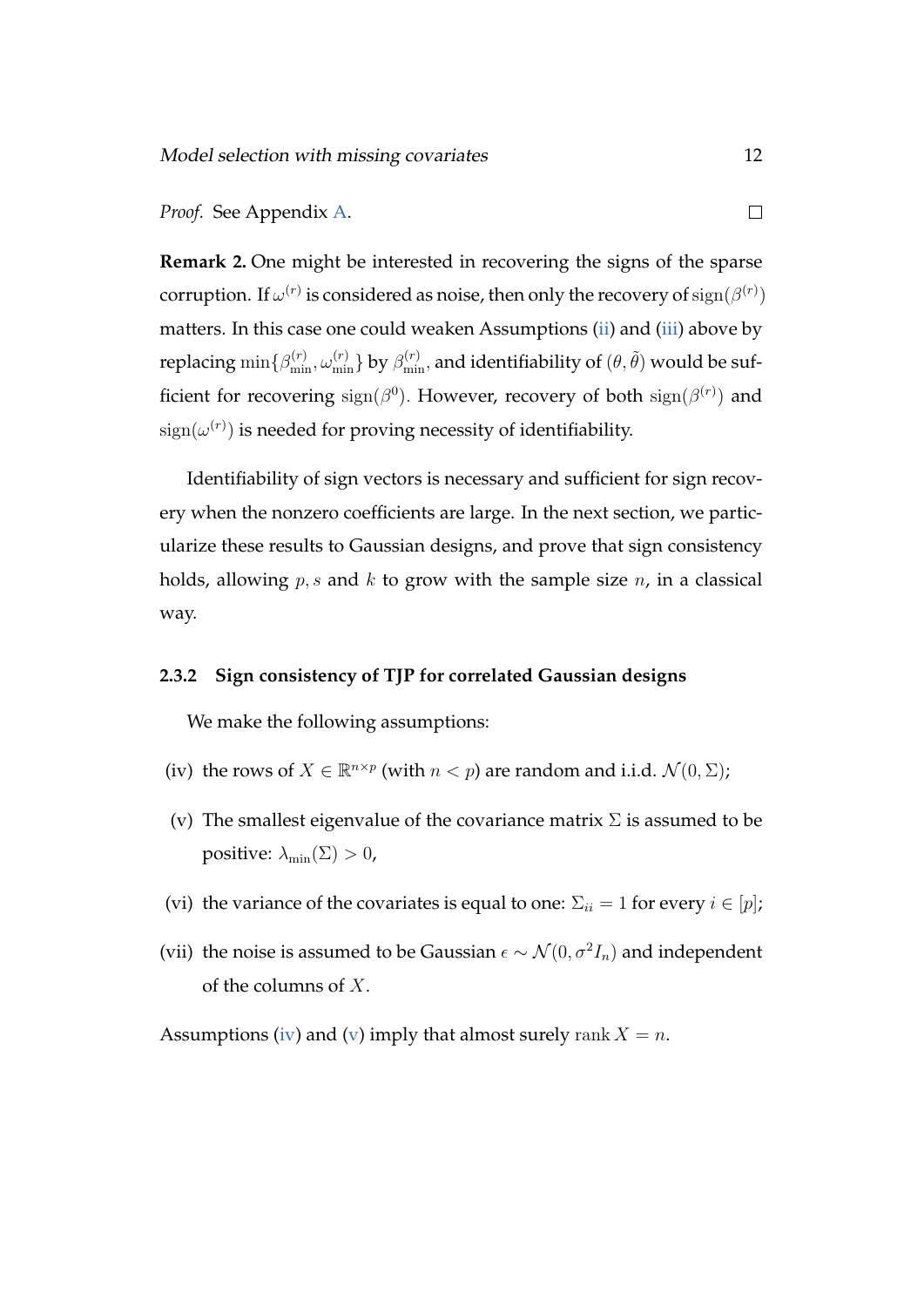*Proof.* See Appendix A. ∎

**Remark 2.** One might be interested in recovering the signs of the sparse corruption. If $\omega^{(r)}$ is considered as noise, then only the recovery of $\operatorname{sign}(\beta^{(r)})$ matters. In this case one could weaken Assumptions (ii) and (iii) above by replacing $\min\{\beta^{(r)}_{\min}, \omega^{(r)}_{\min}\}$ by $\beta^{(r)}_{\min}$, and identifiability of $(\theta, \tilde{\theta})$ would be sufficient for recovering $\operatorname{sign}(\beta^0)$. However, recovery of both $\operatorname{sign}(\beta^{(r)})$ and $\operatorname{sign}(\omega^{(r)})$ is needed for proving necessity of identifiability.

Identifiability of sign vectors is necessary and sufficient for sign recovery when the nonzero coefficients are large. In the next section, we particularize these results to Gaussian designs, and prove that sign consistency holds, allowing $p, s$ and $k$ to grow with the sample size $n$, in a classical way.

### 2.3.2 Sign consistency of TJP for correlated Gaussian designs

We make the following assumptions:

(iv) the rows of $X \in \mathbb{R}^{n\times p}$ (with $n < p$) are random and i.i.d. $\mathcal{N}(0, \Sigma)$;

(v) The smallest eigenvalue of the covariance matrix $\Sigma$ is assumed to be positive: $\lambda_{\min}(\Sigma) > 0$,

(vi) the variance of the covariates is equal to one: $\Sigma_{ii} = 1$ for every $i \in [p]$;

(vii) the noise is assumed to be Gaussian $\epsilon \sim \mathcal{N}(0, \sigma^2 I_n)$ and independent of the columns of $X$.

Assumptions (iv) and (v) imply that almost surely $\operatorname{rank} X = n$.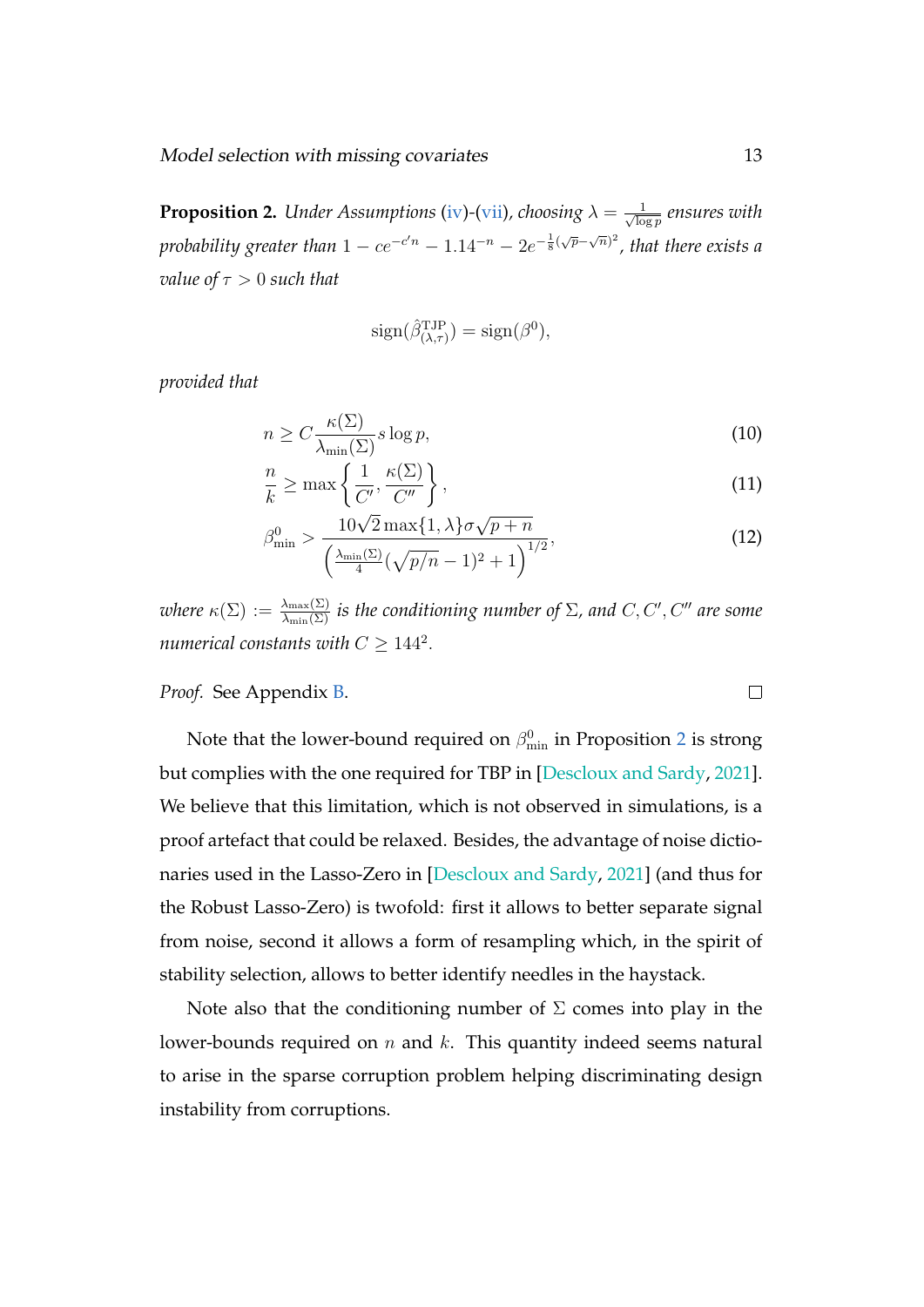**Proposition 2.** *Under Assumptions (iv)-(vii), choosing $\lambda = \frac{1}{\sqrt{\log p}}$ ensures with probability greater than $1 - ce^{-c'n} - 1.14^{-n} - 2e^{-\frac{1}{8}(\sqrt{p}-\sqrt{n})^2}$, that there exists a value of $\tau > 0$ such that*

$$\operatorname{sign}(\hat{\beta}^{\mathrm{TJP}}_{(\lambda,\tau)}) = \operatorname{sign}(\beta^0),$$

*provided that*

$$n \geq C \frac{\kappa(\Sigma)}{\lambda_{\min}(\Sigma)} s \log p, \tag{10}$$

$$\frac{n}{k} \geq \max\left\{ \frac{1}{C'}, \frac{\kappa(\Sigma)}{C''} \right\}, \tag{11}$$

$$\beta^0_{\min} > \frac{10\sqrt{2}\max\{1,\lambda\}\sigma\sqrt{p+n}}{\left(\frac{\lambda_{\min}(\Sigma)}{4}(\sqrt{p/n}-1)^2+1\right)^{1/2}}, \tag{12}$$

*where $\kappa(\Sigma) := \frac{\lambda_{\max}(\Sigma)}{\lambda_{\min}(\Sigma)}$ is the conditioning number of $\Sigma$, and $C, C', C''$ are some numerical constants with $C \geq 144^2$.*

*Proof.* See Appendix B. □

Note that the lower-bound required on $\beta^0_{\min}$ in Proposition 2 is strong but complies with the one required for TBP in [Descloux and Sardy, 2021]. We believe that this limitation, which is not observed in simulations, is a proof artefact that could be relaxed. Besides, the advantage of noise dictionaries used in the Lasso-Zero in [Descloux and Sardy, 2021] (and thus for the Robust Lasso-Zero) is twofold: first it allows to better separate signal from noise, second it allows a form of resampling which, in the spirit of stability selection, allows to better identify needles in the haystack.

Note also that the conditioning number of $\Sigma$ comes into play in the lower-bounds required on $n$ and $k$. This quantity indeed seems natural to arise in the sparse corruption problem helping discriminating design instability from corruptions.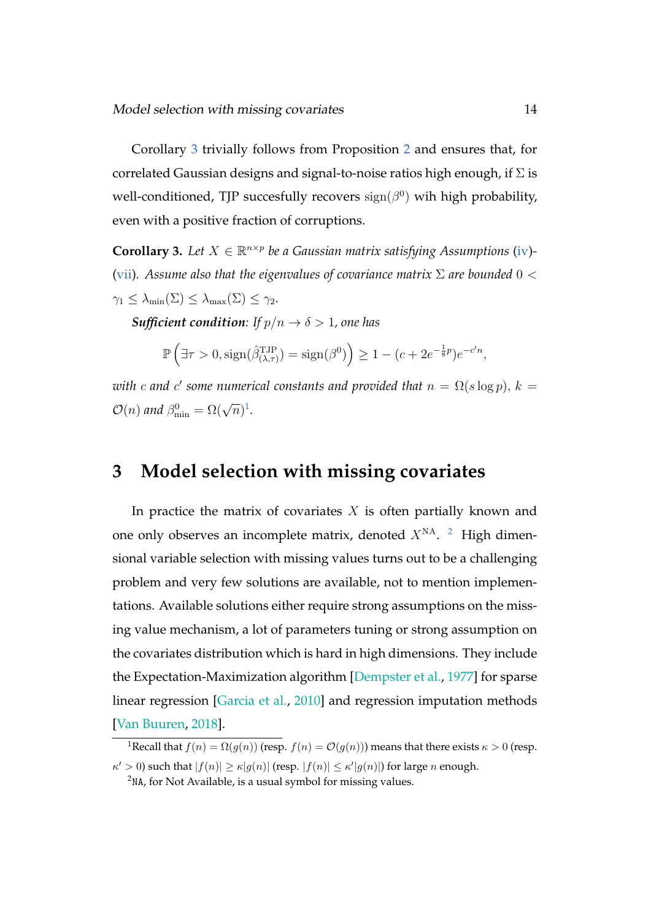Corollary 3 trivially follows from Proposition 2 and ensures that, for correlated Gaussian designs and signal-to-noise ratios high enough, if $\Sigma$ is well-conditioned, TJP succesfully recovers $\mathrm{sign}(\beta^0)$ wih high probability, even with a positive fraction of corruptions.

**Corollary 3.** *Let $X \in \mathbb{R}^{n\times p}$ be a Gaussian matrix satisfying Assumptions (iv)-(vii). Assume also that the eigenvalues of covariance matrix $\Sigma$ are bounded $0 < \gamma_1 \leq \lambda_{\min}(\Sigma) \leq \lambda_{\max}(\Sigma) \leq \gamma_2$.*

***Sufficient condition:*** *If $p/n \to \delta > 1$, one has*

$$\mathbb{P}\left(\exists \tau > 0, \mathrm{sign}(\hat{\beta}^{\mathrm{TJP}}_{(\lambda,\tau)}) = \mathrm{sign}(\beta^0)\right) \geq 1 - (c + 2e^{-\frac{1}{8}p})e^{-c'n},$$

*with $c$ and $c'$ some numerical constants and provided that $n = \Omega(s\log p)$, $k = \mathcal{O}(n)$ and $\beta^0_{\min} = \Omega(\sqrt{n})$[1].*

## 3 Model selection with missing covariates

In practice the matrix of covariates $X$ is often partially known and one only observes an incomplete matrix, denoted $X^{\mathrm{NA}}$. [2] High dimensional variable selection with missing values turns out to be a challenging problem and very few solutions are available, not to mention implementations. Available solutions either require strong assumptions on the missing value mechanism, a lot of parameters tuning or strong assumption on the covariates distribution which is hard in high dimensions. They include the Expectation-Maximization algorithm [Dempster et al., 1977] for sparse linear regression [Garcia et al., 2010] and regression imputation methods [Van Buuren, 2018].

---

[1] Recall that $f(n) = \Omega(g(n))$ (resp. $f(n) = \mathcal{O}(g(n))$) means that there exists $\kappa > 0$ (resp. $\kappa' > 0$) such that $|f(n)| \geq \kappa|g(n)|$ (resp. $|f(n)| \leq \kappa'|g(n)|$) for large $n$ enough.

[2] `NA`, for Not Available, is a usual symbol for missing values.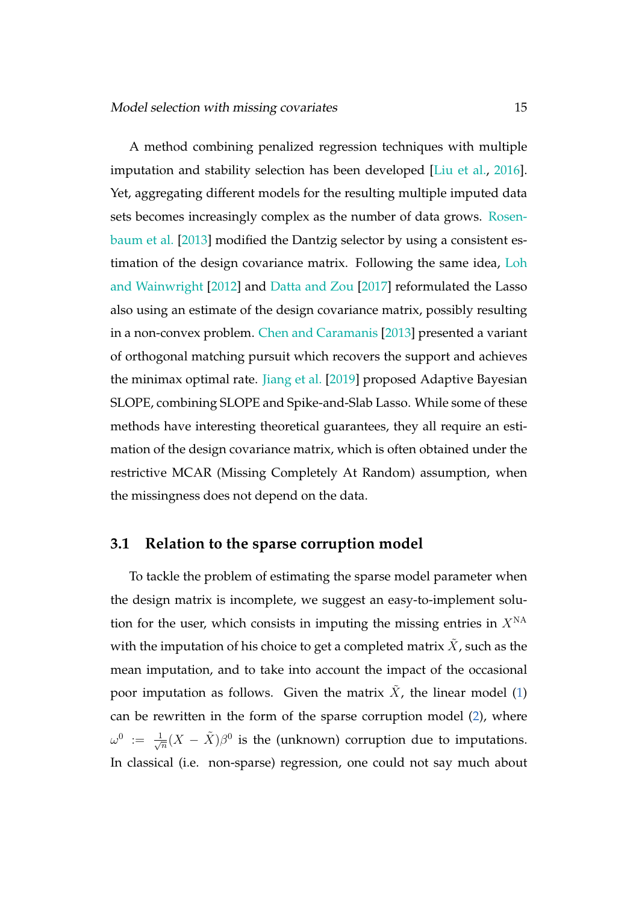A method combining penalized regression techniques with multiple imputation and stability selection has been developed [Liu et al., 2016]. Yet, aggregating different models for the resulting multiple imputed data sets becomes increasingly complex as the number of data grows. Rosenbaum et al. [2013] modified the Dantzig selector by using a consistent estimation of the design covariance matrix. Following the same idea, Loh and Wainwright [2012] and Datta and Zou [2017] reformulated the Lasso also using an estimate of the design covariance matrix, possibly resulting in a non-convex problem. Chen and Caramanis [2013] presented a variant of orthogonal matching pursuit which recovers the support and achieves the minimax optimal rate. Jiang et al. [2019] proposed Adaptive Bayesian SLOPE, combining SLOPE and Spike-and-Slab Lasso. While some of these methods have interesting theoretical guarantees, they all require an estimation of the design covariance matrix, which is often obtained under the restrictive MCAR (Missing Completely At Random) assumption, when the missingness does not depend on the data.

### 3.1 Relation to the sparse corruption model

To tackle the problem of estimating the sparse model parameter when the design matrix is incomplete, we suggest an easy-to-implement solution for the user, which consists in imputing the missing entries in $X^{\mathrm{NA}}$ with the imputation of his choice to get a completed matrix $\tilde{X}$, such as the mean imputation, and to take into account the impact of the occasional poor imputation as follows. Given the matrix $\tilde{X}$, the linear model (1) can be rewritten in the form of the sparse corruption model (2), where $\omega^0 := \frac{1}{\sqrt{n}}(X - \tilde{X})\beta^0$ is the (unknown) corruption due to imputations. In classical (i.e. non-sparse) regression, one could not say much about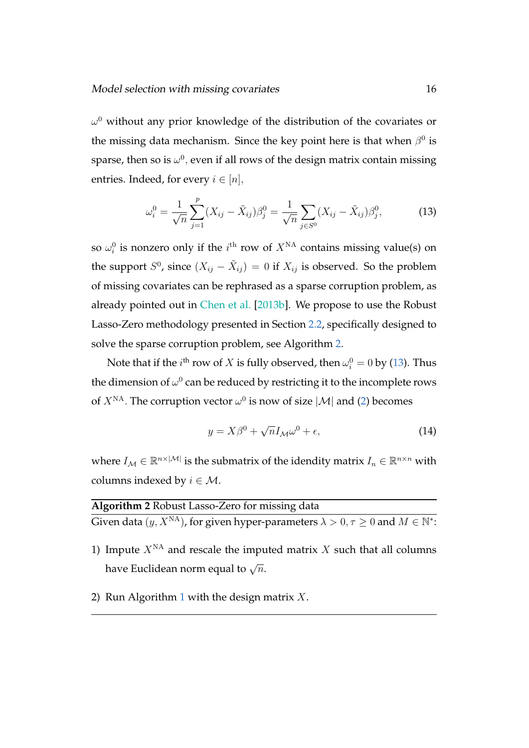$\omega^0$ without any prior knowledge of the distribution of the covariates or the missing data mechanism. Since the key point here is that when $\beta^0$ is sparse, then so is $\omega^0$, even if all rows of the design matrix contain missing entries. Indeed, for every $i \in [n]$,

$$\omega_i^0 = \frac{1}{\sqrt{n}} \sum_{j=1}^{p} (X_{ij} - \tilde{X}_{ij}) \beta_j^0 = \frac{1}{\sqrt{n}} \sum_{j \in S^0} (X_{ij} - \tilde{X}_{ij}) \beta_j^0, \tag{13}$$

so $\omega_i^0$ is nonzero only if the $i^{\text{th}}$ row of $X^{\text{NA}}$ contains missing value(s) on the support $S^0$, since $(X_{ij} - \tilde{X}_{ij}) = 0$ if $X_{ij}$ is observed. So the problem of missing covariates can be rephrased as a sparse corruption problem, as already pointed out in Chen et al. [2013b]. We propose to use the Robust Lasso-Zero methodology presented in Section 2.2, specifically designed to solve the sparse corruption problem, see Algorithm 2.

Note that if the $i^{\text{th}}$ row of $X$ is fully observed, then $\omega_i^0 = 0$ by (13). Thus the dimension of $\omega^0$ can be reduced by restricting it to the incomplete rows of $X^{\text{NA}}$. The corruption vector $\omega^0$ is now of size $|\mathcal{M}|$ and (2) becomes

$$y = X\beta^0 + \sqrt{n} I_{\mathcal{M}} \omega^0 + \epsilon, \tag{14}$$

where $I_{\mathcal{M}} \in \mathbb{R}^{n \times |\mathcal{M}|}$ is the submatrix of the idendity matrix $I_n \in \mathbb{R}^{n \times n}$ with columns indexed by $i \in \mathcal{M}$.

---

**Algorithm 2** Robust Lasso-Zero for missing data

Given data $(y, X^{\text{NA}})$, for given hyper-parameters $\lambda > 0, \tau \geq 0$ and $M \in \mathbb{N}^*$:

1) Impute $X^{\text{NA}}$ and rescale the imputed matrix $X$ such that all columns have Euclidean norm equal to $\sqrt{n}$.

2) Run Algorithm 1 with the design matrix $X$.

---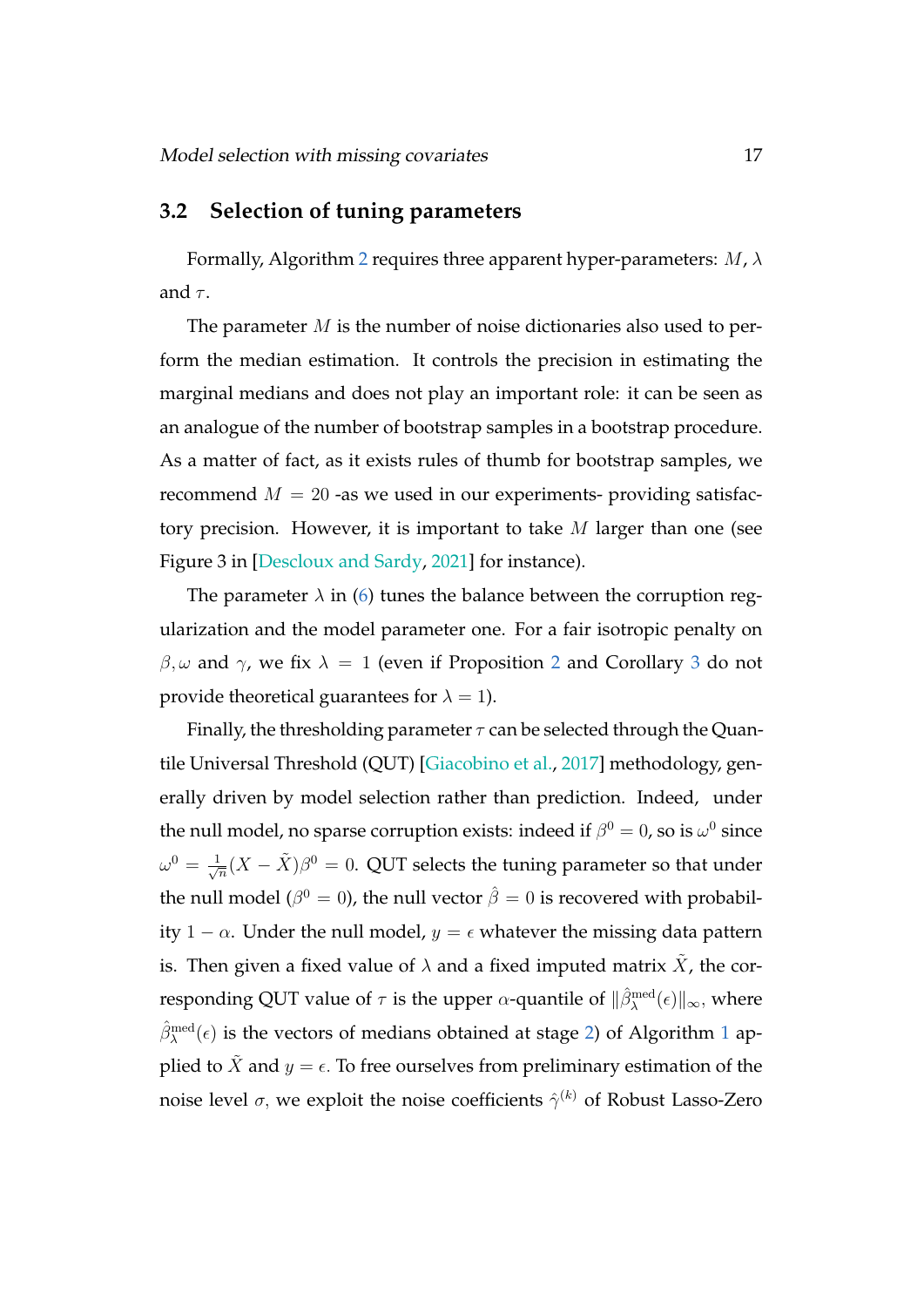### 3.2 Selection of tuning parameters

Formally, Algorithm 2 requires three apparent hyper-parameters: $M$, $\lambda$ and $\tau$.

The parameter $M$ is the number of noise dictionaries also used to perform the median estimation. It controls the precision in estimating the marginal medians and does not play an important role: it can be seen as an analogue of the number of bootstrap samples in a bootstrap procedure. As a matter of fact, as it exists rules of thumb for bootstrap samples, we recommend $M = 20$ -as we used in our experiments- providing satisfactory precision. However, it is important to take $M$ larger than one (see Figure 3 in [Descloux and Sardy, 2021] for instance).

The parameter $\lambda$ in (6) tunes the balance between the corruption regularization and the model parameter one. For a fair isotropic penalty on $\beta, \omega$ and $\gamma$, we fix $\lambda = 1$ (even if Proposition 2 and Corollary 3 do not provide theoretical guarantees for $\lambda = 1$).

Finally, the thresholding parameter $\tau$ can be selected through the Quantile Universal Threshold (QUT) [Giacobino et al., 2017] methodology, generally driven by model selection rather than prediction. Indeed, under the null model, no sparse corruption exists: indeed if $\beta^0 = 0$, so is $\omega^0$ since $\omega^0 = \frac{1}{\sqrt{n}}(X - \tilde{X})\beta^0 = 0$. QUT selects the tuning parameter so that under the null model ($\beta^0 = 0$), the null vector $\hat{\beta} = 0$ is recovered with probability $1 - \alpha$. Under the null model, $y = \epsilon$ whatever the missing data pattern is. Then given a fixed value of $\lambda$ and a fixed imputed matrix $\tilde{X}$, the corresponding QUT value of $\tau$ is the upper $\alpha$-quantile of $\|\hat{\beta}_{\lambda}^{\text{med}}(\epsilon)\|_{\infty}$, where $\hat{\beta}_{\lambda}^{\text{med}}(\epsilon)$ is the vectors of medians obtained at stage 2) of Algorithm 1 applied to $\tilde{X}$ and $y = \epsilon$. To free ourselves from preliminary estimation of the noise level $\sigma$, we exploit the noise coefficients $\hat{\gamma}^{(k)}$ of Robust Lasso-Zero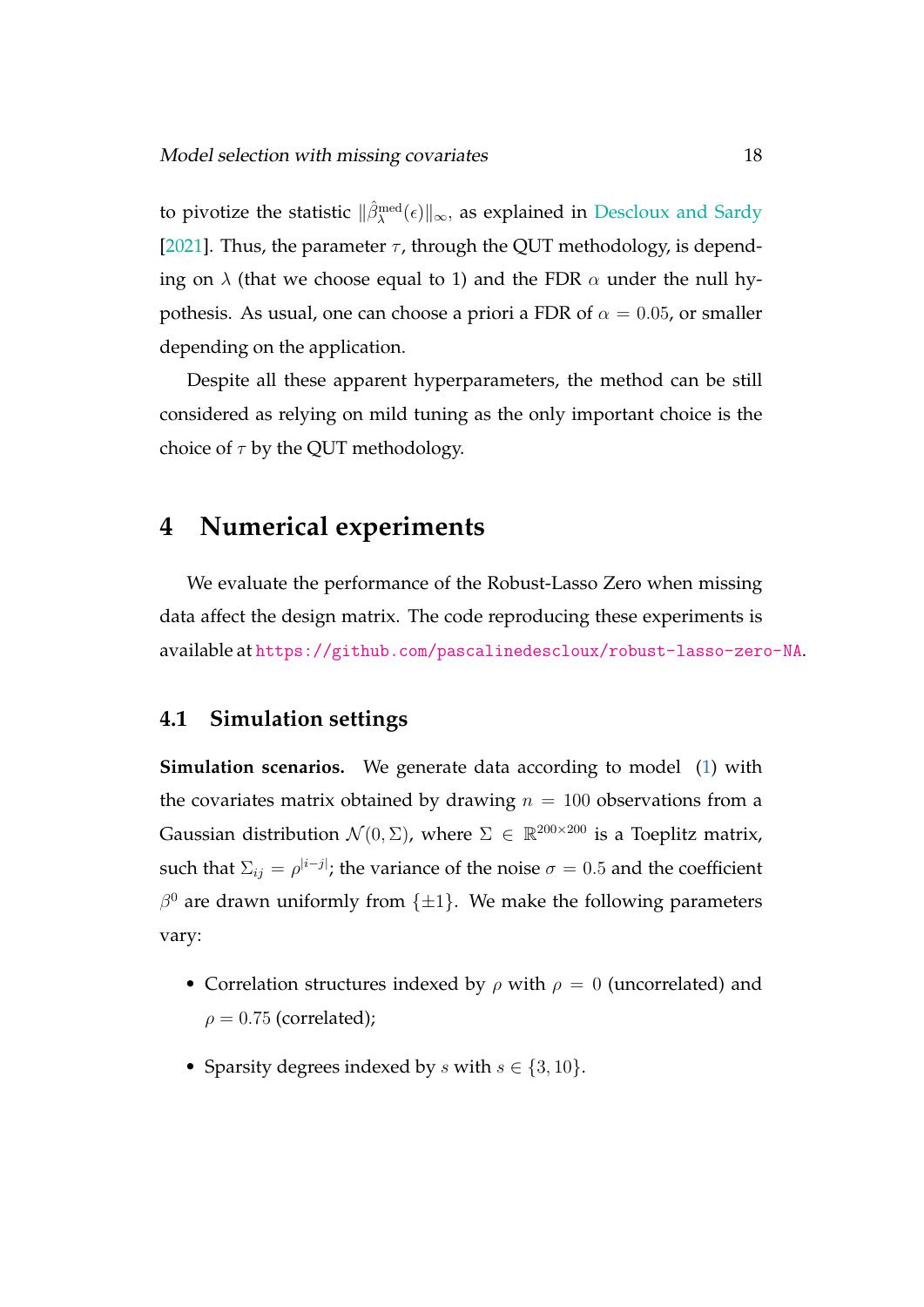to pivotize the statistic $\|\hat{\beta}_{\lambda}^{\text{med}}(\epsilon)\|_{\infty}$, as explained in Descloux and Sardy [2021]. Thus, the parameter $\tau$, through the QUT methodology, is depending on $\lambda$ (that we choose equal to 1) and the FDR $\alpha$ under the null hypothesis. As usual, one can choose a priori a FDR of $\alpha = 0.05$, or smaller depending on the application.

Despite all these apparent hyperparameters, the method can be still considered as relying on mild tuning as the only important choice is the choice of $\tau$ by the QUT methodology.

# 4 Numerical experiments

We evaluate the performance of the Robust-Lasso Zero when missing data affect the design matrix. The code reproducing these experiments is available at https://github.com/pascalinedescloux/robust-lasso-zero-NA.

## 4.1 Simulation settings

**Simulation scenarios.** We generate data according to model (1) with the covariates matrix obtained by drawing $n = 100$ observations from a Gaussian distribution $\mathcal{N}(0, \Sigma)$, where $\Sigma \in \mathbb{R}^{200\times 200}$ is a Toeplitz matrix, such that $\Sigma_{ij} = \rho^{|i-j|}$; the variance of the noise $\sigma = 0.5$ and the coefficient $\beta^0$ are drawn uniformly from $\{\pm 1\}$. We make the following parameters vary:

- Correlation structures indexed by $\rho$ with $\rho = 0$ (uncorrelated) and $\rho = 0.75$ (correlated);
- Sparsity degrees indexed by $s$ with $s \in \{3, 10\}$.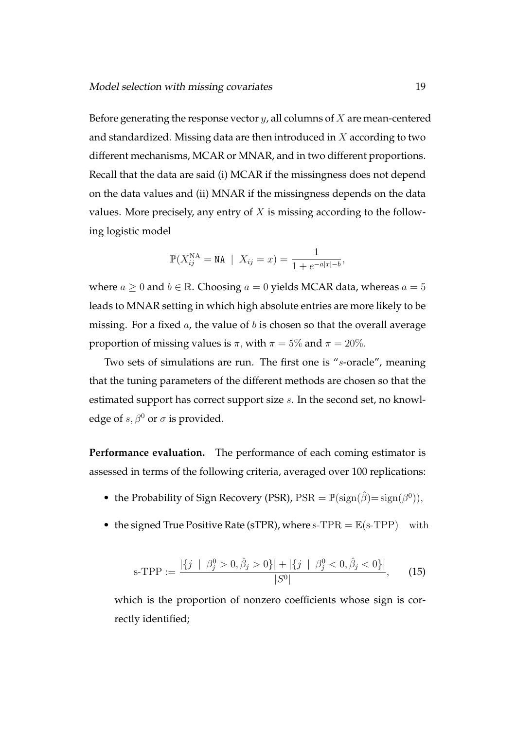Before generating the response vector $y$, all columns of $X$ are mean-centered and standardized. Missing data are then introduced in $X$ according to two different mechanisms, MCAR or MNAR, and in two different proportions. Recall that the data are said (i) MCAR if the missingness does not depend on the data values and (ii) MNAR if the missingness depends on the data values. More precisely, any entry of $X$ is missing according to the following logistic model

$$\mathbb{P}(X_{ij}^{\text{NA}} = \texttt{NA} \mid X_{ij} = x) = \frac{1}{1 + e^{-a|x| - b}},$$

where $a \geq 0$ and $b \in \mathbb{R}$. Choosing $a = 0$ yields MCAR data, whereas $a = 5$ leads to MNAR setting in which high absolute entries are more likely to be missing. For a fixed $a$, the value of $b$ is chosen so that the overall average proportion of missing values is $\pi$, with $\pi = 5\%$ and $\pi = 20\%$.

Two sets of simulations are run. The first one is "$s$-oracle", meaning that the tuning parameters of the different methods are chosen so that the estimated support has correct support size $s$. In the second set, no knowledge of $s, \beta^0$ or $\sigma$ is provided.

**Performance evaluation.** The performance of each coming estimator is assessed in terms of the following criteria, averaged over 100 replications:

- the Probability of Sign Recovery (PSR), $\text{PSR} = \mathbb{P}(\text{sign}(\hat{\beta}) = \text{sign}(\beta^0))$,
- the signed True Positive Rate (sTPR), where $\text{s-TPR} = \mathbb{E}(\text{s-TPP}) \quad \text{with}$

$$\text{s-TPP} := \frac{|\{j \mid \beta_j^0 > 0, \hat{\beta}_j > 0\}| + |\{j \mid \beta_j^0 < 0, \hat{\beta}_j < 0\}|}{|S^0|}, \tag{15}$$

  which is the proportion of nonzero coefficients whose sign is correctly identified;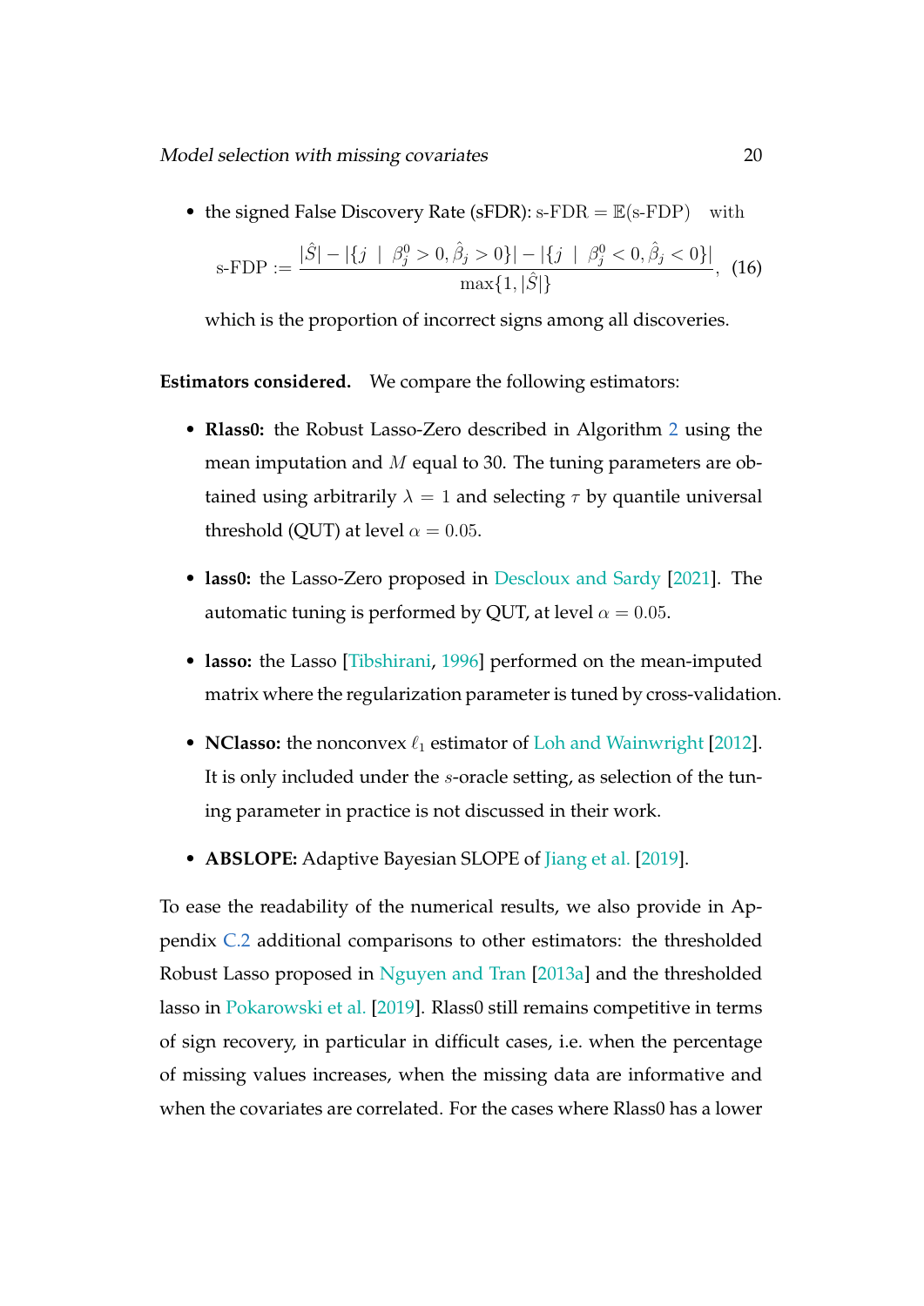- the signed False Discovery Rate (sFDR): $\text{s-FDR} = \mathbb{E}(\text{s-FDP}) \quad \text{with}$

$$\text{s-FDP} := \frac{|\hat{S}| - |\{j \mid \beta_j^0 > 0, \hat{\beta}_j > 0\}| - |\{j \mid \beta_j^0 < 0, \hat{\beta}_j < 0\}|}{\max\{1, |\hat{S}|\}}, \quad (16)$$

  which is the proportion of incorrect signs among all discoveries.

**Estimators considered.** We compare the following estimators:

- **Rlass0:** the Robust Lasso-Zero described in Algorithm 2 using the mean imputation and $M$ equal to 30. The tuning parameters are obtained using arbitrarily $\lambda = 1$ and selecting $\tau$ by quantile universal threshold (QUT) at level $\alpha = 0.05$.
- **lass0:** the Lasso-Zero proposed in Descloux and Sardy [2021]. The automatic tuning is performed by QUT, at level $\alpha = 0.05$.
- **lasso:** the Lasso [Tibshirani, 1996] performed on the mean-imputed matrix where the regularization parameter is tuned by cross-validation.
- **NClasso:** the nonconvex $\ell_1$ estimator of Loh and Wainwright [2012]. It is only included under the $s$-oracle setting, as selection of the tuning parameter in practice is not discussed in their work.
- **ABSLOPE:** Adaptive Bayesian SLOPE of Jiang et al. [2019].

To ease the readability of the numerical results, we also provide in Appendix C.2 additional comparisons to other estimators: the thresholded Robust Lasso proposed in Nguyen and Tran [2013a] and the thresholded lasso in Pokarowski et al. [2019]. Rlass0 still remains competitive in terms of sign recovery, in particular in difficult cases, i.e. when the percentage of missing values increases, when the missing data are informative and when the covariates are correlated. For the cases where Rlass0 has a lower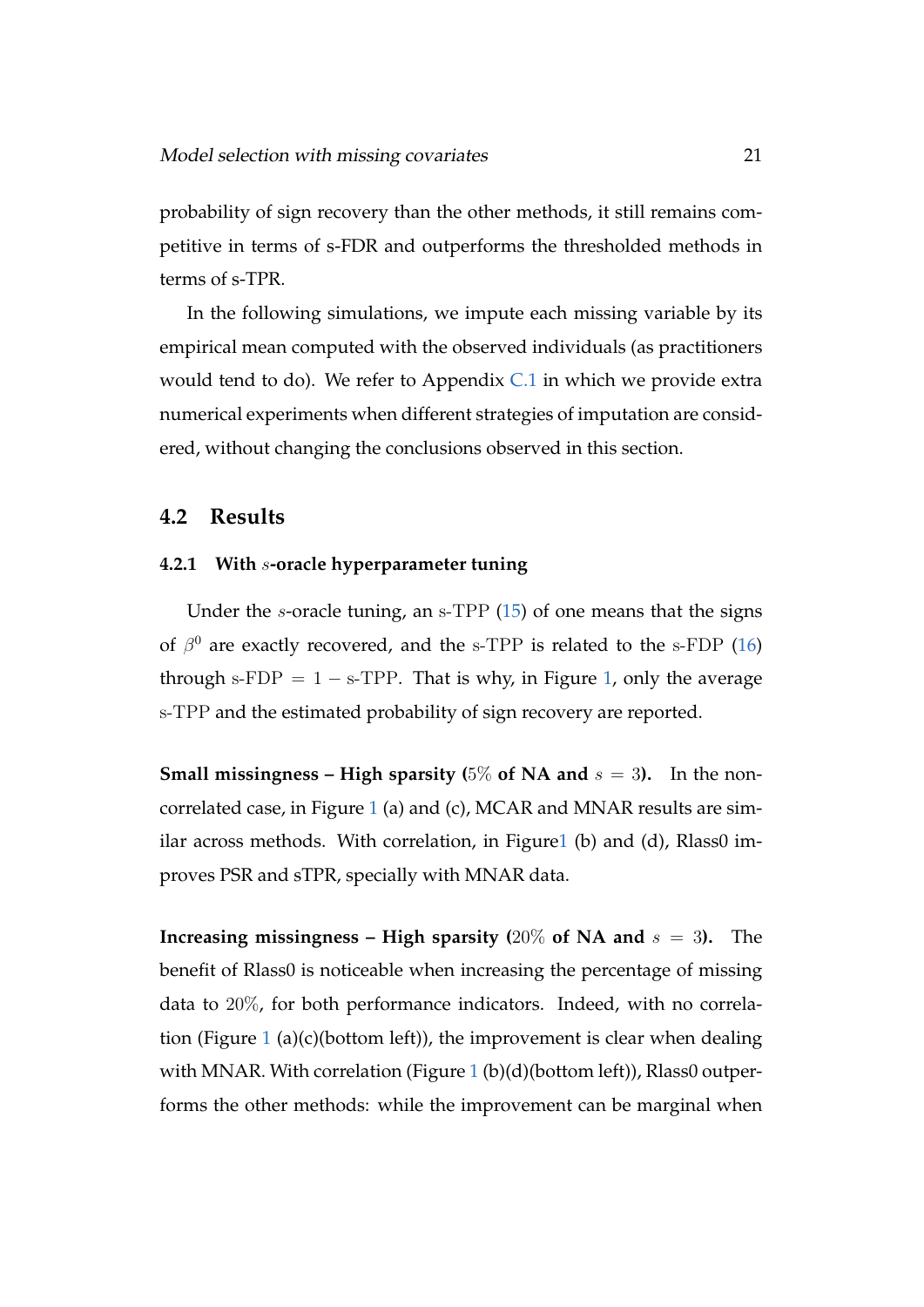probability of sign recovery than the other methods, it still remains competitive in terms of s-FDR and outperforms the thresholded methods in terms of s-TPR.

In the following simulations, we impute each missing variable by its empirical mean computed with the observed individuals (as practitioners would tend to do). We refer to Appendix C.1 in which we provide extra numerical experiments when different strategies of imputation are considered, without changing the conclusions observed in this section.

## 4.2 Results

### 4.2.1 With $s$-oracle hyperparameter tuning

Under the $s$-oracle tuning, an $\mathrm{s\text{-}TPP}$ (15) of one means that the signs of $\beta^0$ are exactly recovered, and the $\mathrm{s\text{-}TPP}$ is related to the $\mathrm{s\text{-}FDP}$ (16) through $\mathrm{s\text{-}FDP} = 1 - \mathrm{s\text{-}TPP}$. That is why, in Figure 1, only the average $\mathrm{s\text{-}TPP}$ and the estimated probability of sign recovery are reported.

**Small missingness – High sparsity ($5\%$ of NA and $s = 3$).** In the non-correlated case, in Figure 1 (a) and (c), MCAR and MNAR results are similar across methods. With correlation, in Figure1 (b) and (d), Rlass0 improves PSR and sTPR, specially with MNAR data.

**Increasing missingness – High sparsity ($20\%$ of NA and $s = 3$).** The benefit of Rlass0 is noticeable when increasing the percentage of missing data to $20\%$, for both performance indicators. Indeed, with no correlation (Figure 1 (a)(c)(bottom left)), the improvement is clear when dealing with MNAR. With correlation (Figure 1 (b)(d)(bottom left)), Rlass0 outperforms the other methods: while the improvement can be marginal when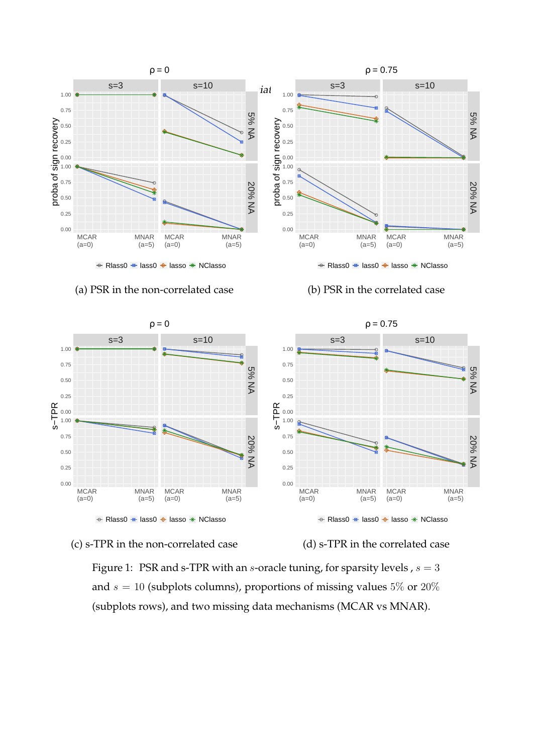(a) PSR in the non-correlated case

(b) PSR in the correlated case

(c) s-TPR in the non-correlated case

(d) s-TPR in the correlated case

Figure 1: PSR and s-TPR with an $s$-oracle tuning, for sparsity levels , $s = 3$ and $s = 10$ (subplots columns), proportions of missing values $5\%$ or $20\%$ (subplots rows), and two missing data mechanisms (MCAR vs MNAR).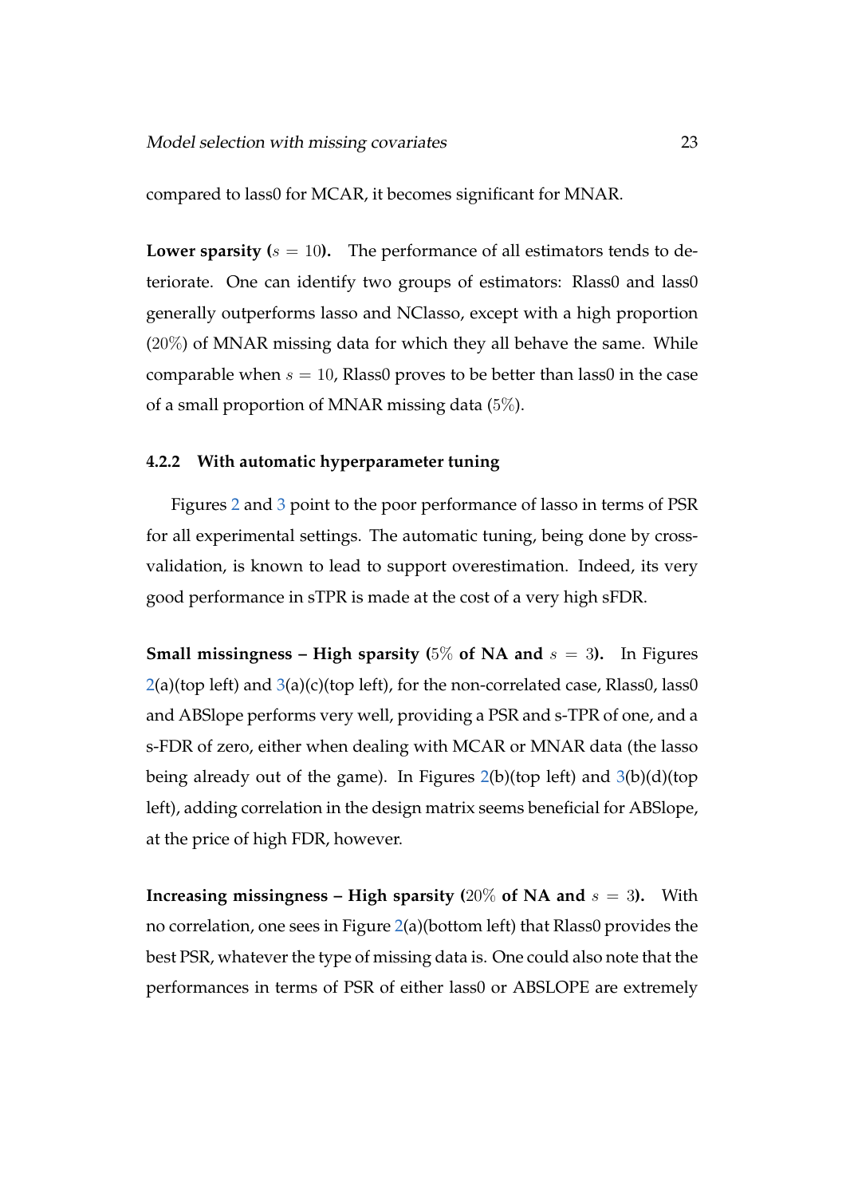compared to lass0 for MCAR, it becomes significant for MNAR.

**Lower sparsity ($s = 10$).** The performance of all estimators tends to deteriorate. One can identify two groups of estimators: Rlass0 and lass0 generally outperforms lasso and NClasso, except with a high proportion ($20\%$) of MNAR missing data for which they all behave the same. While comparable when $s = 10$, Rlass0 proves to be better than lass0 in the case of a small proportion of MNAR missing data ($5\%$).

#### 4.2.2 With automatic hyperparameter tuning

Figures 2 and 3 point to the poor performance of lasso in terms of PSR for all experimental settings. The automatic tuning, being done by cross-validation, is known to lead to support overestimation. Indeed, its very good performance in sTPR is made at the cost of a very high sFDR.

**Small missingness – High sparsity ($5\%$ of NA and $s = 3$).** In Figures 2(a)(top left) and 3(a)(c)(top left), for the non-correlated case, Rlass0, lass0 and ABSlope performs very well, providing a PSR and s-TPR of one, and a s-FDR of zero, either when dealing with MCAR or MNAR data (the lasso being already out of the game). In Figures 2(b)(top left) and 3(b)(d)(top left), adding correlation in the design matrix seems beneficial for ABSlope, at the price of high FDR, however.

**Increasing missingness – High sparsity ($20\%$ of NA and $s = 3$).** With no correlation, one sees in Figure 2(a)(bottom left) that Rlass0 provides the best PSR, whatever the type of missing data is. One could also note that the performances in terms of PSR of either lass0 or ABSLOPE are extremely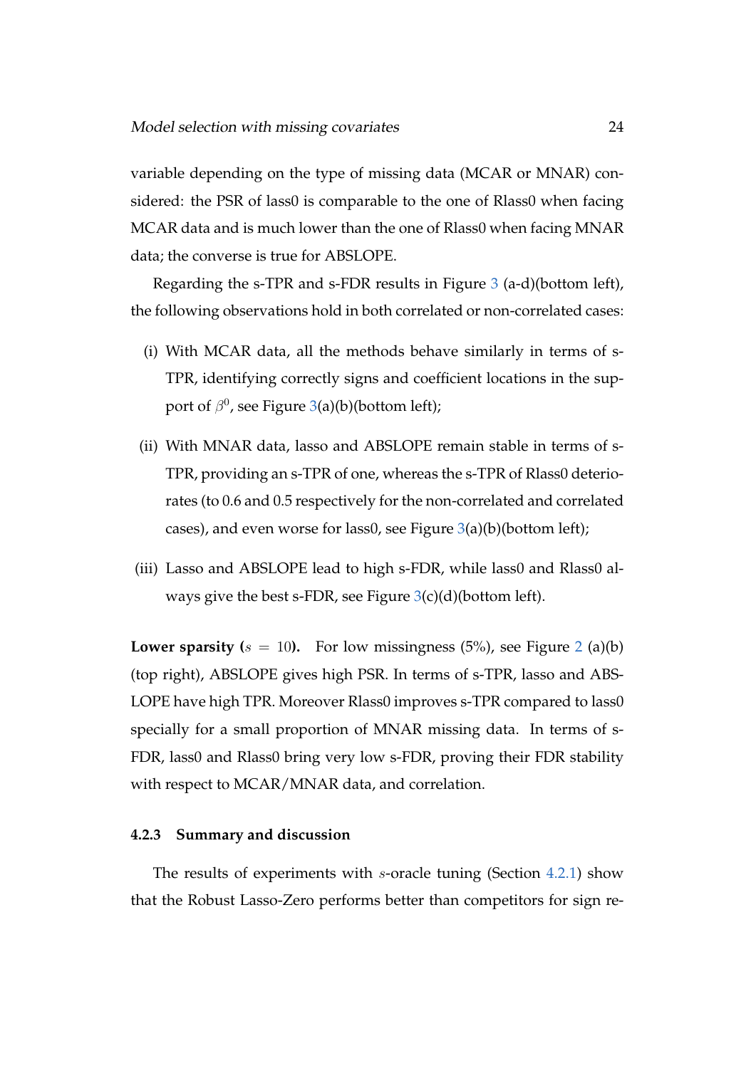variable depending on the type of missing data (MCAR or MNAR) considered: the PSR of lass0 is comparable to the one of Rlass0 when facing MCAR data and is much lower than the one of Rlass0 when facing MNAR data; the converse is true for ABSLOPE.

Regarding the s-TPR and s-FDR results in Figure 3 (a-d)(bottom left), the following observations hold in both correlated or non-correlated cases:

(i) With MCAR data, all the methods behave similarly in terms of s-TPR, identifying correctly signs and coefficient locations in the support of $\beta^0$, see Figure 3(a)(b)(bottom left);

(ii) With MNAR data, lasso and ABSLOPE remain stable in terms of s-TPR, providing an s-TPR of one, whereas the s-TPR of Rlass0 deteriorates (to 0.6 and 0.5 respectively for the non-correlated and correlated cases), and even worse for lass0, see Figure 3(a)(b)(bottom left);

(iii) Lasso and ABSLOPE lead to high s-FDR, while lass0 and Rlass0 always give the best s-FDR, see Figure 3(c)(d)(bottom left).

**Lower sparsity ($s = 10$).** For low missingness (5%), see Figure 2 (a)(b) (top right), ABSLOPE gives high PSR. In terms of s-TPR, lasso and ABSLOPE have high TPR. Moreover Rlass0 improves s-TPR compared to lass0 specially for a small proportion of MNAR missing data. In terms of s-FDR, lass0 and Rlass0 bring very low s-FDR, proving their FDR stability with respect to MCAR/MNAR data, and correlation.

#### 4.2.3 Summary and discussion

The results of experiments with $s$-oracle tuning (Section 4.2.1) show that the Robust Lasso-Zero performs better than competitors for sign re-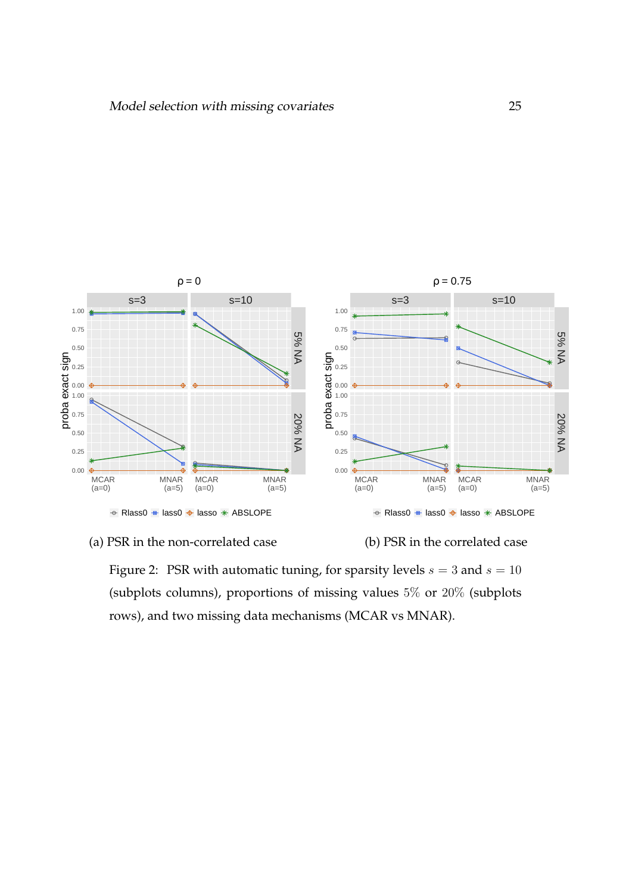(a) PSR in the non-correlated case

(b) PSR in the correlated case

Figure 2: PSR with automatic tuning, for sparsity levels $s = 3$ and $s = 10$ (subplots columns), proportions of missing values $5\%$ or $20\%$ (subplots rows), and two missing data mechanisms (MCAR vs MNAR).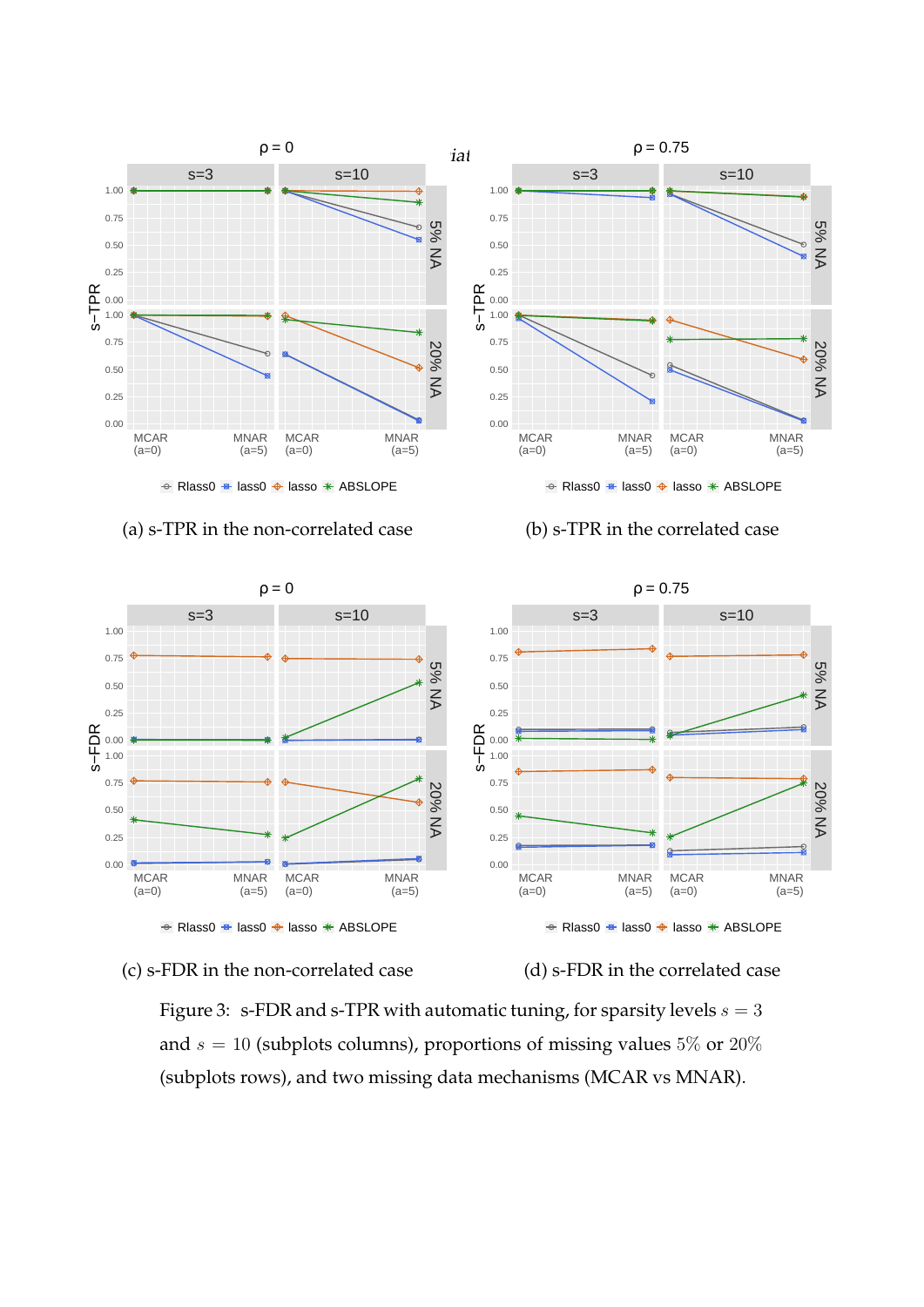(a) s-TPR in the non-correlated case

(b) s-TPR in the correlated case

(c) s-FDR in the non-correlated case

(d) s-FDR in the correlated case

Figure 3: s-FDR and s-TPR with automatic tuning, for sparsity levels $s = 3$ and $s = 10$ (subplots columns), proportions of missing values 5% or 20% (subplots rows), and two missing data mechanisms (MCAR vs MNAR).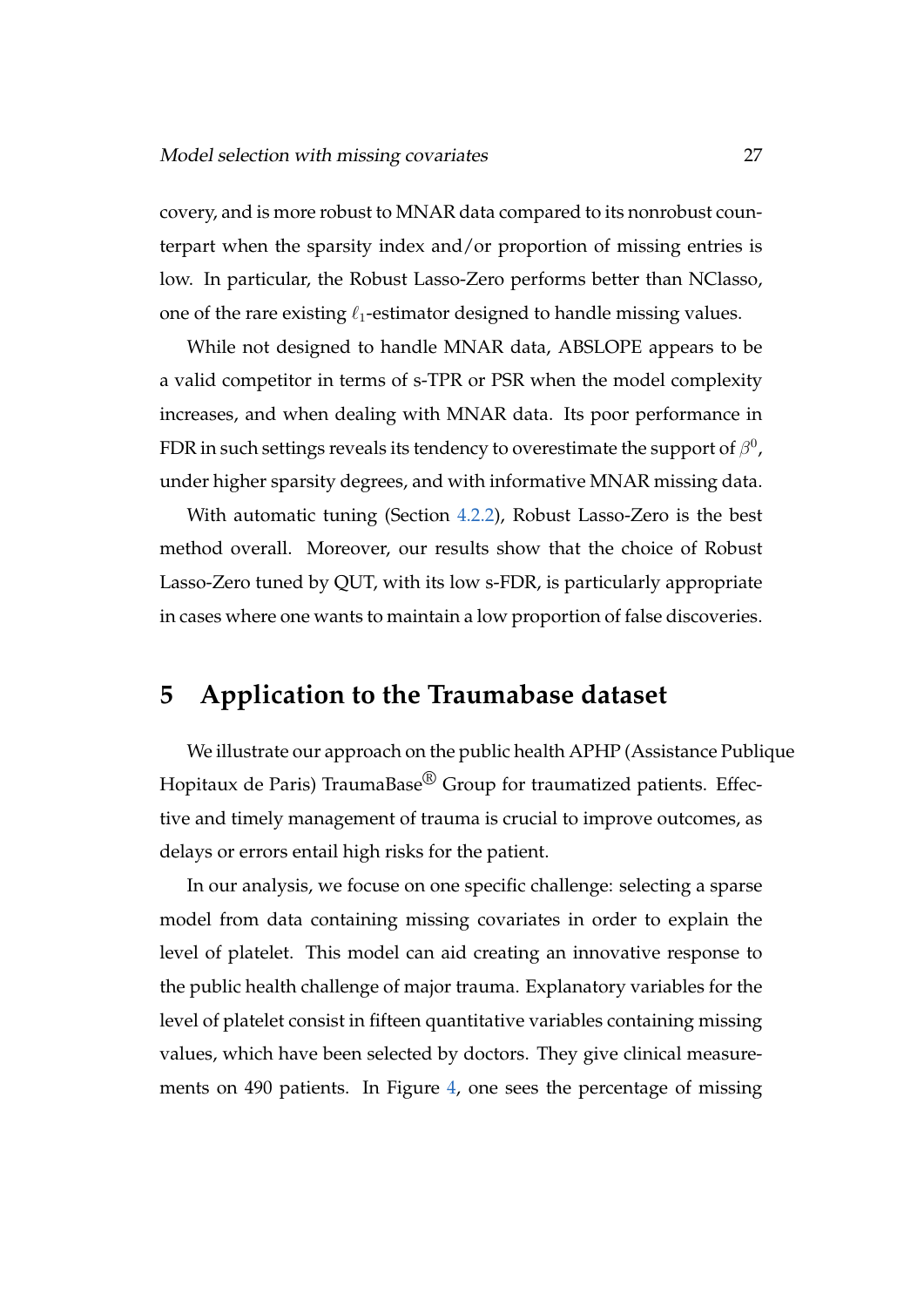covery, and is more robust to MNAR data compared to its nonrobust counterpart when the sparsity index and/or proportion of missing entries is low. In particular, the Robust Lasso-Zero performs better than NClasso, one of the rare existing $\ell_1$-estimator designed to handle missing values.

While not designed to handle MNAR data, ABSLOPE appears to be a valid competitor in terms of s-TPR or PSR when the model complexity increases, and when dealing with MNAR data. Its poor performance in FDR in such settings reveals its tendency to overestimate the support of $\beta^0$, under higher sparsity degrees, and with informative MNAR missing data.

With automatic tuning (Section 4.2.2), Robust Lasso-Zero is the best method overall. Moreover, our results show that the choice of Robust Lasso-Zero tuned by QUT, with its low s-FDR, is particularly appropriate in cases where one wants to maintain a low proportion of false discoveries.

# 5 Application to the Traumabase dataset

We illustrate our approach on the public health APHP (Assistance Publique Hopitaux de Paris) TraumaBase® Group for traumatized patients. Effective and timely management of trauma is crucial to improve outcomes, as delays or errors entail high risks for the patient.

In our analysis, we focus on one specific challenge: selecting a sparse model from data containing missing covariates in order to explain the level of platelet. This model can aid creating an innovative response to the public health challenge of major trauma. Explanatory variables for the level of platelet consist in fifteen quantitative variables containing missing values, which have been selected by doctors. They give clinical measurements on 490 patients. In Figure 4, one sees the percentage of missing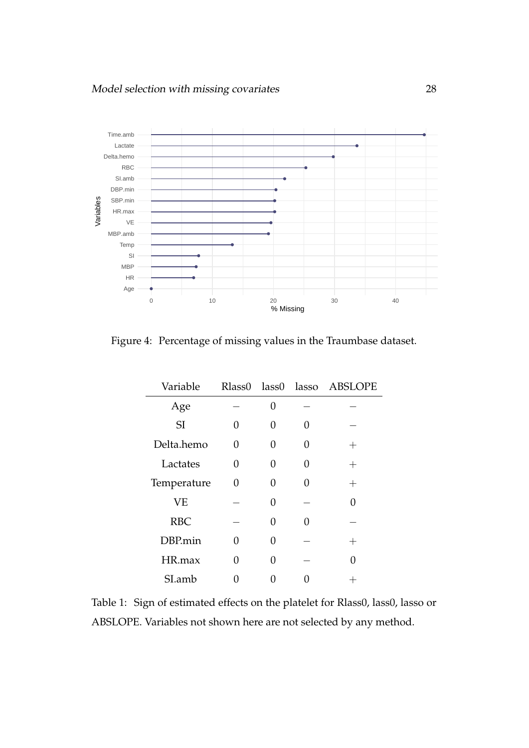Figure 4: Percentage of missing values in the Traumbase dataset.

| Variable | Rlass0 | lass0 | lasso | ABSLOPE |
|---|---|---|---|---|
| Age | − | 0 | − | − |
| SI | 0 | 0 | 0 | − |
| Delta.hemo | 0 | 0 | 0 | + |
| Lactates | 0 | 0 | 0 | + |
| Temperature | 0 | 0 | 0 | + |
| VE | − | 0 | − | 0 |
| RBC | − | 0 | 0 | − |
| DBP.min | 0 | 0 | − | + |
| HR.max | 0 | 0 | − | 0 |
| SI.amb | 0 | 0 | 0 | + |

Table 1: Sign of estimated effects on the platelet for Rlass0, lass0, lasso or ABSLOPE. Variables not shown here are not selected by any method.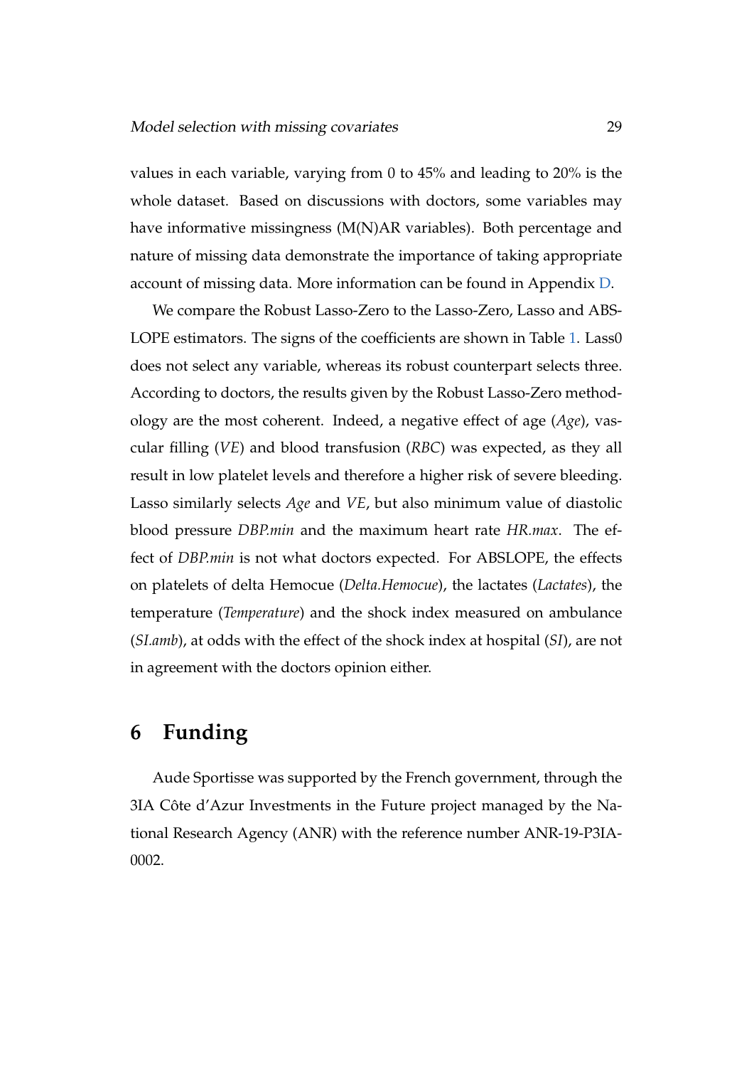values in each variable, varying from 0 to 45% and leading to 20% is the whole dataset. Based on discussions with doctors, some variables may have informative missingness (M(N)AR variables). Both percentage and nature of missing data demonstrate the importance of taking appropriate account of missing data. More information can be found in Appendix D.

We compare the Robust Lasso-Zero to the Lasso-Zero, Lasso and ABSLOPE estimators. The signs of the coefficients are shown in Table 1. Lass0 does not select any variable, whereas its robust counterpart selects three. According to doctors, the results given by the Robust Lasso-Zero methodology are the most coherent. Indeed, a negative effect of age (*Age*), vascular filling (*VE*) and blood transfusion (*RBC*) was expected, as they all result in low platelet levels and therefore a higher risk of severe bleeding. Lasso similarly selects *Age* and *VE*, but also minimum value of diastolic blood pressure *DBP.min* and the maximum heart rate *HR.max*. The effect of *DBP.min* is not what doctors expected. For ABSLOPE, the effects on platelets of delta Hemocue (*Delta.Hemocue*), the lactates (*Lactates*), the temperature (*Temperature*) and the shock index measured on ambulance (*SI.amb*), at odds with the effect of the shock index at hospital (*SI*), are not in agreement with the doctors opinion either.

# 6 Funding

Aude Sportisse was supported by the French government, through the 3IA Côte d'Azur Investments in the Future project managed by the National Research Agency (ANR) with the reference number ANR-19-P3IA-0002.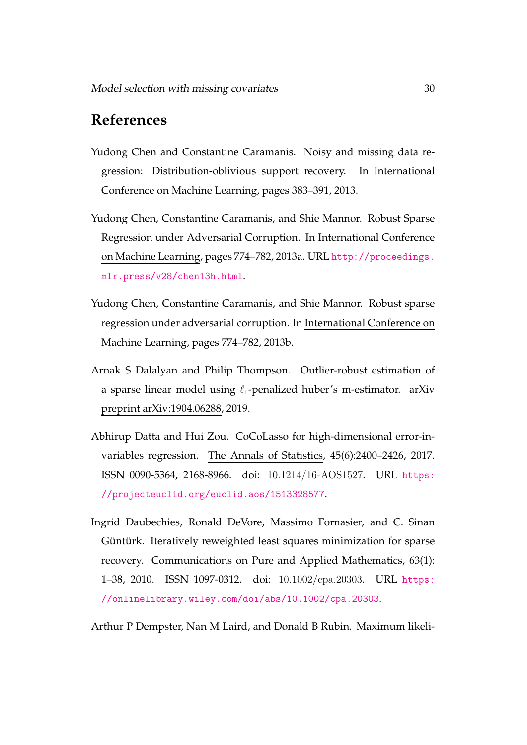## References

Yudong Chen and Constantine Caramanis. Noisy and missing data regression: Distribution-oblivious support recovery. In International Conference on Machine Learning, pages 383–391, 2013.

Yudong Chen, Constantine Caramanis, and Shie Mannor. Robust Sparse Regression under Adversarial Corruption. In International Conference on Machine Learning, pages 774–782, 2013a. URL http://proceedings.mlr.press/v28/chen13h.html.

Yudong Chen, Constantine Caramanis, and Shie Mannor. Robust sparse regression under adversarial corruption. In International Conference on Machine Learning, pages 774–782, 2013b.

Arnak S Dalalyan and Philip Thompson. Outlier-robust estimation of a sparse linear model using $\ell_1$-penalized huber's m-estimator. arXiv preprint arXiv:1904.06288, 2019.

Abhirup Datta and Hui Zou. CoCoLasso for high-dimensional error-in-variables regression. The Annals of Statistics, 45(6):2400–2426, 2017. ISSN 0090-5364, 2168-8966. doi: 10.1214/16-AOS1527. URL https://projecteuclid.org/euclid.aos/1513328577.

Ingrid Daubechies, Ronald DeVore, Massimo Fornasier, and C. Sinan Güntürk. Iteratively reweighted least squares minimization for sparse recovery. Communications on Pure and Applied Mathematics, 63(1): 1–38, 2010. ISSN 1097-0312. doi: 10.1002/cpa.20303. URL https://onlinelibrary.wiley.com/doi/abs/10.1002/cpa.20303.

Arthur P Dempster, Nan M Laird, and Donald B Rubin. Maximum likeli-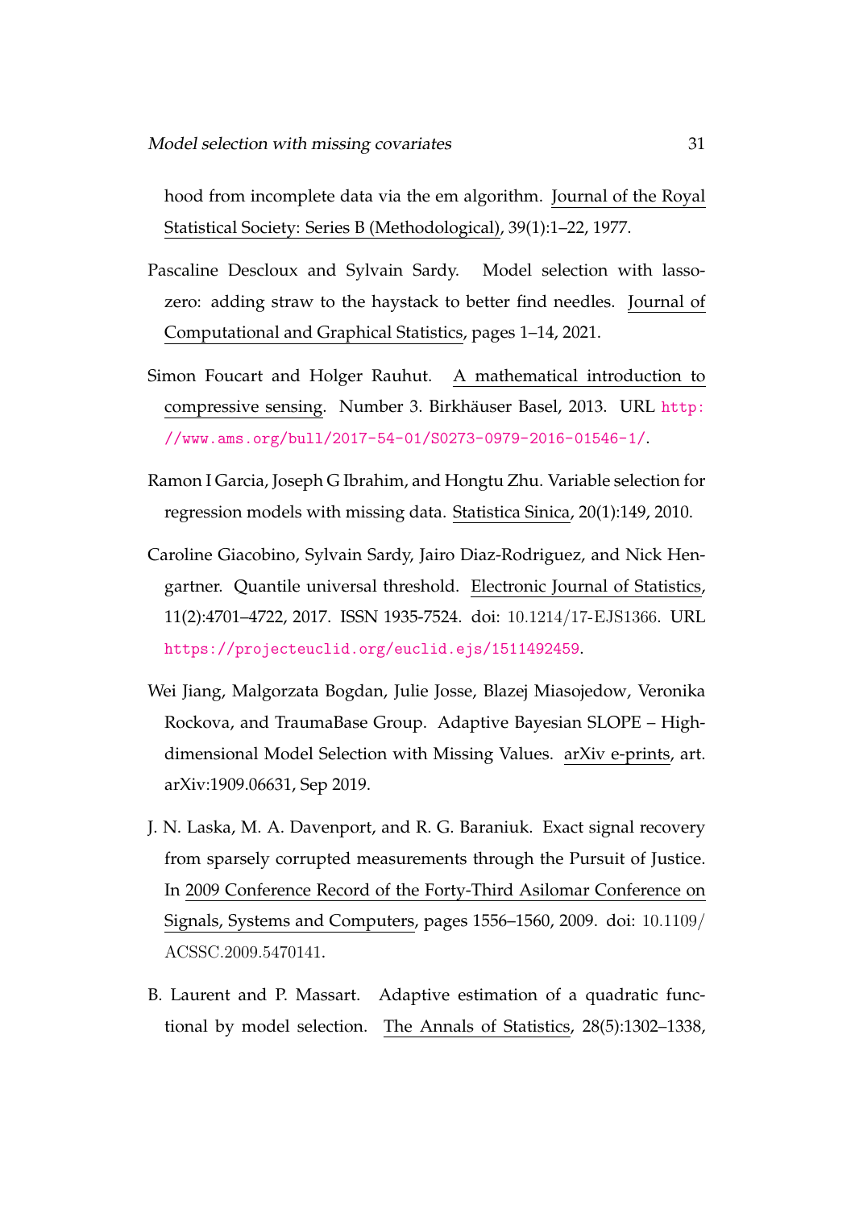hood from incomplete data via the em algorithm. Journal of the Royal Statistical Society: Series B (Methodological), 39(1):1–22, 1977.

Pascaline Descloux and Sylvain Sardy. Model selection with lasso-zero: adding straw to the haystack to better find needles. Journal of Computational and Graphical Statistics, pages 1–14, 2021.

Simon Foucart and Holger Rauhut. A mathematical introduction to compressive sensing. Number 3. Birkhäuser Basel, 2013. URL http://www.ams.org/bull/2017-54-01/S0273-0979-2016-01546-1/.

Ramon I Garcia, Joseph G Ibrahim, and Hongtu Zhu. Variable selection for regression models with missing data. Statistica Sinica, 20(1):149, 2010.

Caroline Giacobino, Sylvain Sardy, Jairo Diaz-Rodriguez, and Nick Hengartner. Quantile universal threshold. Electronic Journal of Statistics, 11(2):4701–4722, 2017. ISSN 1935-7524. doi: 10.1214/17-EJS1366. URL https://projecteuclid.org/euclid.ejs/1511492459.

Wei Jiang, Malgorzata Bogdan, Julie Josse, Blazej Miasojedow, Veronika Rockova, and TraumaBase Group. Adaptive Bayesian SLOPE – High-dimensional Model Selection with Missing Values. arXiv e-prints, art. arXiv:1909.06631, Sep 2019.

J. N. Laska, M. A. Davenport, and R. G. Baraniuk. Exact signal recovery from sparsely corrupted measurements through the Pursuit of Justice. In 2009 Conference Record of the Forty-Third Asilomar Conference on Signals, Systems and Computers, pages 1556–1560, 2009. doi: 10.1109/ACSSC.2009.5470141.

B. Laurent and P. Massart. Adaptive estimation of a quadratic functional by model selection. The Annals of Statistics, 28(5):1302–1338,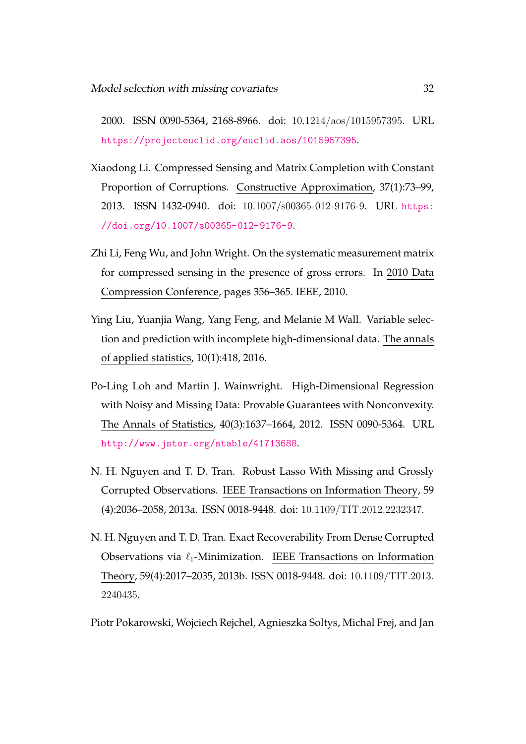2000. ISSN 0090-5364, 2168-8966. doi: 10.1214/aos/1015957395. URL https://projecteuclid.org/euclid.aos/1015957395.

Xiaodong Li. Compressed Sensing and Matrix Completion with Constant Proportion of Corruptions. Constructive Approximation, 37(1):73–99, 2013. ISSN 1432-0940. doi: 10.1007/s00365-012-9176-9. URL https://doi.org/10.1007/s00365-012-9176-9.

Zhi Li, Feng Wu, and John Wright. On the systematic measurement matrix for compressed sensing in the presence of gross errors. In 2010 Data Compression Conference, pages 356–365. IEEE, 2010.

Ying Liu, Yuanjia Wang, Yang Feng, and Melanie M Wall. Variable selection and prediction with incomplete high-dimensional data. The annals of applied statistics, 10(1):418, 2016.

Po-Ling Loh and Martin J. Wainwright. High-Dimensional Regression with Noisy and Missing Data: Provable Guarantees with Nonconvexity. The Annals of Statistics, 40(3):1637–1664, 2012. ISSN 0090-5364. URL http://www.jstor.org/stable/41713688.

N. H. Nguyen and T. D. Tran. Robust Lasso With Missing and Grossly Corrupted Observations. IEEE Transactions on Information Theory, 59 (4):2036–2058, 2013a. ISSN 0018-9448. doi: 10.1109/TIT.2012.2232347.

N. H. Nguyen and T. D. Tran. Exact Recoverability From Dense Corrupted Observations via $\ell_1$-Minimization. IEEE Transactions on Information Theory, 59(4):2017–2035, 2013b. ISSN 0018-9448. doi: 10.1109/TIT.2013.2240435.

Piotr Pokarowski, Wojciech Rejchel, Agnieszka Soltys, Michal Frej, and Jan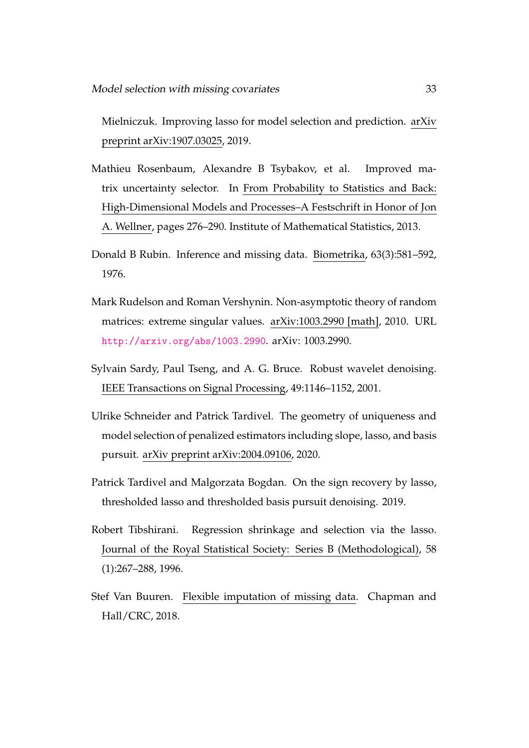Mielniczuk. Improving lasso for model selection and prediction. arXiv preprint arXiv:1907.03025, 2019.

Mathieu Rosenbaum, Alexandre B Tsybakov, et al. Improved matrix uncertainty selector. In From Probability to Statistics and Back: High-Dimensional Models and Processes–A Festschrift in Honor of Jon A. Wellner, pages 276–290. Institute of Mathematical Statistics, 2013.

Donald B Rubin. Inference and missing data. Biometrika, 63(3):581–592, 1976.

Mark Rudelson and Roman Vershynin. Non-asymptotic theory of random matrices: extreme singular values. arXiv:1003.2990 [math], 2010. URL http://arxiv.org/abs/1003.2990. arXiv: 1003.2990.

Sylvain Sardy, Paul Tseng, and A. G. Bruce. Robust wavelet denoising. IEEE Transactions on Signal Processing, 49:1146–1152, 2001.

Ulrike Schneider and Patrick Tardivel. The geometry of uniqueness and model selection of penalized estimators including slope, lasso, and basis pursuit. arXiv preprint arXiv:2004.09106, 2020.

Patrick Tardivel and Malgorzata Bogdan. On the sign recovery by lasso, thresholded lasso and thresholded basis pursuit denoising. 2019.

Robert Tibshirani. Regression shrinkage and selection via the lasso. Journal of the Royal Statistical Society: Series B (Methodological), 58 (1):267–288, 1996.

Stef Van Buuren. Flexible imputation of missing data. Chapman and Hall/CRC, 2018.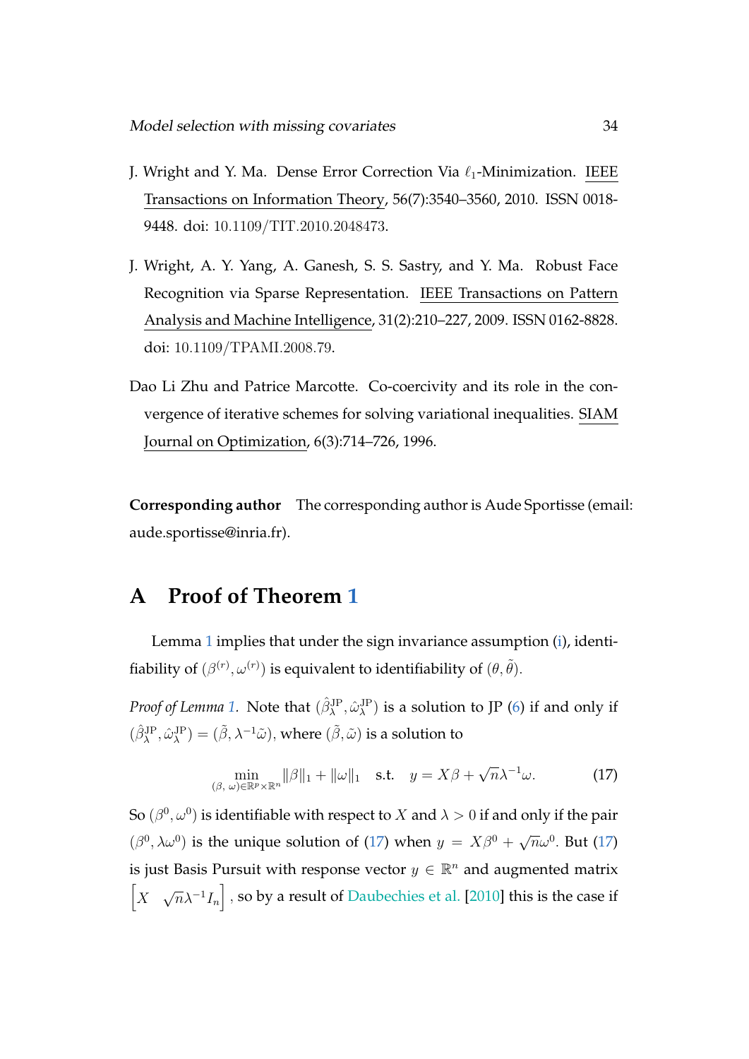J. Wright and Y. Ma. Dense Error Correction Via $\ell_1$-Minimization. IEEE Transactions on Information Theory, 56(7):3540–3560, 2010. ISSN 0018-9448. doi: 10.1109/TIT.2010.2048473.

J. Wright, A. Y. Yang, A. Ganesh, S. S. Sastry, and Y. Ma. Robust Face Recognition via Sparse Representation. IEEE Transactions on Pattern Analysis and Machine Intelligence, 31(2):210–227, 2009. ISSN 0162-8828. doi: 10.1109/TPAMI.2008.79.

Dao Li Zhu and Patrice Marcotte. Co-coercivity and its role in the convergence of iterative schemes for solving variational inequalities. SIAM Journal on Optimization, 6(3):714–726, 1996.

**Corresponding author** The corresponding author is Aude Sportisse (email: aude.sportisse@inria.fr).

# A Proof of Theorem 1

Lemma 1 implies that under the sign invariance assumption (i), identifiability of $(\beta^{(r)}, \omega^{(r)})$ is equivalent to identifiability of $(\theta, \tilde{\theta})$.

*Proof of Lemma 1.* Note that $(\hat{\beta}_\lambda^{\mathrm{JP}}, \hat{\omega}_\lambda^{\mathrm{JP}})$ is a solution to JP (6) if and only if $(\hat{\beta}_\lambda^{\mathrm{JP}}, \hat{\omega}_\lambda^{\mathrm{JP}}) = (\tilde{\beta}, \lambda^{-1}\tilde{\omega})$, where $(\tilde{\beta}, \tilde{\omega})$ is a solution to

$$\min_{(\beta,\, \omega) \in \mathbb{R}^p \times \mathbb{R}^n} \|\beta\|_1 + \|\omega\|_1 \quad \text{s.t.} \quad y = X\beta + \sqrt{n}\lambda^{-1}\omega. \tag{17}$$

So $(\beta^0, \omega^0)$ is identifiable with respect to $X$ and $\lambda > 0$ if and only if the pair $(\beta^0, \lambda\omega^0)$ is the unique solution of (17) when $y = X\beta^0 + \sqrt{n}\omega^0$. But (17) is just Basis Pursuit with response vector $y \in \mathbb{R}^n$ and augmented matrix $\begin{bmatrix} X & \sqrt{n}\lambda^{-1}I_n \end{bmatrix}$, so by a result of Daubechies et al. [2010] this is the case if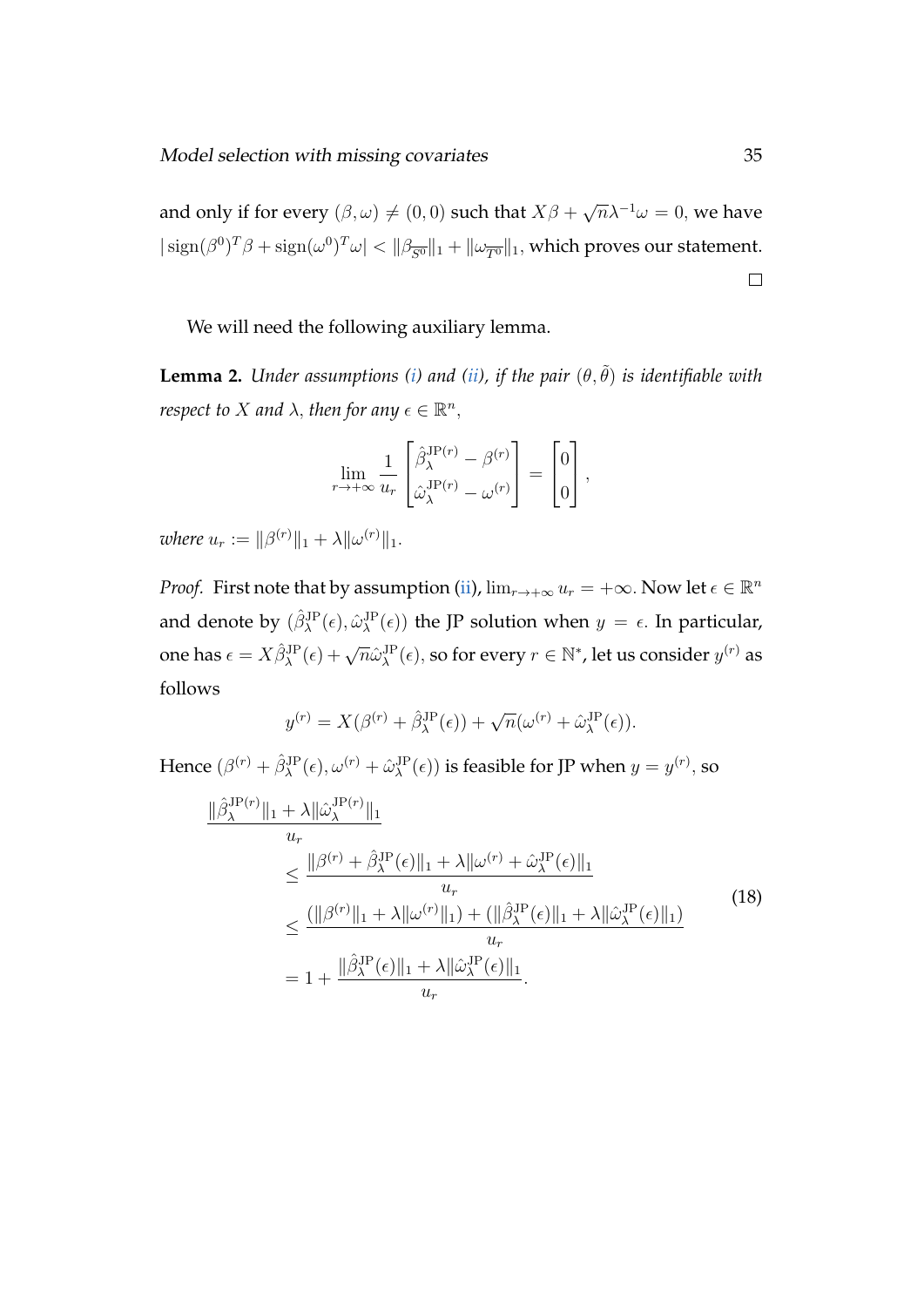and only if for every $(\beta, \omega) \neq (0,0)$ such that $X\beta + \sqrt{n}\lambda^{-1}\omega = 0$, we have $|\operatorname{sign}(\beta^0)^T\beta + \operatorname{sign}(\omega^0)^T\omega| < \|\beta_{\overline{S^0}}\|_1 + \|\omega_{\overline{T^0}}\|_1$, which proves our statement. □

We will need the following auxiliary lemma.

**Lemma 2.** *Under assumptions (i) and (ii), if the pair $(\theta, \tilde{\theta})$ is identifiable with respect to $X$ and $\lambda$, then for any $\epsilon \in \mathbb{R}^n$,*

$$\lim_{r \to +\infty} \frac{1}{u_r} \begin{bmatrix} \hat{\beta}_\lambda^{\mathrm{JP}(r)} - \beta^{(r)} \\ \hat{\omega}_\lambda^{\mathrm{JP}(r)} - \omega^{(r)} \end{bmatrix} = \begin{bmatrix} 0 \\ 0 \end{bmatrix},$$

*where $u_r := \|\beta^{(r)}\|_1 + \lambda\|\omega^{(r)}\|_1$.*

*Proof.* First note that by assumption (ii), $\lim_{r\to+\infty} u_r = +\infty$. Now let $\epsilon \in \mathbb{R}^n$ and denote by $(\hat{\beta}_\lambda^{\mathrm{JP}}(\epsilon), \hat{\omega}_\lambda^{\mathrm{JP}}(\epsilon))$ the JP solution when $y = \epsilon$. In particular, one has $\epsilon = X\hat{\beta}_\lambda^{\mathrm{JP}}(\epsilon) + \sqrt{n}\hat{\omega}_\lambda^{\mathrm{JP}}(\epsilon)$, so for every $r \in \mathbb{N}^*$, let us consider $y^{(r)}$ as follows

$$y^{(r)} = X(\beta^{(r)} + \hat{\beta}_\lambda^{\mathrm{JP}}(\epsilon)) + \sqrt{n}(\omega^{(r)} + \hat{\omega}_\lambda^{\mathrm{JP}}(\epsilon)).$$

Hence $(\beta^{(r)} + \hat{\beta}_\lambda^{\mathrm{JP}}(\epsilon), \omega^{(r)} + \hat{\omega}_\lambda^{\mathrm{JP}}(\epsilon))$ is feasible for JP when $y = y^{(r)}$, so

$$\begin{aligned}
&\frac{\|\hat{\beta}_\lambda^{\mathrm{JP}(r)}\|_1 + \lambda\|\hat{\omega}_\lambda^{\mathrm{JP}(r)}\|_1}{u_r} \\
&\qquad \le \frac{\|\beta^{(r)} + \hat{\beta}_\lambda^{\mathrm{JP}}(\epsilon)\|_1 + \lambda\|\omega^{(r)} + \hat{\omega}_\lambda^{\mathrm{JP}}(\epsilon)\|_1}{u_r} \\
&\qquad \le \frac{(\|\beta^{(r)}\|_1 + \lambda\|\omega^{(r)}\|_1) + (\|\hat{\beta}_\lambda^{\mathrm{JP}}(\epsilon)\|_1 + \lambda\|\hat{\omega}_\lambda^{\mathrm{JP}}(\epsilon)\|_1)}{u_r} \\
&\qquad = 1 + \frac{\|\hat{\beta}_\lambda^{\mathrm{JP}}(\epsilon)\|_1 + \lambda\|\hat{\omega}_\lambda^{\mathrm{JP}}(\epsilon)\|_1}{u_r}.
\end{aligned} \tag{18}$$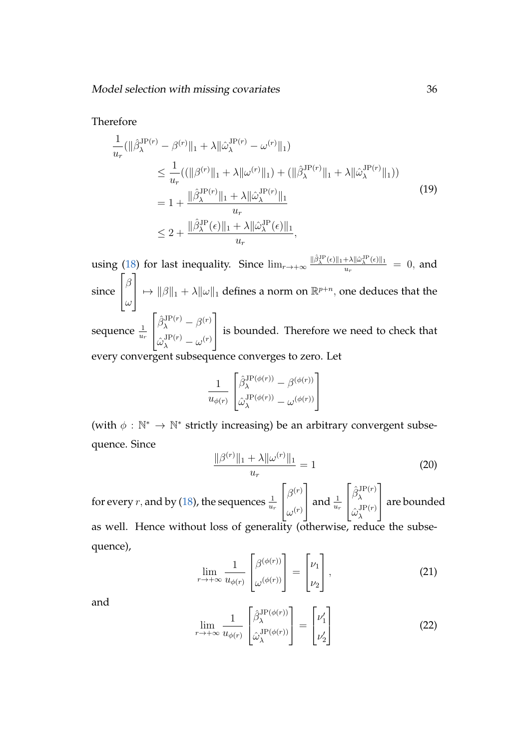Therefore

$$
\begin{aligned}
\frac{1}{u_r}(\|\hat{\beta}_\lambda^{\mathrm{JP}(r)} - \beta^{(r)}\|_1 + \lambda\|\hat{\omega}_\lambda^{\mathrm{JP}(r)} - \omega^{(r)}\|_1) \\
&\leq \frac{1}{u_r}((\|\beta^{(r)}\|_1 + \lambda\|\omega^{(r)}\|_1) + (\|\hat{\beta}_\lambda^{\mathrm{JP}(r)}\|_1 + \lambda\|\hat{\omega}_\lambda^{\mathrm{JP}(r)}\|_1)) \\
&= 1 + \frac{\|\hat{\beta}_\lambda^{\mathrm{JP}(r)}\|_1 + \lambda\|\hat{\omega}_\lambda^{\mathrm{JP}(r)}\|_1}{u_r} \\
&\leq 2 + \frac{\|\hat{\beta}_\lambda^{\mathrm{JP}}(\epsilon)\|_1 + \lambda\|\hat{\omega}_\lambda^{\mathrm{JP}}(\epsilon)\|_1}{u_r},
\end{aligned}
\tag{19}
$$

using (18) for last inequality. Since $\lim_{r\to+\infty} \frac{\|\hat{\beta}_\lambda^{\mathrm{JP}}(\epsilon)\|_1 + \lambda\|\hat{\omega}_\lambda^{\mathrm{JP}}(\epsilon)\|_1}{u_r} = 0$, and since $\begin{bmatrix}\beta \\ \omega\end{bmatrix} \mapsto \|\beta\|_1 + \lambda\|\omega\|_1$ defines a norm on $\mathbb{R}^{p+n}$, one deduces that the sequence $\frac{1}{u_r}\begin{bmatrix}\hat{\beta}_\lambda^{\mathrm{JP}(r)} - \beta^{(r)} \\ \hat{\omega}_\lambda^{\mathrm{JP}(r)} - \omega^{(r)}\end{bmatrix}$ is bounded. Therefore we need to check that every convergent subsequence converges to zero. Let

$$
\frac{1}{u_{\phi(r)}}\begin{bmatrix}\hat{\beta}_\lambda^{\mathrm{JP}(\phi(r))} - \beta^{(\phi(r))} \\ \hat{\omega}_\lambda^{\mathrm{JP}(\phi(r))} - \omega^{(\phi(r))}\end{bmatrix}
$$

(with $\phi : \mathbb{N}^* \to \mathbb{N}^*$ strictly increasing) be an arbitrary convergent subsequence. Since

$$
\frac{\|\beta^{(r)}\|_1 + \lambda\|\omega^{(r)}\|_1}{u_r} = 1 \tag{20}
$$

for every $r$, and by (18), the sequences $\frac{1}{u_r}\begin{bmatrix}\beta^{(r)} \\ \omega^{(r)}\end{bmatrix}$ and $\frac{1}{u_r}\begin{bmatrix}\hat{\beta}_\lambda^{\mathrm{JP}(r)} \\ \hat{\omega}_\lambda^{\mathrm{JP}(r)}\end{bmatrix}$ are bounded as well. Hence without loss of generality (otherwise, reduce the subsequence),

$$
\lim_{r\to+\infty} \frac{1}{u_{\phi(r)}}\begin{bmatrix}\beta^{(\phi(r))} \\ \omega^{(\phi(r))}\end{bmatrix} = \begin{bmatrix}\nu_1 \\ \nu_2\end{bmatrix}, \tag{21}
$$

and

$$
\lim_{r\to+\infty} \frac{1}{u_{\phi(r)}}\begin{bmatrix}\hat{\beta}_\lambda^{\mathrm{JP}(\phi(r))} \\ \hat{\omega}_\lambda^{\mathrm{JP}(\phi(r))}\end{bmatrix} = \begin{bmatrix}\nu_1' \\ \nu_2'\end{bmatrix} \tag{22}
$$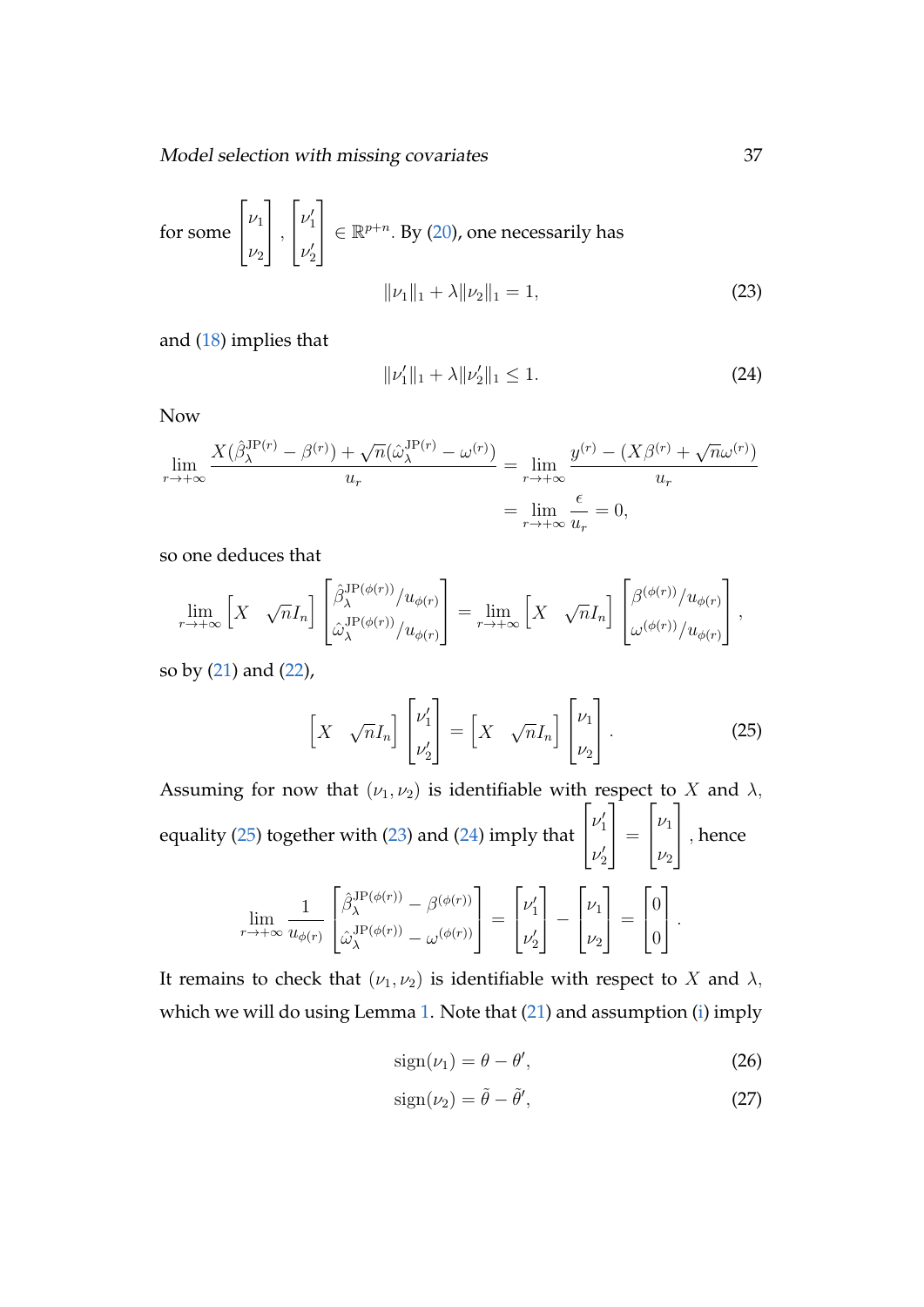for some $\begin{bmatrix} \nu_1 \\ \nu_2 \end{bmatrix}, \begin{bmatrix} \nu_1' \\ \nu_2' \end{bmatrix} \in \mathbb{R}^{p+n}$. By (20), one necessarily has

$$\|\nu_1\|_1 + \lambda \|\nu_2\|_1 = 1, \tag{23}$$

and (18) implies that

$$\|\nu_1'\|_1 + \lambda \|\nu_2'\|_1 \leq 1. \tag{24}$$

Now

$$\begin{aligned} \lim_{r \to +\infty} \frac{X(\hat{\beta}_\lambda^{\mathrm{JP}(r)} - \beta^{(r)}) + \sqrt{n}(\hat{\omega}_\lambda^{\mathrm{JP}(r)} - \omega^{(r)})}{u_r} &= \lim_{r \to +\infty} \frac{y^{(r)} - (X\beta^{(r)} + \sqrt{n}\omega^{(r)})}{u_r} \\ &= \lim_{r \to +\infty} \frac{\epsilon}{u_r} = 0, \end{aligned}$$

so one deduces that

$$\lim_{r \to +\infty} \begin{bmatrix} X & \sqrt{n} I_n \end{bmatrix} \begin{bmatrix} \hat{\beta}_\lambda^{\mathrm{JP}(\phi(r))} / u_{\phi(r)} \\ \hat{\omega}_\lambda^{\mathrm{JP}(\phi(r))} / u_{\phi(r)} \end{bmatrix} = \lim_{r \to +\infty} \begin{bmatrix} X & \sqrt{n} I_n \end{bmatrix} \begin{bmatrix} \beta^{(\phi(r))} / u_{\phi(r)} \\ \omega^{(\phi(r))} / u_{\phi(r)} \end{bmatrix},$$

so by (21) and (22),

$$\begin{bmatrix} X & \sqrt{n} I_n \end{bmatrix} \begin{bmatrix} \nu_1' \\ \nu_2' \end{bmatrix} = \begin{bmatrix} X & \sqrt{n} I_n \end{bmatrix} \begin{bmatrix} \nu_1 \\ \nu_2 \end{bmatrix}. \tag{25}$$

Assuming for now that $(\nu_1, \nu_2)$ is identifiable with respect to $X$ and $\lambda$, equality (25) together with (23) and (24) imply that $\begin{bmatrix} \nu_1' \\ \nu_2' \end{bmatrix} = \begin{bmatrix} \nu_1 \\ \nu_2 \end{bmatrix}$, hence

$$\lim_{r \to +\infty} \frac{1}{u_{\phi(r)}} \begin{bmatrix} \hat{\beta}_\lambda^{\mathrm{JP}(\phi(r))} - \beta^{(\phi(r))} \\ \hat{\omega}_\lambda^{\mathrm{JP}(\phi(r))} - \omega^{(\phi(r))} \end{bmatrix} = \begin{bmatrix} \nu_1' \\ \nu_2' \end{bmatrix} - \begin{bmatrix} \nu_1 \\ \nu_2 \end{bmatrix} = \begin{bmatrix} 0 \\ 0 \end{bmatrix}.$$

It remains to check that $(\nu_1, \nu_2)$ is identifiable with respect to $X$ and $\lambda$, which we will do using Lemma 1. Note that (21) and assumption (i) imply

$$\mathrm{sign}(\nu_1) = \theta - \theta', \tag{26}$$

$$\mathrm{sign}(\nu_2) = \tilde{\theta} - \tilde{\theta}', \tag{27}$$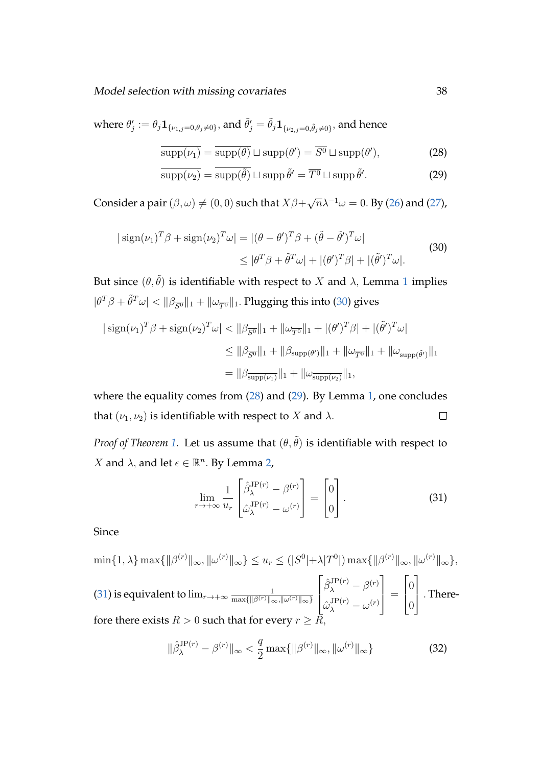where $\theta'_j := \theta_j \mathbf{1}_{\{\nu_{1,j}=0, \theta_j \neq 0\}}$, and $\tilde{\theta}'_j = \tilde{\theta}_j \mathbf{1}_{\{\nu_{2,j}=0, \tilde{\theta}_j \neq 0\}}$, and hence

$$\overline{\operatorname{supp}(\nu_1)} = \overline{\operatorname{supp}(\theta)} \sqcup \operatorname{supp}(\theta') = \overline{S^0} \sqcup \operatorname{supp}(\theta'), \tag{28}$$

$$\overline{\operatorname{supp}(\nu_2)} = \overline{\operatorname{supp}(\tilde{\theta})} \sqcup \operatorname{supp} \tilde{\theta}' = \overline{T^0} \sqcup \operatorname{supp} \tilde{\theta}'. \tag{29}$$

Consider a pair $(\beta, \omega) \neq (0, 0)$ such that $X\beta + \sqrt{n}\lambda^{-1}\omega = 0$. By (26) and (27),

$$\begin{aligned} |\operatorname{sign}(\nu_1)^T \beta + \operatorname{sign}(\nu_2)^T \omega| &= |(\theta - \theta')^T \beta + (\tilde{\theta} - \tilde{\theta}')^T \omega| \\ &\leq |\theta^T \beta + \tilde{\theta}^T \omega| + |(\theta')^T \beta| + |(\tilde{\theta}')^T \omega|. \end{aligned} \tag{30}$$

But since $(\theta, \tilde{\theta})$ is identifiable with respect to $X$ and $\lambda$, Lemma 1 implies $|\theta^T \beta + \tilde{\theta}^T \omega| < \|\beta_{\overline{S^0}}\|_1 + \|\omega_{\overline{T^0}}\|_1$. Plugging this into (30) gives

$$\begin{aligned} |\operatorname{sign}(\nu_1)^T \beta + \operatorname{sign}(\nu_2)^T \omega| &< \|\beta_{\overline{S^0}}\|_1 + \|\omega_{\overline{T^0}}\|_1 + |(\theta')^T \beta| + |(\tilde{\theta}')^T \omega| \\ &\leq \|\beta_{\overline{S^0}}\|_1 + \|\beta_{\operatorname{supp}(\theta')}\|_1 + \|\omega_{\overline{T^0}}\|_1 + \|\omega_{\operatorname{supp}(\tilde{\theta}')}\|_1 \\ &= \|\beta_{\overline{\operatorname{supp}(\nu_1)}}\|_1 + \|\omega_{\overline{\operatorname{supp}(\nu_2)}}\|_1, \end{aligned}$$

where the equality comes from (28) and (29). By Lemma 1, one concludes that $(\nu_1, \nu_2)$ is identifiable with respect to $X$ and $\lambda$. $\square$

*Proof of Theorem 1.* Let us assume that $(\theta, \tilde{\theta})$ is identifiable with respect to $X$ and $\lambda$, and let $\epsilon \in \mathbb{R}^n$. By Lemma 2,

$$\lim_{r \to +\infty} \frac{1}{u_r} \begin{bmatrix} \hat{\beta}_\lambda^{\mathrm{JP}(r)} - \beta^{(r)} \\ \hat{\omega}_\lambda^{\mathrm{JP}(r)} - \omega^{(r)} \end{bmatrix} = \begin{bmatrix} 0 \\ 0 \end{bmatrix}. \tag{31}$$

Since

$$\min\{1, \lambda\} \max\{\|\beta^{(r)}\|_\infty, \|\omega^{(r)}\|_\infty\} \leq u_r \leq (|S^0| + \lambda |T^0|) \max\{\|\beta^{(r)}\|_\infty, \|\omega^{(r)}\|_\infty\},$$

(31) is equivalent to $\lim_{r \to +\infty} \frac{1}{\max\{\|\beta^{(r)}\|_\infty, \|\omega^{(r)}\|_\infty\}} \begin{bmatrix} \hat{\beta}_\lambda^{\mathrm{JP}(r)} - \beta^{(r)} \\ \hat{\omega}_\lambda^{\mathrm{JP}(r)} - \omega^{(r)} \end{bmatrix} = \begin{bmatrix} 0 \\ 0 \end{bmatrix}$. Therefore there exists $R > 0$ such that for every $r \geq R$,

$$\|\hat{\beta}_\lambda^{\mathrm{JP}(r)} - \beta^{(r)}\|_\infty < \frac{q}{2} \max\{\|\beta^{(r)}\|_\infty, \|\omega^{(r)}\|_\infty\} \tag{32}$$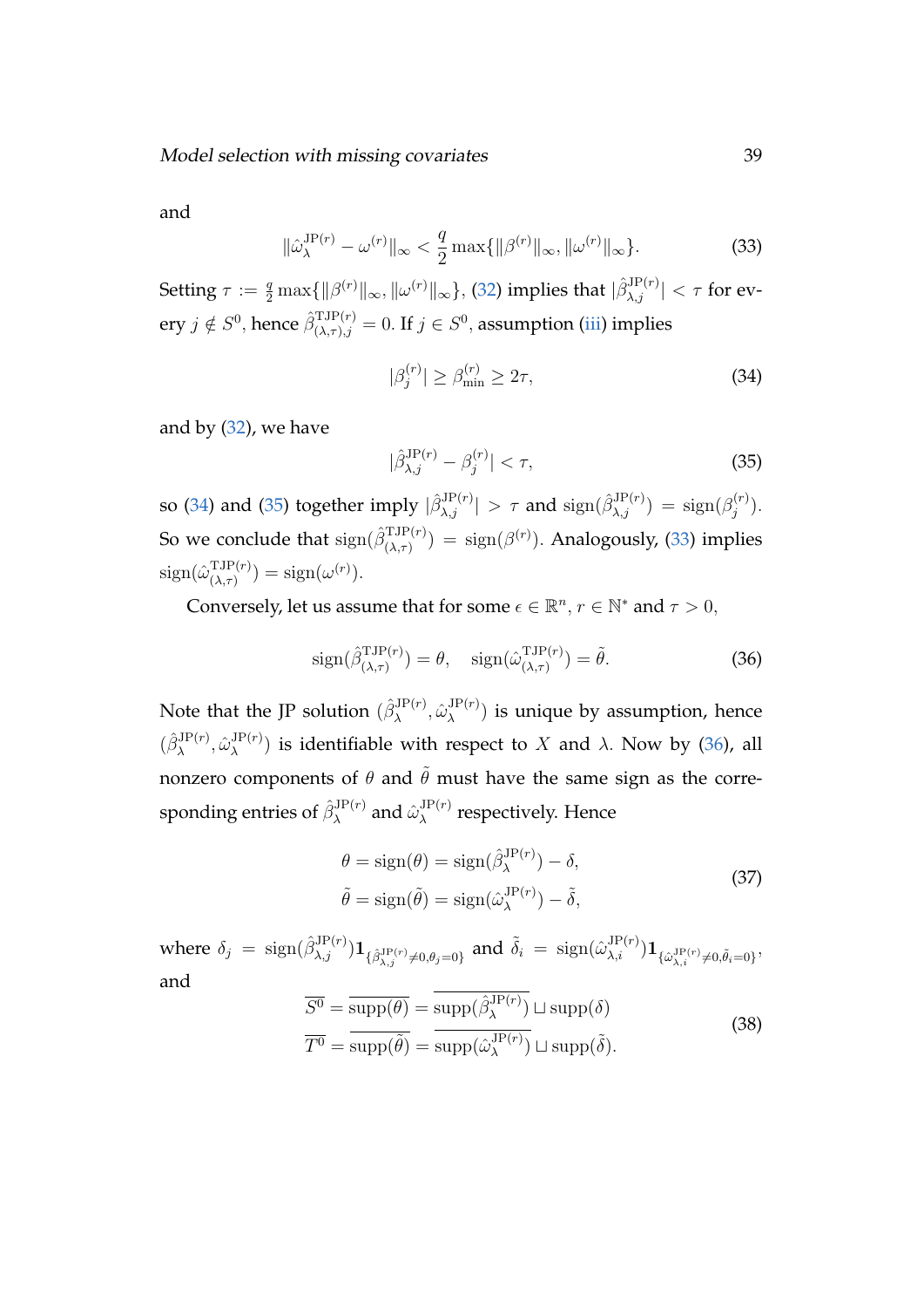and

$$\|\hat{\omega}_{\lambda}^{\mathrm{JP}(r)} - \omega^{(r)}\|_{\infty} < \frac{q}{2} \max\{\|\beta^{(r)}\|_{\infty}, \|\omega^{(r)}\|_{\infty}\}. \tag{33}$$

Setting $\tau := \frac{q}{2} \max\{\|\beta^{(r)}\|_{\infty}, \|\omega^{(r)}\|_{\infty}\}$, (32) implies that $|\hat{\beta}_{\lambda,j}^{\mathrm{JP}(r)}| < \tau$ for every $j \notin S^0$, hence $\hat{\beta}_{(\lambda,\tau),j}^{\mathrm{TJP}(r)} = 0$. If $j \in S^0$, assumption (iii) implies

$$|\beta_j^{(r)}| \geq \beta_{\min}^{(r)} \geq 2\tau, \tag{34}$$

and by (32), we have

$$|\hat{\beta}_{\lambda,j}^{\mathrm{JP}(r)} - \beta_j^{(r)}| < \tau, \tag{35}$$

so (34) and (35) together imply $|\hat{\beta}_{\lambda,j}^{\mathrm{JP}(r)}| > \tau$ and $\mathrm{sign}(\hat{\beta}_{\lambda,j}^{\mathrm{JP}(r)}) = \mathrm{sign}(\beta_j^{(r)})$. So we conclude that $\mathrm{sign}(\hat{\beta}_{(\lambda,\tau)}^{\mathrm{TJP}(r)}) = \mathrm{sign}(\beta^{(r)})$. Analogously, (33) implies $\mathrm{sign}(\hat{\omega}_{(\lambda,\tau)}^{\mathrm{TJP}(r)}) = \mathrm{sign}(\omega^{(r)})$.

Conversely, let us assume that for some $\epsilon \in \mathbb{R}^n$, $r \in \mathbb{N}^*$ and $\tau > 0$,

$$\mathrm{sign}(\hat{\beta}_{(\lambda,\tau)}^{\mathrm{TJP}(r)}) = \theta, \quad \mathrm{sign}(\hat{\omega}_{(\lambda,\tau)}^{\mathrm{TJP}(r)}) = \tilde{\theta}. \tag{36}$$

Note that the JP solution $(\hat{\beta}_{\lambda}^{\mathrm{JP}(r)}, \hat{\omega}_{\lambda}^{\mathrm{JP}(r)})$ is unique by assumption, hence $(\hat{\beta}_{\lambda}^{\mathrm{JP}(r)}, \hat{\omega}_{\lambda}^{\mathrm{JP}(r)})$ is identifiable with respect to $X$ and $\lambda$. Now by (36), all nonzero components of $\theta$ and $\tilde{\theta}$ must have the same sign as the corresponding entries of $\hat{\beta}_{\lambda}^{\mathrm{JP}(r)}$ and $\hat{\omega}_{\lambda}^{\mathrm{JP}(r)}$ respectively. Hence

$$\begin{aligned} \theta &= \mathrm{sign}(\theta) = \mathrm{sign}(\hat{\beta}_{\lambda}^{\mathrm{JP}(r)}) - \delta, \\ \tilde{\theta} &= \mathrm{sign}(\tilde{\theta}) = \mathrm{sign}(\hat{\omega}_{\lambda}^{\mathrm{JP}(r)}) - \tilde{\delta}, \end{aligned} \tag{37}$$

where $\delta_j = \mathrm{sign}(\hat{\beta}_{\lambda,j}^{\mathrm{JP}(r)}) \mathbf{1}_{\{\hat{\beta}_{\lambda,j}^{\mathrm{JP}(r)} \neq 0, \theta_j = 0\}}$ and $\tilde{\delta}_i = \mathrm{sign}(\hat{\omega}_{\lambda,i}^{\mathrm{JP}(r)}) \mathbf{1}_{\{\hat{\omega}_{\lambda,i}^{\mathrm{JP}(r)} \neq 0, \tilde{\theta}_i = 0\}}$, and

$$\begin{aligned} \overline{S^0} &= \overline{\mathrm{supp}(\theta)} = \overline{\mathrm{supp}(\hat{\beta}_{\lambda}^{\mathrm{JP}(r)})} \sqcup \mathrm{supp}(\delta) \\ \overline{T^0} &= \overline{\mathrm{supp}(\tilde{\theta})} = \overline{\mathrm{supp}(\hat{\omega}_{\lambda}^{\mathrm{JP}(r)})} \sqcup \mathrm{supp}(\tilde{\delta}). \end{aligned} \tag{38}$$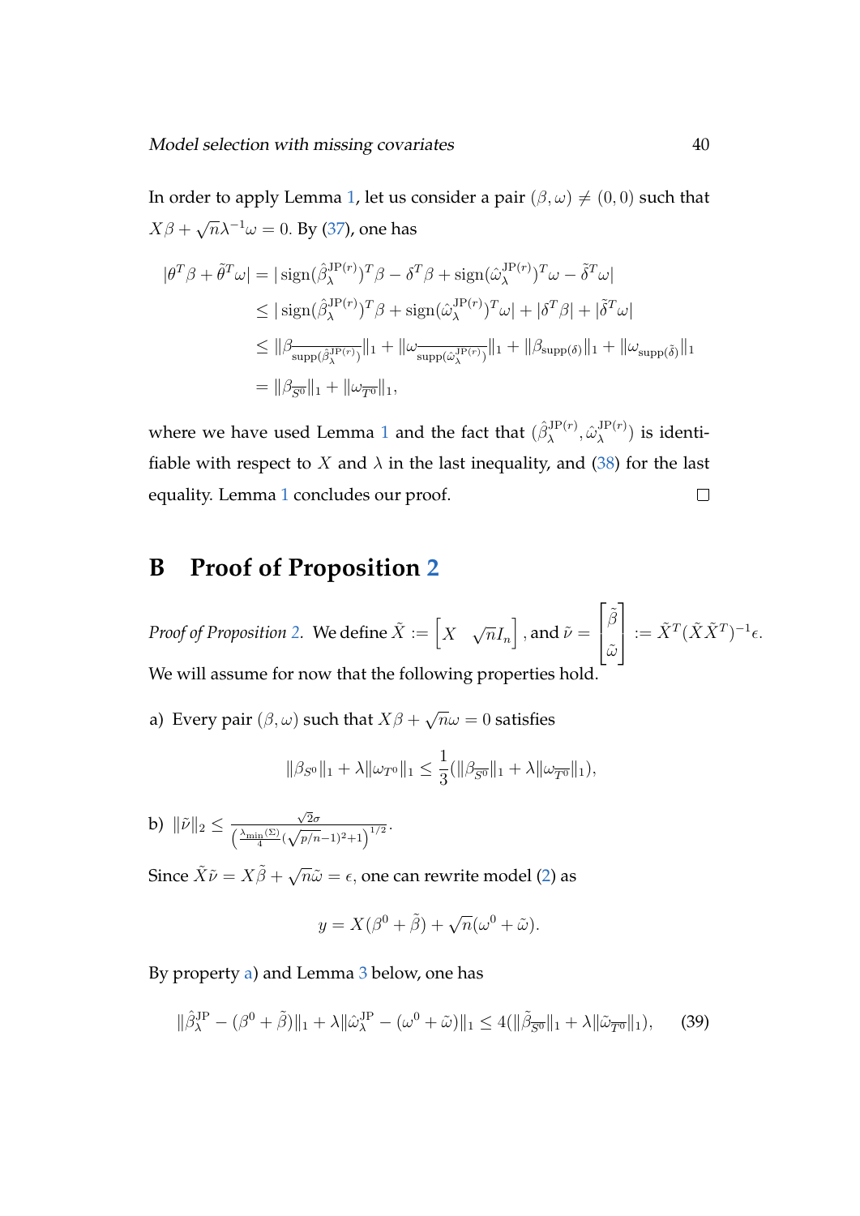In order to apply Lemma 1, let us consider a pair $(\beta, \omega) \neq (0,0)$ such that $X\beta + \sqrt{n}\lambda^{-1}\omega = 0$. By (37), one has

$$
\begin{aligned}
|\theta^T\beta + \tilde{\theta}^T\omega| &= |\operatorname{sign}(\hat{\beta}_\lambda^{\mathrm{JP}(r)})^T\beta - \delta^T\beta + \operatorname{sign}(\hat{\omega}_\lambda^{\mathrm{JP}(r)})^T\omega - \tilde{\delta}^T\omega| \\
&\leq |\operatorname{sign}(\hat{\beta}_\lambda^{\mathrm{JP}(r)})^T\beta + \operatorname{sign}(\hat{\omega}_\lambda^{\mathrm{JP}(r)})^T\omega| + |\delta^T\beta| + |\tilde{\delta}^T\omega| \\
&\leq \|\beta_{\overline{\operatorname{supp}(\hat{\beta}_\lambda^{\mathrm{JP}(r)})}}\|_1 + \|\omega_{\overline{\operatorname{supp}(\hat{\omega}_\lambda^{\mathrm{JP}(r)})}}\|_1 + \|\beta_{\operatorname{supp}(\delta)}\|_1 + \|\omega_{\operatorname{supp}(\tilde{\delta})}\|_1 \\
&= \|\beta_{\overline{S^0}}\|_1 + \|\omega_{\overline{T^0}}\|_1,
\end{aligned}
$$

where we have used Lemma 1 and the fact that $(\hat{\beta}_\lambda^{\mathrm{JP}(r)}, \hat{\omega}_\lambda^{\mathrm{JP}(r)})$ is identifiable with respect to $X$ and $\lambda$ in the last inequality, and (38) for the last equality. Lemma 1 concludes our proof. $\square$

# B Proof of Proposition 2

*Proof of Proposition 2.* We define $\tilde{X} := \begin{bmatrix} X & \sqrt{n}I_n \end{bmatrix}$, and $\tilde{\nu} = \begin{bmatrix} \tilde{\beta} \\ \tilde{\omega} \end{bmatrix} := \tilde{X}^T(\tilde{X}\tilde{X}^T)^{-1}\epsilon$.

We will assume for now that the following properties hold.

a) Every pair $(\beta, \omega)$ such that $X\beta + \sqrt{n}\omega = 0$ satisfies

$$
\|\beta_{S^0}\|_1 + \lambda\|\omega_{T^0}\|_1 \leq \frac{1}{3}(\|\beta_{\overline{S^0}}\|_1 + \lambda\|\omega_{\overline{T^0}}\|_1),
$$

b) $\|\tilde{\nu}\|_2 \leq \frac{\sqrt{2}\sigma}{\left(\frac{\lambda_{\min}(\Sigma)}{4}(\sqrt{p/n}-1)^2+1\right)^{1/2}}$.

Since $\tilde{X}\tilde{\nu} = X\tilde{\beta} + \sqrt{n}\tilde{\omega} = \epsilon$, one can rewrite model (2) as

$$
y = X(\beta^0 + \tilde{\beta}) + \sqrt{n}(\omega^0 + \tilde{\omega}).
$$

By property a) and Lemma 3 below, one has

$$
\|\hat{\beta}_\lambda^{\mathrm{JP}} - (\beta^0 + \tilde{\beta})\|_1 + \lambda\|\hat{\omega}_\lambda^{\mathrm{JP}} - (\omega^0 + \tilde{\omega})\|_1 \leq 4(\|\tilde{\beta}_{\overline{S^0}}\|_1 + \lambda\|\tilde{\omega}_{\overline{T^0}}\|_1), \tag{39}
$$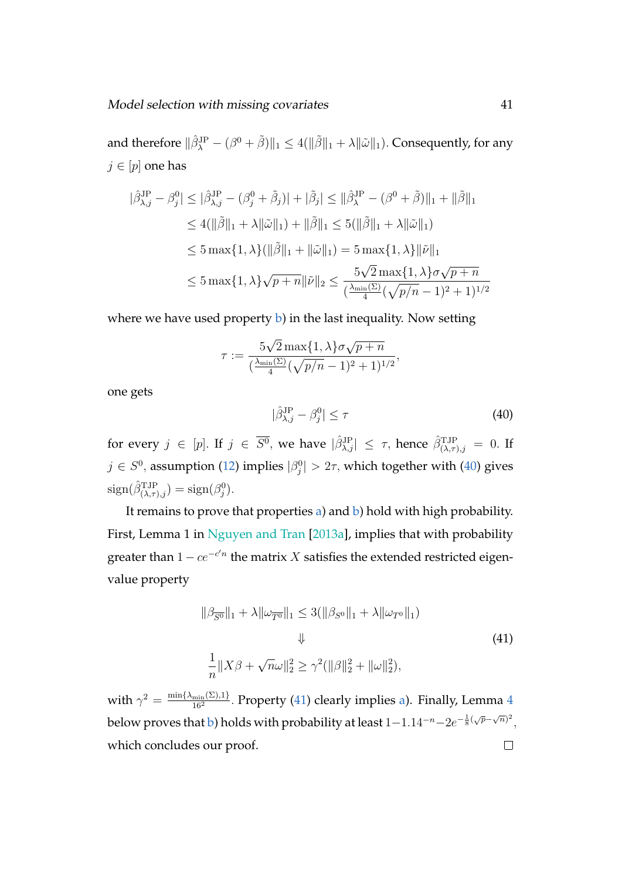and therefore $\|\hat{\beta}^{\mathrm{JP}}_{\lambda} - (\beta^0 + \tilde{\beta})\|_1 \leq 4(\|\tilde{\beta}\|_1 + \lambda\|\tilde{\omega}\|_1)$. Consequently, for any $j \in [p]$ one has

$$
\begin{aligned}
|\hat{\beta}^{\mathrm{JP}}_{\lambda,j} - \beta^0_j| &\leq |\hat{\beta}^{\mathrm{JP}}_{\lambda,j} - (\beta^0_j + \tilde{\beta}_j)| + |\tilde{\beta}_j| \leq \|\hat{\beta}^{\mathrm{JP}}_{\lambda} - (\beta^0 + \tilde{\beta})\|_1 + \|\tilde{\beta}\|_1 \\
&\leq 4(\|\tilde{\beta}\|_1 + \lambda\|\tilde{\omega}\|_1) + \|\tilde{\beta}\|_1 \leq 5(\|\tilde{\beta}\|_1 + \lambda\|\tilde{\omega}\|_1) \\
&\leq 5\max\{1,\lambda\}(\|\tilde{\beta}\|_1 + \|\tilde{\omega}\|_1) = 5\max\{1,\lambda\}\|\tilde{\nu}\|_1 \\
&\leq 5\max\{1,\lambda\}\sqrt{p+n}\|\tilde{\nu}\|_2 \leq \frac{5\sqrt{2}\max\{1,\lambda\}\sigma\sqrt{p+n}}{(\frac{\lambda_{\min}(\Sigma)}{4}(\sqrt{p/n}-1)^2+1)^{1/2}}
\end{aligned}
$$

where we have used property b) in the last inequality. Now setting

$$
\tau := \frac{5\sqrt{2}\max\{1,\lambda\}\sigma\sqrt{p+n}}{(\frac{\lambda_{\min}(\Sigma)}{4}(\sqrt{p/n}-1)^2+1)^{1/2}},
$$

one gets

$$
|\hat{\beta}^{\mathrm{JP}}_{\lambda,j} - \beta^0_j| \leq \tau \tag{40}
$$

for every $j \in [p]$. If $j \in \overline{S^0}$, we have $|\hat{\beta}^{\mathrm{JP}}_{\lambda,j}| \leq \tau$, hence $\hat{\beta}^{\mathrm{TJP}}_{(\lambda,\tau),j} = 0$. If $j \in S^0$, assumption (12) implies $|\beta^0_j| > 2\tau$, which together with (40) gives $\mathrm{sign}(\hat{\beta}^{\mathrm{TJP}}_{(\lambda,\tau),j}) = \mathrm{sign}(\beta^0_j)$.

It remains to prove that properties a) and b) hold with high probability. First, Lemma 1 in Nguyen and Tran [2013a], implies that with probability greater than $1 - ce^{-c'n}$ the matrix $X$ satisfies the extended restricted eigenvalue property

$$
\begin{gathered}
\|\beta_{\overline{S^0}}\|_1 + \lambda\|\omega_{\overline{T^0}}\|_1 \leq 3(\|\beta_{S^0}\|_1 + \lambda\|\omega_{T^0}\|_1) \\
\Downarrow \\
\frac{1}{n}\|X\beta + \sqrt{n}\omega\|_2^2 \geq \gamma^2(\|\beta\|_2^2 + \|\omega\|_2^2),
\end{gathered} \tag{41}
$$

with $\gamma^2 = \frac{\min\{\lambda_{\min}(\Sigma),1\}}{16^2}$. Property (41) clearly implies a). Finally, Lemma 4 below proves that b) holds with probability at least $1 - 1.14^{-n} - 2e^{-\frac{1}{8}(\sqrt{p}-\sqrt{n})^2}$, which concludes our proof. $\square$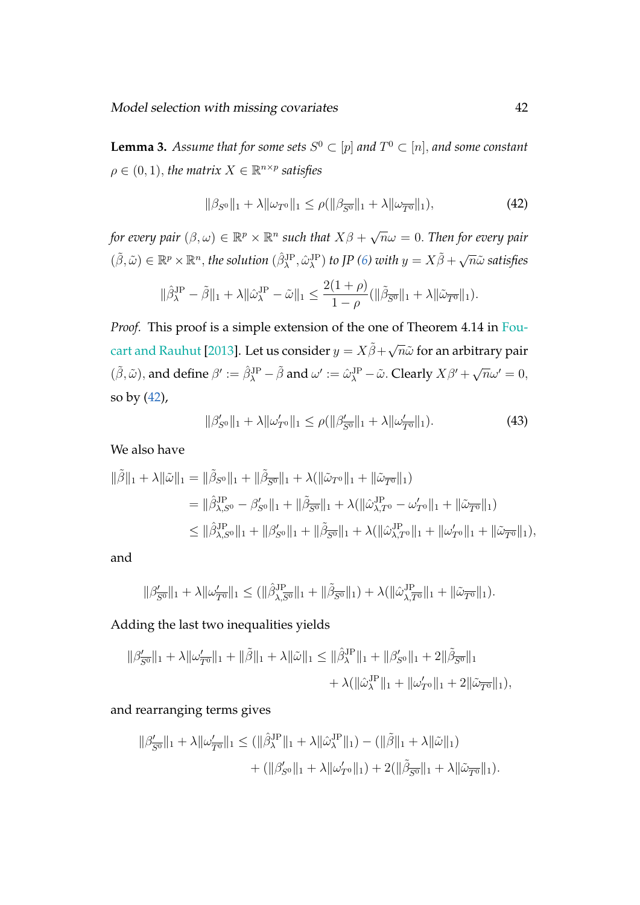**Lemma 3.** *Assume that for some sets $S^0 \subset [p]$ and $T^0 \subset [n]$, and some constant $\rho \in (0,1)$, the matrix $X \in \mathbb{R}^{n \times p}$ satisfies*

$$\|\beta_{S^0}\|_1 + \lambda \|\omega_{T^0}\|_1 \leq \rho(\|\beta_{\overline{S^0}}\|_1 + \lambda \|\omega_{\overline{T^0}}\|_1), \tag{42}$$

*for every pair $(\beta, \omega) \in \mathbb{R}^p \times \mathbb{R}^n$ such that $X\beta + \sqrt{n}\omega = 0$. Then for every pair $(\tilde{\beta}, \tilde{\omega}) \in \mathbb{R}^p \times \mathbb{R}^n$, the solution $(\hat{\beta}_\lambda^{\mathrm{JP}}, \hat{\omega}_\lambda^{\mathrm{JP}})$ to JP (6) with $y = X\tilde{\beta} + \sqrt{n}\tilde{\omega}$ satisfies*

$$\|\hat{\beta}_\lambda^{\mathrm{JP}} - \tilde{\beta}\|_1 + \lambda \|\hat{\omega}_\lambda^{\mathrm{JP}} - \tilde{\omega}\|_1 \leq \frac{2(1+\rho)}{1-\rho}(\|\tilde{\beta}_{\overline{S^0}}\|_1 + \lambda \|\tilde{\omega}_{\overline{T^0}}\|_1).$$

*Proof.* This proof is a simple extension of the one of Theorem 4.14 in Foucart and Rauhut [2013]. Let us consider $y = X\tilde{\beta} + \sqrt{n}\tilde{\omega}$ for an arbitrary pair $(\tilde{\beta}, \tilde{\omega})$, and define $\beta' := \hat{\beta}_\lambda^{\mathrm{JP}} - \tilde{\beta}$ and $\omega' := \hat{\omega}_\lambda^{\mathrm{JP}} - \tilde{\omega}$. Clearly $X\beta' + \sqrt{n}\omega' = 0$, so by (42),

$$\|\beta'_{S^0}\|_1 + \lambda \|\omega'_{T^0}\|_1 \leq \rho(\|\beta'_{\overline{S^0}}\|_1 + \lambda \|\omega'_{\overline{T^0}}\|_1). \tag{43}$$

We also have

$$\begin{aligned}
\|\tilde{\beta}\|_1 + \lambda\|\tilde{\omega}\|_1 &= \|\tilde{\beta}_{S^0}\|_1 + \|\tilde{\beta}_{\overline{S^0}}\|_1 + \lambda(\|\tilde{\omega}_{T^0}\|_1 + \|\tilde{\omega}_{\overline{T^0}}\|_1) \\
&= \|\hat{\beta}_{\lambda,S^0}^{\mathrm{JP}} - \beta'_{S^0}\|_1 + \|\tilde{\beta}_{\overline{S^0}}\|_1 + \lambda(\|\hat{\omega}_{\lambda,T^0}^{\mathrm{JP}} - \omega'_{T^0}\|_1 + \|\tilde{\omega}_{\overline{T^0}}\|_1) \\
&\leq \|\hat{\beta}_{\lambda,S^0}^{\mathrm{JP}}\|_1 + \|\beta'_{S^0}\|_1 + \|\tilde{\beta}_{\overline{S^0}}\|_1 + \lambda(\|\hat{\omega}_{\lambda,T^0}^{\mathrm{JP}}\|_1 + \|\omega'_{T^0}\|_1 + \|\tilde{\omega}_{\overline{T^0}}\|_1),
\end{aligned}$$

and

$$\|\beta'_{\overline{S^0}}\|_1 + \lambda\|\omega'_{\overline{T^0}}\|_1 \leq (\|\hat{\beta}_{\lambda,\overline{S^0}}^{\mathrm{JP}}\|_1 + \|\tilde{\beta}_{\overline{S^0}}\|_1) + \lambda(\|\hat{\omega}_{\lambda,\overline{T^0}}^{\mathrm{JP}}\|_1 + \|\tilde{\omega}_{\overline{T^0}}\|_1).$$

Adding the last two inequalities yields

$$\begin{aligned}
\|\beta'_{\overline{S^0}}\|_1 + \lambda\|\omega'_{\overline{T^0}}\|_1 + \|\tilde{\beta}\|_1 + \lambda\|\tilde{\omega}\|_1 \leq \|\hat{\beta}_\lambda^{\mathrm{JP}}\|_1 + \|\beta'_{S^0}\|_1 + 2\|\tilde{\beta}_{\overline{S^0}}\|_1 \\
+ \lambda(\|\hat{\omega}_\lambda^{\mathrm{JP}}\|_1 + \|\omega'_{T^0}\|_1 + 2\|\tilde{\omega}_{\overline{T^0}}\|_1),
\end{aligned}$$

and rearranging terms gives

$$\begin{aligned}
\|\beta'_{\overline{S^0}}\|_1 + \lambda\|\omega'_{\overline{T^0}}\|_1 \leq (\|\hat{\beta}_\lambda^{\mathrm{JP}}\|_1 + \lambda\|\hat{\omega}_\lambda^{\mathrm{JP}}\|_1) - (\|\tilde{\beta}\|_1 + \lambda\|\tilde{\omega}\|_1) \\
+ (\|\beta'_{S^0}\|_1 + \lambda\|\omega'_{T^0}\|_1) + 2(\|\tilde{\beta}_{\overline{S^0}}\|_1 + \lambda\|\tilde{\omega}_{\overline{T^0}}\|_1).
\end{aligned}$$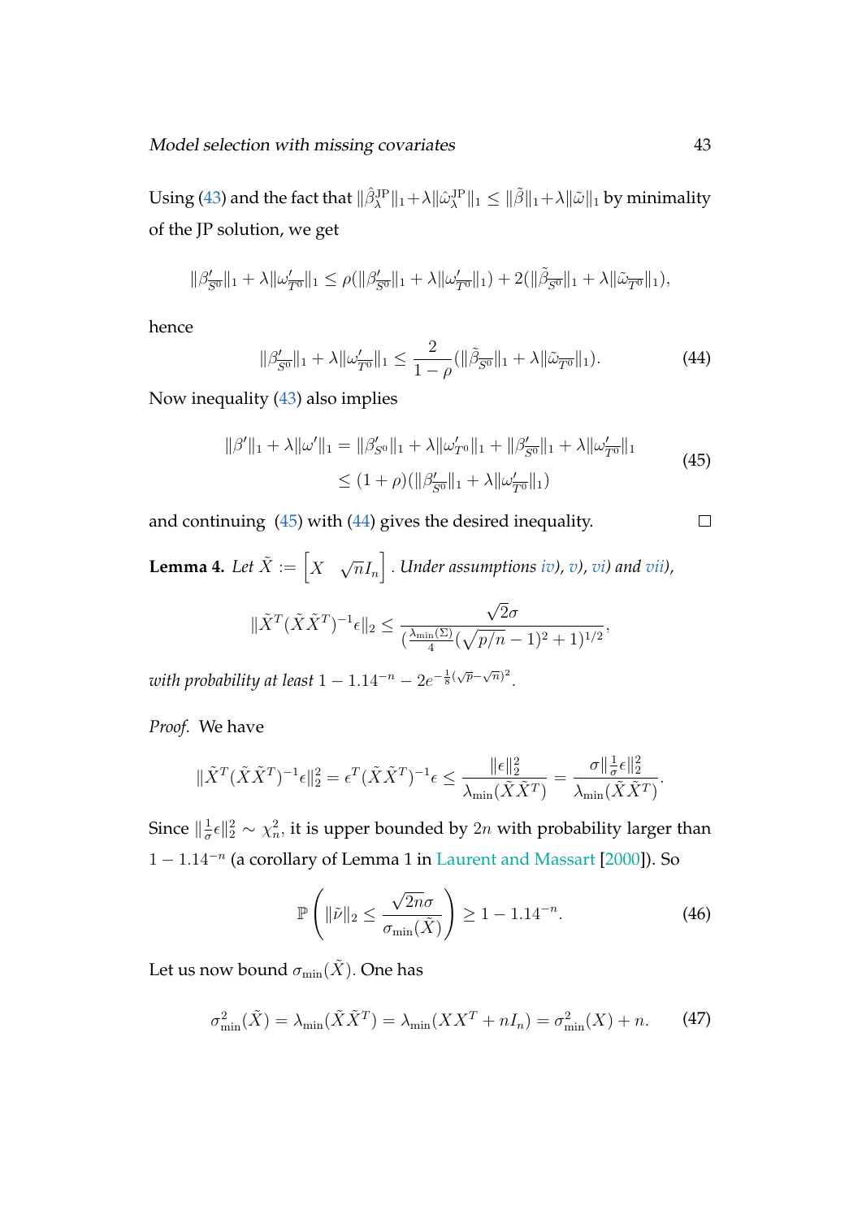Using (43) and the fact that $\|\hat{\beta}_\lambda^{\mathrm{JP}}\|_1 + \lambda\|\hat{\omega}_\lambda^{\mathrm{JP}}\|_1 \leq \|\tilde{\beta}\|_1 + \lambda\|\tilde{\omega}\|_1$ by minimality of the JP solution, we get

$$\|\beta'_{\overline{S^0}}\|_1 + \lambda\|\omega'_{\overline{T^0}}\|_1 \leq \rho(\|\beta'_{\overline{S^0}}\|_1 + \lambda\|\omega'_{\overline{T^0}}\|_1) + 2(\|\tilde{\beta}_{\overline{S^0}}\|_1 + \lambda\|\tilde{\omega}_{\overline{T^0}}\|_1),$$

hence

$$\|\beta'_{\overline{S^0}}\|_1 + \lambda\|\omega'_{\overline{T^0}}\|_1 \leq \frac{2}{1-\rho}(\|\tilde{\beta}_{\overline{S^0}}\|_1 + \lambda\|\tilde{\omega}_{\overline{T^0}}\|_1). \tag{44}$$

Now inequality (43) also implies

$$\begin{aligned} \|\beta'\|_1 + \lambda\|\omega'\|_1 &= \|\beta'_{S^0}\|_1 + \lambda\|\omega'_{T^0}\|_1 + \|\beta'_{\overline{S^0}}\|_1 + \lambda\|\omega'_{\overline{T^0}}\|_1 \\ &\leq (1+\rho)(\|\beta'_{\overline{S^0}}\|_1 + \lambda\|\omega'_{\overline{T^0}}\|_1) \end{aligned} \tag{45}$$

and continuing (45) with (44) gives the desired inequality. □

**Lemma 4.** *Let $\tilde{X} := \begin{bmatrix} X & \sqrt{n}I_n \end{bmatrix}$. Under assumptions iv), v), vi) and vii),*

$$\|\tilde{X}^T(\tilde{X}\tilde{X}^T)^{-1}\epsilon\|_2 \leq \frac{\sqrt{2}\sigma}{(\frac{\lambda_{\min}(\Sigma)}{4}(\sqrt{p/n}-1)^2+1)^{1/2}},$$

*with probability at least $1 - 1.14^{-n} - 2e^{-\frac{1}{8}(\sqrt{p}-\sqrt{n})^2}$.*

*Proof.* We have

$$\|\tilde{X}^T(\tilde{X}\tilde{X}^T)^{-1}\epsilon\|_2^2 = \epsilon^T(\tilde{X}\tilde{X}^T)^{-1}\epsilon \leq \frac{\|\epsilon\|_2^2}{\lambda_{\min}(\tilde{X}\tilde{X}^T)} = \frac{\sigma\|\frac{1}{\sigma}\epsilon\|_2^2}{\lambda_{\min}(\tilde{X}\tilde{X}^T)}.$$

Since $\|\frac{1}{\sigma}\epsilon\|_2^2 \sim \chi_n^2$, it is upper bounded by $2n$ with probability larger than $1 - 1.14^{-n}$ (a corollary of Lemma 1 in Laurent and Massart [2000]). So

$$\mathbb{P}\left(\|\tilde{\nu}\|_2 \leq \frac{\sqrt{2n}\sigma}{\sigma_{\min}(\tilde{X})}\right) \geq 1 - 1.14^{-n}. \tag{46}$$

Let us now bound $\sigma_{\min}(\tilde{X})$. One has

$$\sigma_{\min}^2(\tilde{X}) = \lambda_{\min}(\tilde{X}\tilde{X}^T) = \lambda_{\min}(XX^T + nI_n) = \sigma_{\min}^2(X) + n. \tag{47}$$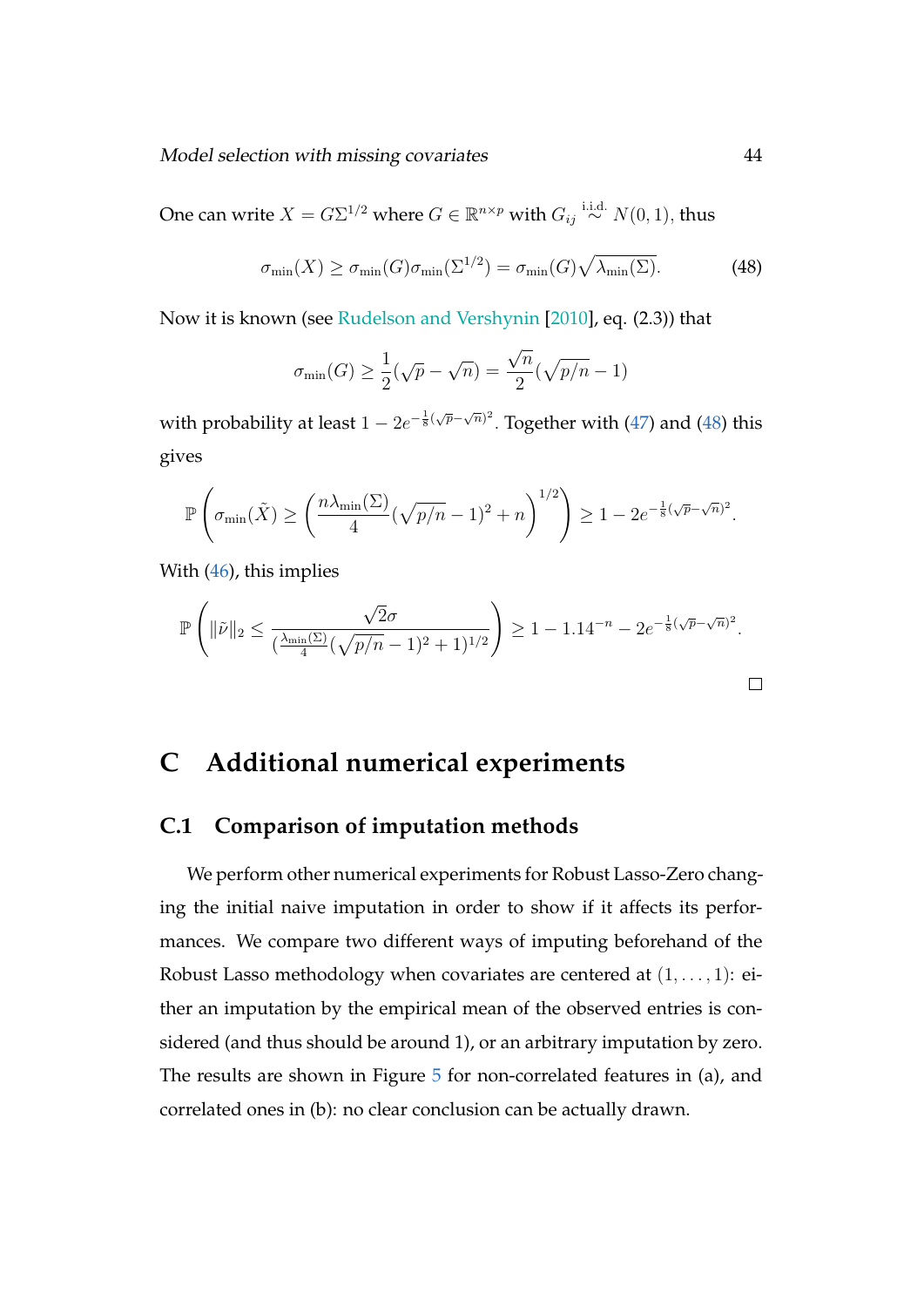One can write $X = G\Sigma^{1/2}$ where $G \in \mathbb{R}^{n \times p}$ with $G_{ij} \overset{\text{i.i.d.}}{\sim} N(0,1)$, thus

$$\sigma_{\min}(X) \geq \sigma_{\min}(G)\sigma_{\min}(\Sigma^{1/2}) = \sigma_{\min}(G)\sqrt{\lambda_{\min}(\Sigma)}. \tag{48}$$

Now it is known (see Rudelson and Vershynin [2010], eq. (2.3)) that

$$\sigma_{\min}(G) \geq \frac{1}{2}(\sqrt{p} - \sqrt{n}) = \frac{\sqrt{n}}{2}(\sqrt{p/n} - 1)$$

with probability at least $1 - 2e^{-\frac{1}{8}(\sqrt{p}-\sqrt{n})^2}$. Together with (47) and (48) this gives

$$\mathbb{P}\left(\sigma_{\min}(\tilde{X}) \geq \left(\frac{n\lambda_{\min}(\Sigma)}{4}(\sqrt{p/n} - 1)^2 + n\right)^{1/2}\right) \geq 1 - 2e^{-\frac{1}{8}(\sqrt{p}-\sqrt{n})^2}.$$

With (46), this implies

$$\mathbb{P}\left(\|\tilde{\nu}\|_2 \leq \frac{\sqrt{2}\sigma}{(\frac{\lambda_{\min}(\Sigma)}{4}(\sqrt{p/n} - 1)^2 + 1)^{1/2}}\right) \geq 1 - 1.14^{-n} - 2e^{-\frac{1}{8}(\sqrt{p}-\sqrt{n})^2}.$$

□

# C Additional numerical experiments

## C.1 Comparison of imputation methods

We perform other numerical experiments for Robust Lasso-Zero changing the initial naive imputation in order to show if it affects its performances. We compare two different ways of imputing beforehand of the Robust Lasso methodology when covariates are centered at $(1, \ldots, 1)$: either an imputation by the empirical mean of the observed entries is considered (and thus should be around 1), or an arbitrary imputation by zero. The results are shown in Figure 5 for non-correlated features in (a), and correlated ones in (b): no clear conclusion can be actually drawn.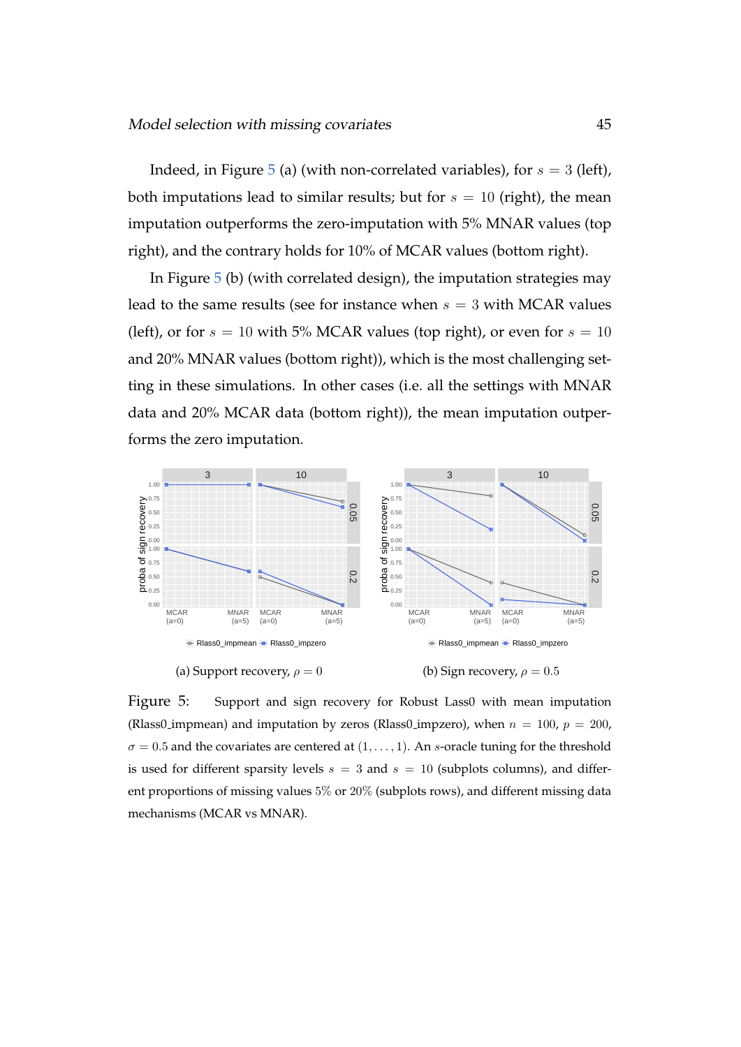Indeed, in Figure 5 (a) (with non-correlated variables), for $s = 3$ (left), both imputations lead to similar results; but for $s = 10$ (right), the mean imputation outperforms the zero-imputation with 5% MNAR values (top right), and the contrary holds for 10% of MCAR values (bottom right).

In Figure 5 (b) (with correlated design), the imputation strategies may lead to the same results (see for instance when $s = 3$ with MCAR values (left), or for $s = 10$ with 5% MCAR values (top right), or even for $s = 10$ and 20% MNAR values (bottom right)), which is the most challenging setting in these simulations. In other cases (i.e. all the settings with MNAR data and 20% MCAR data (bottom right)), the mean imputation outperforms the zero imputation.

(a) Support recovery, $\rho = 0$

(b) Sign recovery, $\rho = 0.5$

Figure 5: Support and sign recovery for Robust Lasso0 with mean imputation (Rlass0_impmean) and imputation by zeros (Rlass0_impzero), when $n = 100$, $p = 200$, $\sigma = 0.5$ and the covariates are centered at $(1, \ldots, 1)$. An $s$-oracle tuning for the threshold is used for different sparsity levels $s = 3$ and $s = 10$ (subplots columns), and different proportions of missing values 5% or 20% (subplots rows), and different missing data mechanisms (MCAR vs MNAR).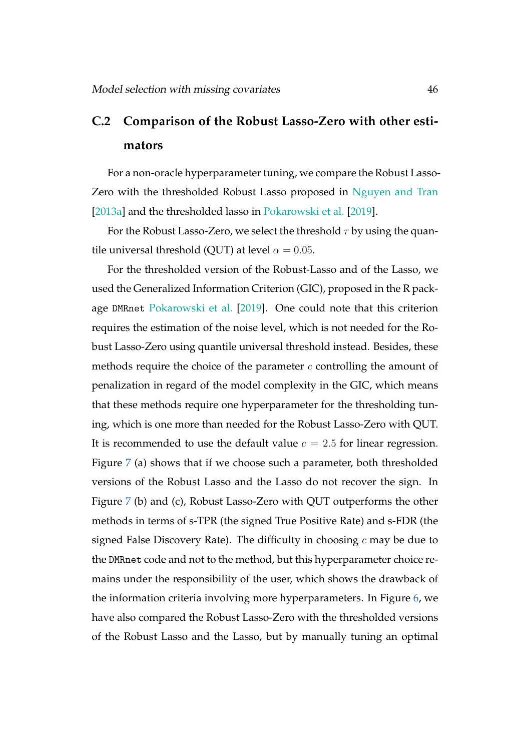## C.2 Comparison of the Robust Lasso-Zero with other estimators

For a non-oracle hyperparameter tuning, we compare the Robust Lasso-Zero with the thresholded Robust Lasso proposed in Nguyen and Tran [2013a] and the thresholded lasso in Pokarowski et al. [2019].

For the Robust Lasso-Zero, we select the threshold $\tau$ by using the quantile universal threshold (QUT) at level $\alpha = 0.05$.

For the thresholded version of the Robust-Lasso and of the Lasso, we used the Generalized Information Criterion (GIC), proposed in the R package `DMRnet` Pokarowski et al. [2019]. One could note that this criterion requires the estimation of the noise level, which is not needed for the Robust Lasso-Zero using quantile universal threshold instead. Besides, these methods require the choice of the parameter $c$ controlling the amount of penalization in regard of the model complexity in the GIC, which means that these methods require one hyperparameter for the thresholding tuning, which is one more than needed for the Robust Lasso-Zero with QUT. It is recommended to use the default value $c = 2.5$ for linear regression. Figure 7 (a) shows that if we choose such a parameter, both thresholded versions of the Robust Lasso and the Lasso do not recover the sign. In Figure 7 (b) and (c), Robust Lasso-Zero with QUT outperforms the other methods in terms of s-TPR (the signed True Positive Rate) and s-FDR (the signed False Discovery Rate). The difficulty in choosing $c$ may be due to the `DMRnet` code and not to the method, but this hyperparameter choice remains under the responsibility of the user, which shows the drawback of the information criteria involving more hyperparameters. In Figure 6, we have also compared the Robust Lasso-Zero with the thresholded versions of the Robust Lasso and the Lasso, but by manually tuning an optimal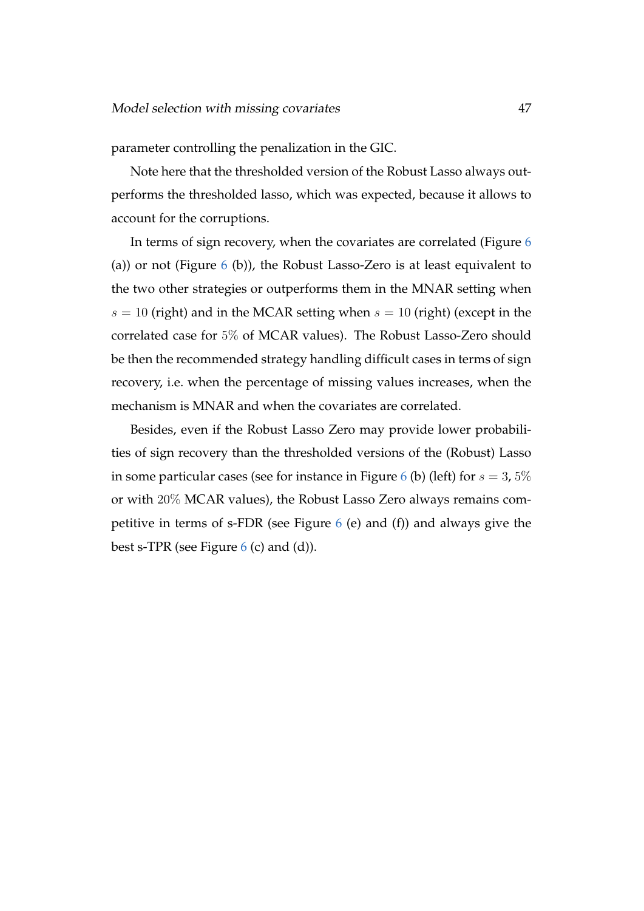parameter controlling the penalization in the GIC.

Note here that the thresholded version of the Robust Lasso always outperforms the thresholded lasso, which was expected, because it allows to account for the corruptions.

In terms of sign recovery, when the covariates are correlated (Figure 6 (a)) or not (Figure 6 (b)), the Robust Lasso-Zero is at least equivalent to the two other strategies or outperforms them in the MNAR setting when $s = 10$ (right) and in the MCAR setting when $s = 10$ (right) (except in the correlated case for $5\%$ of MCAR values). The Robust Lasso-Zero should be then the recommended strategy handling difficult cases in terms of sign recovery, i.e. when the percentage of missing values increases, when the mechanism is MNAR and when the covariates are correlated.

Besides, even if the Robust Lasso Zero may provide lower probabilities of sign recovery than the thresholded versions of the (Robust) Lasso in some particular cases (see for instance in Figure 6 (b) (left) for $s = 3$, $5\%$ or with $20\%$ MCAR values), the Robust Lasso Zero always remains competitive in terms of s-FDR (see Figure 6 (e) and (f)) and always give the best s-TPR (see Figure 6 (c) and (d)).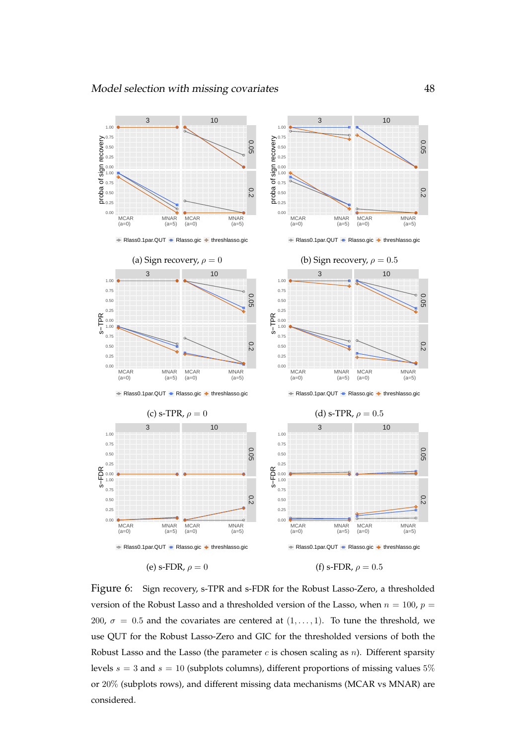(a) Sign recovery, $\rho = 0$

(b) Sign recovery, $\rho = 0.5$

(c) s-TPR, $\rho = 0$

(d) s-TPR, $\rho = 0.5$

(e) s-FDR, $\rho = 0$

(f) s-FDR, $\rho = 0.5$

Figure 6: Sign recovery, s-TPR and s-FDR for the Robust Lasso-Zero, a thresholded version of the Robust Lasso and a thresholded version of the Lasso, when $n = 100$, $p = 200$, $\sigma = 0.5$ and the covariates are centered at $(1, \ldots, 1)$. To tune the threshold, we use QUT for the Robust Lasso-Zero and GIC for the thresholded versions of both the Robust Lasso and the Lasso (the parameter $c$ is chosen scaling as $n$). Different sparsity levels $s = 3$ and $s = 10$ (subplots columns), different proportions of missing values 5% or 20% (subplots rows), and different missing data mechanisms (MCAR vs MNAR) are considered.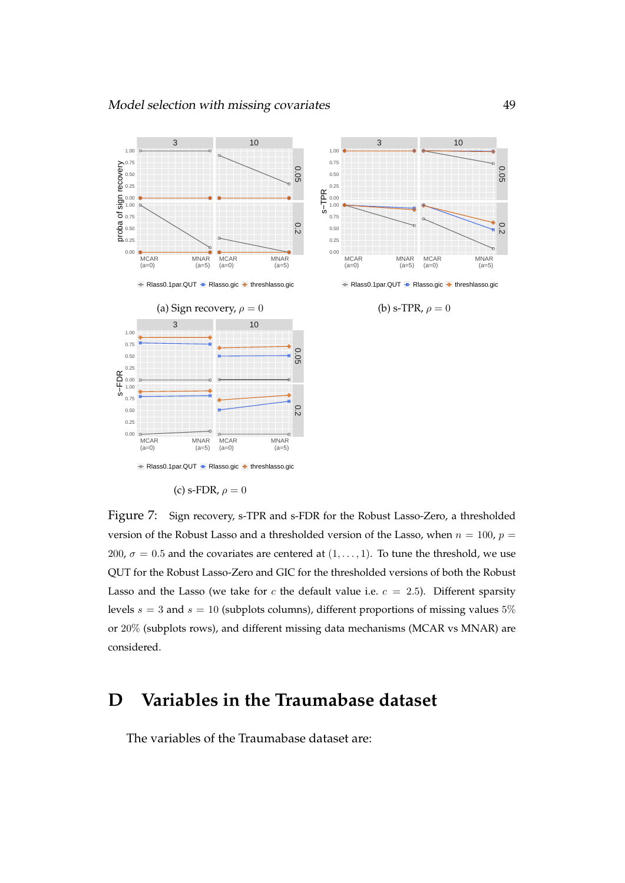(a) Sign recovery, $\rho = 0$

(b) s-TPR, $\rho = 0$

(c) s-FDR, $\rho = 0$

Figure 7: Sign recovery, s-TPR and s-FDR for the Robust Lasso-Zero, a thresholded version of the Robust Lasso and a thresholded version of the Lasso, when $n = 100$, $p = 200$, $\sigma = 0.5$ and the covariates are centered at $(1, \ldots, 1)$. To tune the threshold, we use QUT for the Robust Lasso-Zero and GIC for the thresholded versions of both the Robust Lasso and the Lasso (we take for $c$ the default value i.e. $c = 2.5$). Different sparsity levels $s = 3$ and $s = 10$ (subplots columns), different proportions of missing values $5\%$ or $20\%$ (subplots rows), and different missing data mechanisms (MCAR vs MNAR) are considered.

# D Variables in the Traumabase dataset

The variables of the Traumabase dataset are: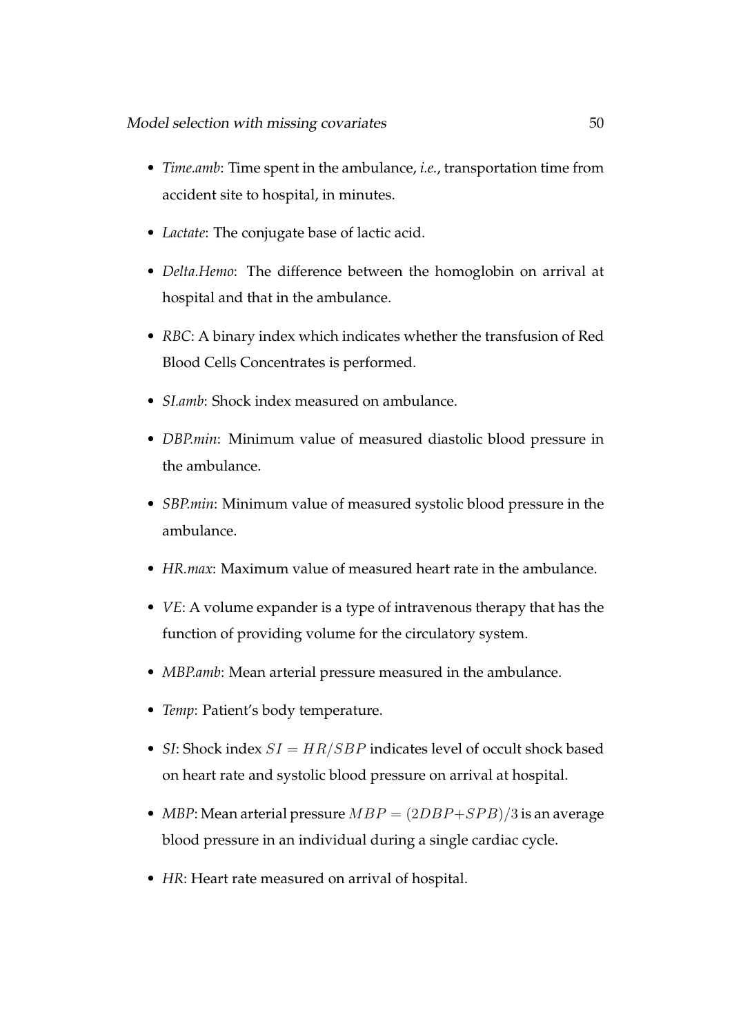- *Time.amb*: Time spent in the ambulance, *i.e.*, transportation time from accident site to hospital, in minutes.
- *Lactate*: The conjugate base of lactic acid.
- *Delta.Hemo*: The difference between the homoglobin on arrival at hospital and that in the ambulance.
- *RBC*: A binary index which indicates whether the transfusion of Red Blood Cells Concentrates is performed.
- *SI.amb*: Shock index measured on ambulance.
- *DBP.min*: Minimum value of measured diastolic blood pressure in the ambulance.
- *SBP.min*: Minimum value of measured systolic blood pressure in the ambulance.
- *HR.max*: Maximum value of measured heart rate in the ambulance.
- *VE*: A volume expander is a type of intravenous therapy that has the function of providing volume for the circulatory system.
- *MBP.amb*: Mean arterial pressure measured in the ambulance.
- *Temp*: Patient's body temperature.
- *SI*: Shock index $SI = HR/SBP$ indicates level of occult shock based on heart rate and systolic blood pressure on arrival at hospital.
- *MBP*: Mean arterial pressure $MBP = (2DBP+SPB)/3$ is an average blood pressure in an individual during a single cardiac cycle.
- *HR*: Heart rate measured on arrival of hospital.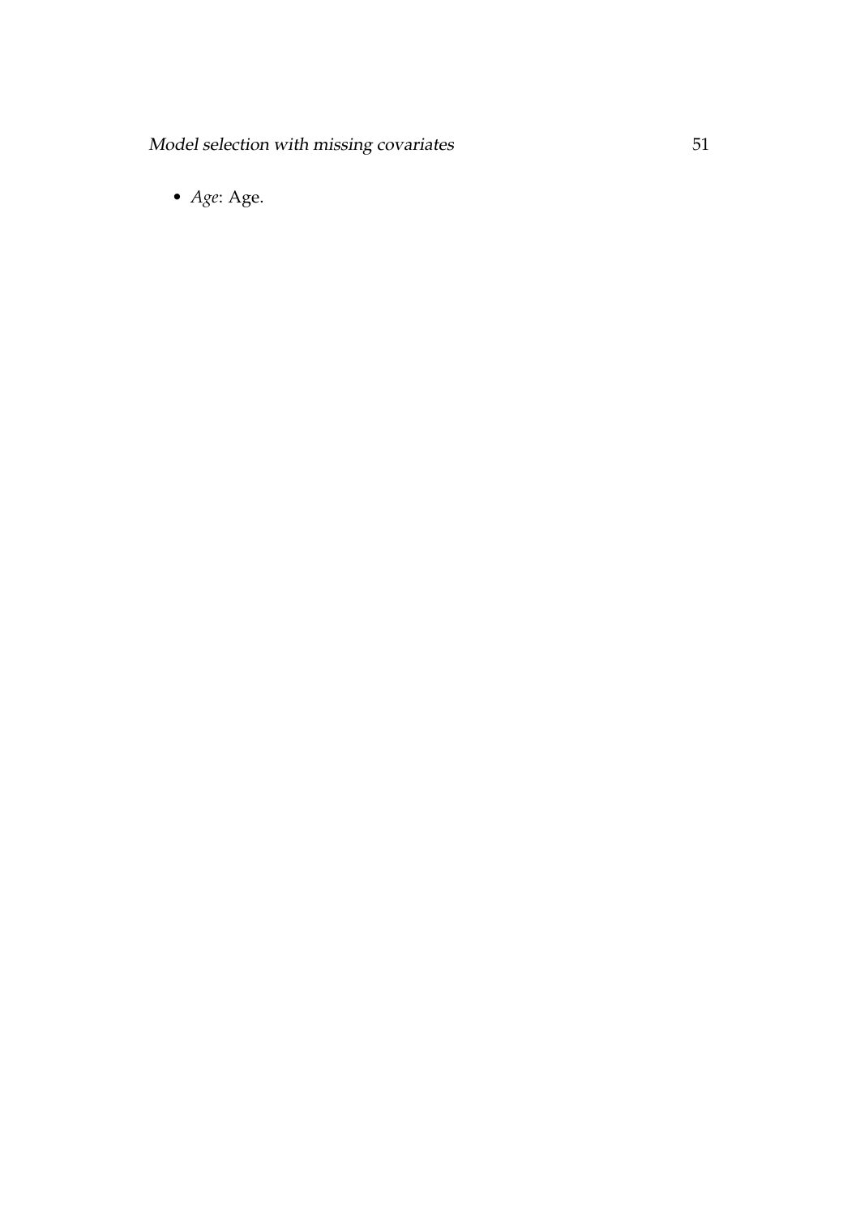- *Age*: Age.